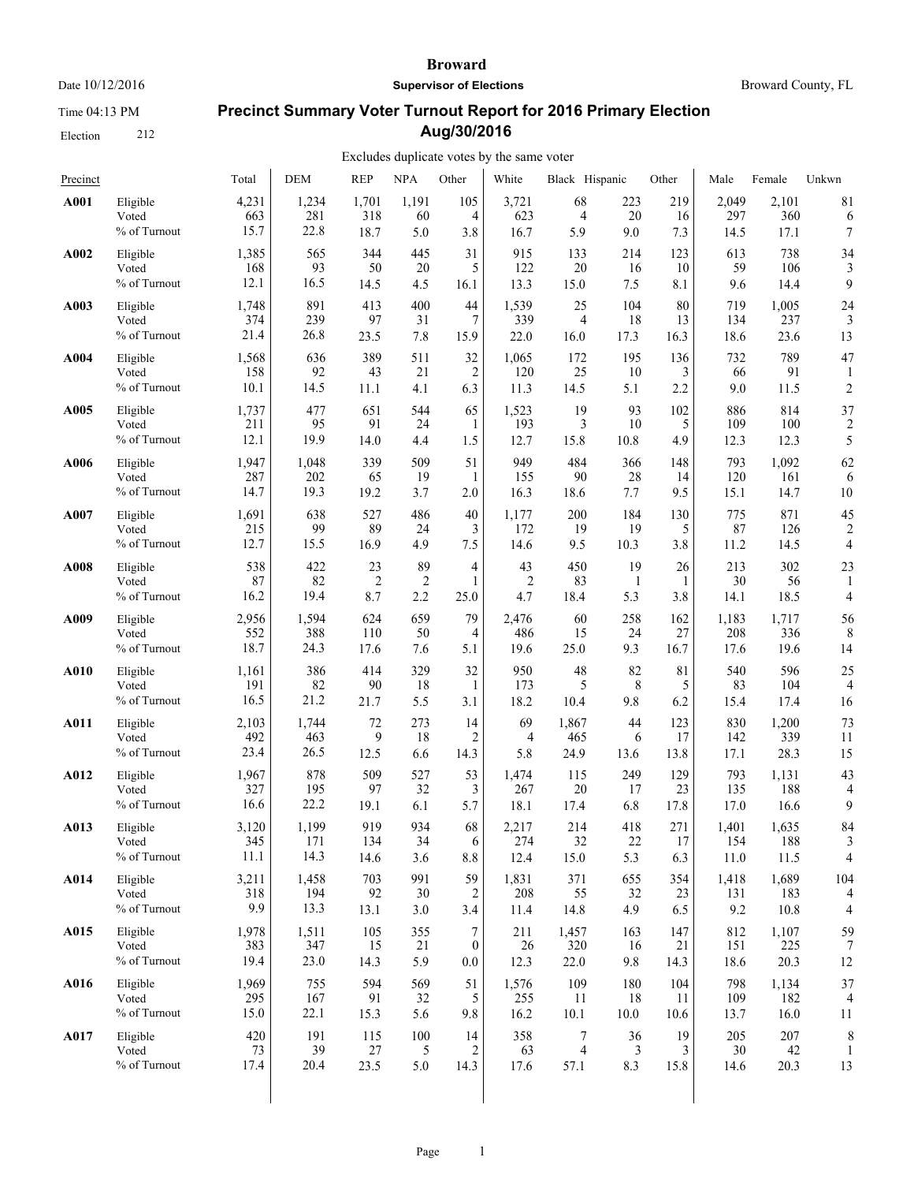# Broward

Date 10/12/2016 **Supervisor of Elections** Broward County, FL

Time 04:13 PM

Election 212

## Precinct Summary Voter Turnout Report for 2016 Primary Election Aug/30/2016

Excludes duplicate votes by the same voter

| Precinct | | Total | DEM | REP | NPA | Other | White | Black | Hispanic | Other | Male | Female | Unkwn |
|---|---|---|---|---|---|---|---|---|---|---|---|---|---|
| **A001** | Eligible | 4,231 | 1,234 | 1,701 | 1,191 | 105 | 3,721 | 68 | 223 | 219 | 2,049 | 2,101 | 81 |
| | Voted | 663 | 281 | 318 | 60 | 4 | 623 | 4 | 20 | 16 | 297 | 360 | 6 |
| | % of Turnout | 15.7 | 22.8 | 18.7 | 5.0 | 3.8 | 16.7 | 5.9 | 9.0 | 7.3 | 14.5 | 17.1 | 7 |
| **A002** | Eligible | 1,385 | 565 | 344 | 445 | 31 | 915 | 133 | 214 | 123 | 613 | 738 | 34 |
| | Voted | 168 | 93 | 50 | 20 | 5 | 122 | 20 | 16 | 10 | 59 | 106 | 3 |
| | % of Turnout | 12.1 | 16.5 | 14.5 | 4.5 | 16.1 | 13.3 | 15.0 | 7.5 | 8.1 | 9.6 | 14.4 | 9 |
| **A003** | Eligible | 1,748 | 891 | 413 | 400 | 44 | 1,539 | 25 | 104 | 80 | 719 | 1,005 | 24 |
| | Voted | 374 | 239 | 97 | 31 | 7 | 339 | 4 | 18 | 13 | 134 | 237 | 3 |
| | % of Turnout | 21.4 | 26.8 | 23.5 | 7.8 | 15.9 | 22.0 | 16.0 | 17.3 | 16.3 | 18.6 | 23.6 | 13 |
| **A004** | Eligible | 1,568 | 636 | 389 | 511 | 32 | 1,065 | 172 | 195 | 136 | 732 | 789 | 47 |
| | Voted | 158 | 92 | 43 | 21 | 2 | 120 | 25 | 10 | 3 | 66 | 91 | 1 |
| | % of Turnout | 10.1 | 14.5 | 11.1 | 4.1 | 6.3 | 11.3 | 14.5 | 5.1 | 2.2 | 9.0 | 11.5 | 2 |
| **A005** | Eligible | 1,737 | 477 | 651 | 544 | 65 | 1,523 | 19 | 93 | 102 | 886 | 814 | 37 |
| | Voted | 211 | 95 | 91 | 24 | 1 | 193 | 3 | 10 | 5 | 109 | 100 | 2 |
| | % of Turnout | 12.1 | 19.9 | 14.0 | 4.4 | 1.5 | 12.7 | 15.8 | 10.8 | 4.9 | 12.3 | 12.3 | 5 |
| **A006** | Eligible | 1,947 | 1,048 | 339 | 509 | 51 | 949 | 484 | 366 | 148 | 793 | 1,092 | 62 |
| | Voted | 287 | 202 | 65 | 19 | 1 | 155 | 90 | 28 | 14 | 120 | 161 | 6 |
| | % of Turnout | 14.7 | 19.3 | 19.2 | 3.7 | 2.0 | 16.3 | 18.6 | 7.7 | 9.5 | 15.1 | 14.7 | 10 |
| **A007** | Eligible | 1,691 | 638 | 527 | 486 | 40 | 1,177 | 200 | 184 | 130 | 775 | 871 | 45 |
| | Voted | 215 | 99 | 89 | 24 | 3 | 172 | 19 | 19 | 5 | 87 | 126 | 2 |
| | % of Turnout | 12.7 | 15.5 | 16.9 | 4.9 | 7.5 | 14.6 | 9.5 | 10.3 | 3.8 | 11.2 | 14.5 | 4 |
| **A008** | Eligible | 538 | 422 | 23 | 89 | 4 | 43 | 450 | 19 | 26 | 213 | 302 | 23 |
| | Voted | 87 | 82 | 2 | 2 | 1 | 2 | 83 | 1 | 1 | 30 | 56 | 1 |
| | % of Turnout | 16.2 | 19.4 | 8.7 | 2.2 | 25.0 | 4.7 | 18.4 | 5.3 | 3.8 | 14.1 | 18.5 | 4 |
| **A009** | Eligible | 2,956 | 1,594 | 624 | 659 | 79 | 2,476 | 60 | 258 | 162 | 1,183 | 1,717 | 56 |
| | Voted | 552 | 388 | 110 | 50 | 4 | 486 | 15 | 24 | 27 | 208 | 336 | 8 |
| | % of Turnout | 18.7 | 24.3 | 17.6 | 7.6 | 5.1 | 19.6 | 25.0 | 9.3 | 16.7 | 17.6 | 19.6 | 14 |
| **A010** | Eligible | 1,161 | 386 | 414 | 329 | 32 | 950 | 48 | 82 | 81 | 540 | 596 | 25 |
| | Voted | 191 | 82 | 90 | 18 | 1 | 173 | 5 | 8 | 5 | 83 | 104 | 4 |
| | % of Turnout | 16.5 | 21.2 | 21.7 | 5.5 | 3.1 | 18.2 | 10.4 | 9.8 | 6.2 | 15.4 | 17.4 | 16 |
| **A011** | Eligible | 2,103 | 1,744 | 72 | 273 | 14 | 69 | 1,867 | 44 | 123 | 830 | 1,200 | 73 |
| | Voted | 492 | 463 | 9 | 18 | 2 | 4 | 465 | 6 | 17 | 142 | 339 | 11 |
| | % of Turnout | 23.4 | 26.5 | 12.5 | 6.6 | 14.3 | 5.8 | 24.9 | 13.6 | 13.8 | 17.1 | 28.3 | 15 |
| **A012** | Eligible | 1,967 | 878 | 509 | 527 | 53 | 1,474 | 115 | 249 | 129 | 793 | 1,131 | 43 |
| | Voted | 327 | 195 | 97 | 32 | 3 | 267 | 20 | 17 | 23 | 135 | 188 | 4 |
| | % of Turnout | 16.6 | 22.2 | 19.1 | 6.1 | 5.7 | 18.1 | 17.4 | 6.8 | 17.8 | 17.0 | 16.6 | 9 |
| **A013** | Eligible | 3,120 | 1,199 | 919 | 934 | 68 | 2,217 | 214 | 418 | 271 | 1,401 | 1,635 | 84 |
| | Voted | 345 | 171 | 134 | 34 | 6 | 274 | 32 | 22 | 17 | 154 | 188 | 3 |
| | % of Turnout | 11.1 | 14.3 | 14.6 | 3.6 | 8.8 | 12.4 | 15.0 | 5.3 | 6.3 | 11.0 | 11.5 | 4 |
| **A014** | Eligible | 3,211 | 1,458 | 703 | 991 | 59 | 1,831 | 371 | 655 | 354 | 1,418 | 1,689 | 104 |
| | Voted | 318 | 194 | 92 | 30 | 2 | 208 | 55 | 32 | 23 | 131 | 183 | 4 |
| | % of Turnout | 9.9 | 13.3 | 13.1 | 3.0 | 3.4 | 11.4 | 14.8 | 4.9 | 6.5 | 9.2 | 10.8 | 4 |
| **A015** | Eligible | 1,978 | 1,511 | 105 | 355 | 7 | 211 | 1,457 | 163 | 147 | 812 | 1,107 | 59 |
| | Voted | 383 | 347 | 15 | 21 | 0 | 26 | 320 | 16 | 21 | 151 | 225 | 7 |
| | % of Turnout | 19.4 | 23.0 | 14.3 | 5.9 | 0.0 | 12.3 | 22.0 | 9.8 | 14.3 | 18.6 | 20.3 | 12 |
| **A016** | Eligible | 1,969 | 755 | 594 | 569 | 51 | 1,576 | 109 | 180 | 104 | 798 | 1,134 | 37 |
| | Voted | 295 | 167 | 91 | 32 | 5 | 255 | 11 | 18 | 11 | 109 | 182 | 4 |
| | % of Turnout | 15.0 | 22.1 | 15.3 | 5.6 | 9.8 | 16.2 | 10.1 | 10.0 | 10.6 | 13.7 | 16.0 | 11 |
| **A017** | Eligible | 420 | 191 | 115 | 100 | 14 | 358 | 7 | 36 | 19 | 205 | 207 | 8 |
| | Voted | 73 | 39 | 27 | 5 | 2 | 63 | 4 | 3 | 3 | 30 | 42 | 1 |
| | % of Turnout | 17.4 | 20.4 | 23.5 | 5.0 | 14.3 | 17.6 | 57.1 | 8.3 | 15.8 | 14.6 | 20.3 | 13 |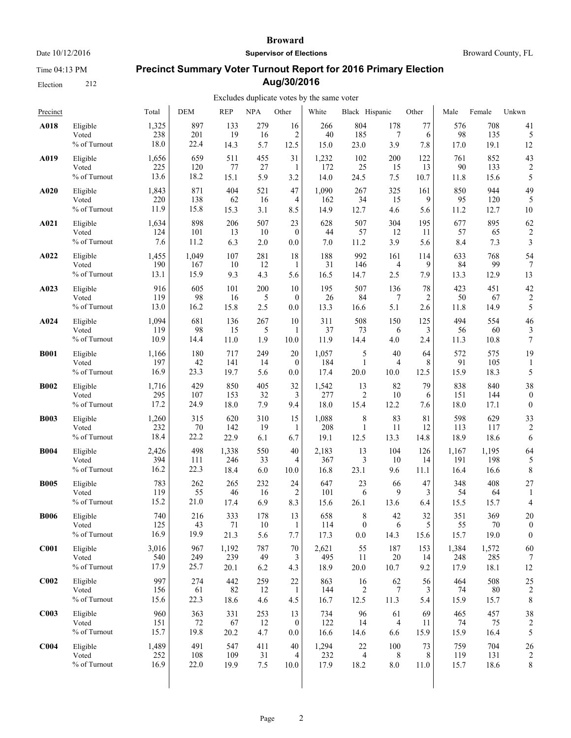# Broward

**Supervisor of Elections**

Broward County, FL

Date 10/12/2016

Time 04:13 PM

Election 212

## Precinct Summary Voter Turnout Report for 2016 Primary Election Aug/30/2016

Excludes duplicate votes by the same voter

| Precinct | | Total | DEM | REP | NPA | Other | White | Black | Hispanic | Other | Male | Female | Unkwn |
|---|---|---|---|---|---|---|---|---|---|---|---|---|---|
| **A018** | Eligible | 1,325 | 897 | 133 | 279 | 16 | 266 | 804 | 178 | 77 | 576 | 708 | 41 |
| | Voted | 238 | 201 | 19 | 16 | 2 | 40 | 185 | 7 | 6 | 98 | 135 | 5 |
| | % of Turnout | 18.0 | 22.4 | 14.3 | 5.7 | 12.5 | 15.0 | 23.0 | 3.9 | 7.8 | 17.0 | 19.1 | 12 |
| **A019** | Eligible | 1,656 | 659 | 511 | 455 | 31 | 1,232 | 102 | 200 | 122 | 761 | 852 | 43 |
| | Voted | 225 | 120 | 77 | 27 | 1 | 172 | 25 | 15 | 13 | 90 | 133 | 2 |
| | % of Turnout | 13.6 | 18.2 | 15.1 | 5.9 | 3.2 | 14.0 | 24.5 | 7.5 | 10.7 | 11.8 | 15.6 | 5 |
| **A020** | Eligible | 1,843 | 871 | 404 | 521 | 47 | 1,090 | 267 | 325 | 161 | 850 | 944 | 49 |
| | Voted | 220 | 138 | 62 | 16 | 4 | 162 | 34 | 15 | 9 | 95 | 120 | 5 |
| | % of Turnout | 11.9 | 15.8 | 15.3 | 3.1 | 8.5 | 14.9 | 12.7 | 4.6 | 5.6 | 11.2 | 12.7 | 10 |
| **A021** | Eligible | 1,634 | 898 | 206 | 507 | 23 | 628 | 507 | 304 | 195 | 677 | 895 | 62 |
| | Voted | 124 | 101 | 13 | 10 | 0 | 44 | 57 | 12 | 11 | 57 | 65 | 2 |
| | % of Turnout | 7.6 | 11.2 | 6.3 | 2.0 | 0.0 | 7.0 | 11.2 | 3.9 | 5.6 | 8.4 | 7.3 | 3 |
| **A022** | Eligible | 1,455 | 1,049 | 107 | 281 | 18 | 188 | 992 | 161 | 114 | 633 | 768 | 54 |
| | Voted | 190 | 167 | 10 | 12 | 1 | 31 | 146 | 4 | 9 | 84 | 99 | 7 |
| | % of Turnout | 13.1 | 15.9 | 9.3 | 4.3 | 5.6 | 16.5 | 14.7 | 2.5 | 7.9 | 13.3 | 12.9 | 13 |
| **A023** | Eligible | 916 | 605 | 101 | 200 | 10 | 195 | 507 | 136 | 78 | 423 | 451 | 42 |
| | Voted | 119 | 98 | 16 | 5 | 0 | 26 | 84 | 7 | 2 | 50 | 67 | 2 |
| | % of Turnout | 13.0 | 16.2 | 15.8 | 2.5 | 0.0 | 13.3 | 16.6 | 5.1 | 2.6 | 11.8 | 14.9 | 5 |
| **A024** | Eligible | 1,094 | 681 | 136 | 267 | 10 | 311 | 508 | 150 | 125 | 494 | 554 | 46 |
| | Voted | 119 | 98 | 15 | 5 | 1 | 37 | 73 | 6 | 3 | 56 | 60 | 3 |
| | % of Turnout | 10.9 | 14.4 | 11.0 | 1.9 | 10.0 | 11.9 | 14.4 | 4.0 | 2.4 | 11.3 | 10.8 | 7 |
| **B001** | Eligible | 1,166 | 180 | 717 | 249 | 20 | 1,057 | 5 | 40 | 64 | 572 | 575 | 19 |
| | Voted | 197 | 42 | 141 | 14 | 0 | 184 | 1 | 4 | 8 | 91 | 105 | 1 |
| | % of Turnout | 16.9 | 23.3 | 19.7 | 5.6 | 0.0 | 17.4 | 20.0 | 10.0 | 12.5 | 15.9 | 18.3 | 5 |
| **B002** | Eligible | 1,716 | 429 | 850 | 405 | 32 | 1,542 | 13 | 82 | 79 | 838 | 840 | 38 |
| | Voted | 295 | 107 | 153 | 32 | 3 | 277 | 2 | 10 | 6 | 151 | 144 | 0 |
| | % of Turnout | 17.2 | 24.9 | 18.0 | 7.9 | 9.4 | 18.0 | 15.4 | 12.2 | 7.6 | 18.0 | 17.1 | 0 |
| **B003** | Eligible | 1,260 | 315 | 620 | 310 | 15 | 1,088 | 8 | 83 | 81 | 598 | 629 | 33 |
| | Voted | 232 | 70 | 142 | 19 | 1 | 208 | 1 | 11 | 12 | 113 | 117 | 2 |
| | % of Turnout | 18.4 | 22.2 | 22.9 | 6.1 | 6.7 | 19.1 | 12.5 | 13.3 | 14.8 | 18.9 | 18.6 | 6 |
| **B004** | Eligible | 2,426 | 498 | 1,338 | 550 | 40 | 2,183 | 13 | 104 | 126 | 1,167 | 1,195 | 64 |
| | Voted | 394 | 111 | 246 | 33 | 4 | 367 | 3 | 10 | 14 | 191 | 198 | 5 |
| | % of Turnout | 16.2 | 22.3 | 18.4 | 6.0 | 10.0 | 16.8 | 23.1 | 9.6 | 11.1 | 16.4 | 16.6 | 8 |
| **B005** | Eligible | 783 | 262 | 265 | 232 | 24 | 647 | 23 | 66 | 47 | 348 | 408 | 27 |
| | Voted | 119 | 55 | 46 | 16 | 2 | 101 | 6 | 9 | 3 | 54 | 64 | 1 |
| | % of Turnout | 15.2 | 21.0 | 17.4 | 6.9 | 8.3 | 15.6 | 26.1 | 13.6 | 6.4 | 15.5 | 15.7 | 4 |
| **B006** | Eligible | 740 | 216 | 333 | 178 | 13 | 658 | 8 | 42 | 32 | 351 | 369 | 20 |
| | Voted | 125 | 43 | 71 | 10 | 1 | 114 | 0 | 6 | 5 | 55 | 70 | 0 |
| | % of Turnout | 16.9 | 19.9 | 21.3 | 5.6 | 7.7 | 17.3 | 0.0 | 14.3 | 15.6 | 15.7 | 19.0 | 0 |
| **C001** | Eligible | 3,016 | 967 | 1,192 | 787 | 70 | 2,621 | 55 | 187 | 153 | 1,384 | 1,572 | 60 |
| | Voted | 540 | 249 | 239 | 49 | 3 | 495 | 11 | 20 | 14 | 248 | 285 | 7 |
| | % of Turnout | 17.9 | 25.7 | 20.1 | 6.2 | 4.3 | 18.9 | 20.0 | 10.7 | 9.2 | 17.9 | 18.1 | 12 |
| **C002** | Eligible | 997 | 274 | 442 | 259 | 22 | 863 | 16 | 62 | 56 | 464 | 508 | 25 |
| | Voted | 156 | 61 | 82 | 12 | 1 | 144 | 2 | 7 | 3 | 74 | 80 | 2 |
| | % of Turnout | 15.6 | 22.3 | 18.6 | 4.6 | 4.5 | 16.7 | 12.5 | 11.3 | 5.4 | 15.9 | 15.7 | 8 |
| **C003** | Eligible | 960 | 363 | 331 | 253 | 13 | 734 | 96 | 61 | 69 | 465 | 457 | 38 |
| | Voted | 151 | 72 | 67 | 12 | 0 | 122 | 14 | 4 | 11 | 74 | 75 | 2 |
| | % of Turnout | 15.7 | 19.8 | 20.2 | 4.7 | 0.0 | 16.6 | 14.6 | 6.6 | 15.9 | 15.9 | 16.4 | 5 |
| **C004** | Eligible | 1,489 | 491 | 547 | 411 | 40 | 1,294 | 22 | 100 | 73 | 759 | 704 | 26 |
| | Voted | 252 | 108 | 109 | 31 | 4 | 232 | 4 | 8 | 8 | 119 | 131 | 2 |
| | % of Turnout | 16.9 | 22.0 | 19.9 | 7.5 | 10.0 | 17.9 | 18.2 | 8.0 | 11.0 | 15.7 | 18.6 | 8 |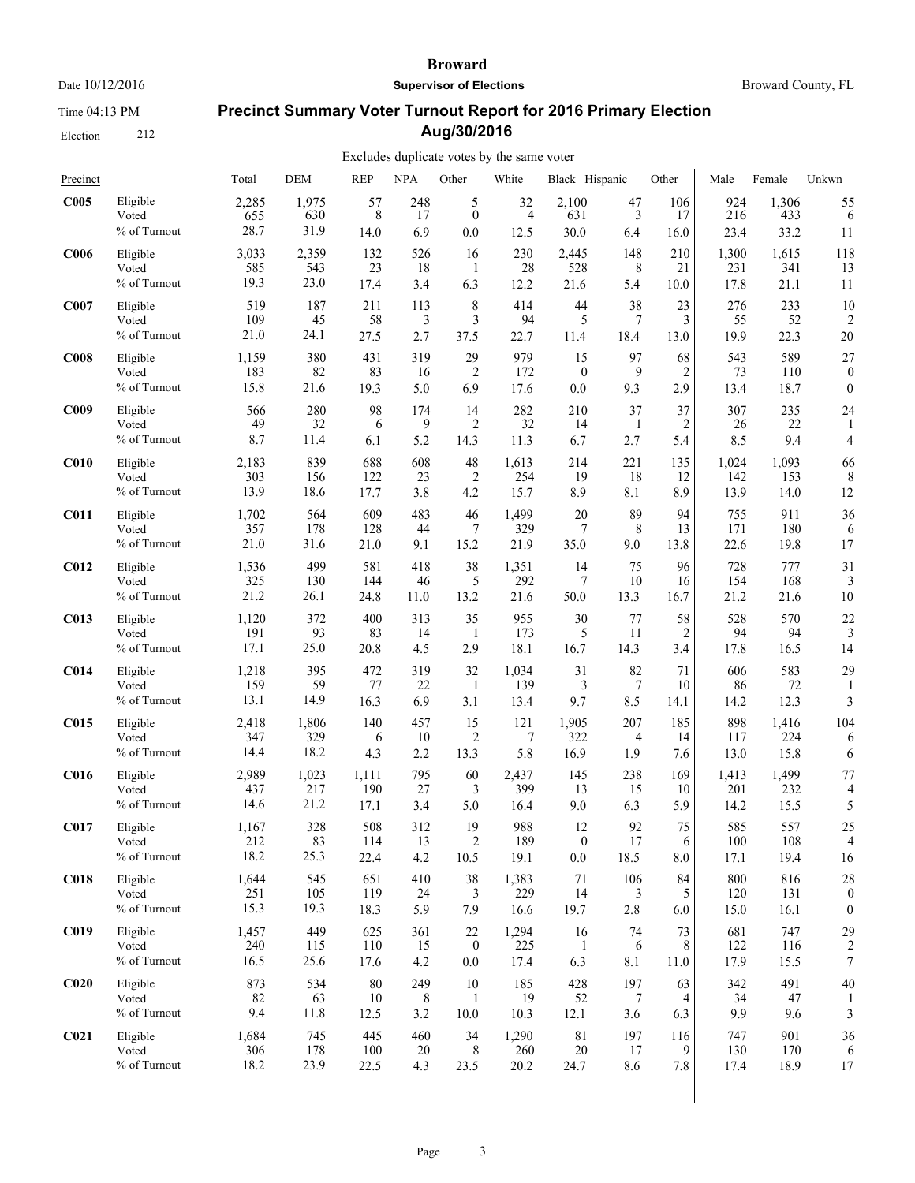# Broward

**Supervisor of Elections**

Date 10/12/2016

Time 04:13 PM

Election 212

Broward County, FL

## Precinct Summary Voter Turnout Report for 2016 Primary Election Aug/30/2016

Excludes duplicate votes by the same voter

| Precinct | | Total | DEM | REP | NPA | Other | White | Black | Hispanic | Other | Male | Female | Unkwn |
|---|---|---|---|---|---|---|---|---|---|---|---|---|---|
| **C005** | Eligible | 2,285 | 1,975 | 57 | 248 | 5 | 32 | 2,100 | 47 | 106 | 924 | 1,306 | 55 |
| | Voted | 655 | 630 | 8 | 17 | 0 | 4 | 631 | 3 | 17 | 216 | 433 | 6 |
| | % of Turnout | 28.7 | 31.9 | 14.0 | 6.9 | 0.0 | 12.5 | 30.0 | 6.4 | 16.0 | 23.4 | 33.2 | 11 |
| **C006** | Eligible | 3,033 | 2,359 | 132 | 526 | 16 | 230 | 2,445 | 148 | 210 | 1,300 | 1,615 | 118 |
| | Voted | 585 | 543 | 23 | 18 | 1 | 28 | 528 | 8 | 21 | 231 | 341 | 13 |
| | % of Turnout | 19.3 | 23.0 | 17.4 | 3.4 | 6.3 | 12.2 | 21.6 | 5.4 | 10.0 | 17.8 | 21.1 | 11 |
| **C007** | Eligible | 519 | 187 | 211 | 113 | 8 | 414 | 44 | 38 | 23 | 276 | 233 | 10 |
| | Voted | 109 | 45 | 58 | 3 | 3 | 94 | 5 | 7 | 3 | 55 | 52 | 2 |
| | % of Turnout | 21.0 | 24.1 | 27.5 | 2.7 | 37.5 | 22.7 | 11.4 | 18.4 | 13.0 | 19.9 | 22.3 | 20 |
| **C008** | Eligible | 1,159 | 380 | 431 | 319 | 29 | 979 | 15 | 97 | 68 | 543 | 589 | 27 |
| | Voted | 183 | 82 | 83 | 16 | 2 | 172 | 0 | 9 | 2 | 73 | 110 | 0 |
| | % of Turnout | 15.8 | 21.6 | 19.3 | 5.0 | 6.9 | 17.6 | 0.0 | 9.3 | 2.9 | 13.4 | 18.7 | 0 |
| **C009** | Eligible | 566 | 280 | 98 | 174 | 14 | 282 | 210 | 37 | 37 | 307 | 235 | 24 |
| | Voted | 49 | 32 | 6 | 9 | 2 | 32 | 14 | 1 | 2 | 26 | 22 | 1 |
| | % of Turnout | 8.7 | 11.4 | 6.1 | 5.2 | 14.3 | 11.3 | 6.7 | 2.7 | 5.4 | 8.5 | 9.4 | 4 |
| **C010** | Eligible | 2,183 | 839 | 688 | 608 | 48 | 1,613 | 214 | 221 | 135 | 1,024 | 1,093 | 66 |
| | Voted | 303 | 156 | 122 | 23 | 2 | 254 | 19 | 18 | 12 | 142 | 153 | 8 |
| | % of Turnout | 13.9 | 18.6 | 17.7 | 3.8 | 4.2 | 15.7 | 8.9 | 8.1 | 8.9 | 13.9 | 14.0 | 12 |
| **C011** | Eligible | 1,702 | 564 | 609 | 483 | 46 | 1,499 | 20 | 89 | 94 | 755 | 911 | 36 |
| | Voted | 357 | 178 | 128 | 44 | 7 | 329 | 7 | 8 | 13 | 171 | 180 | 6 |
| | % of Turnout | 21.0 | 31.6 | 21.0 | 9.1 | 15.2 | 21.9 | 35.0 | 9.0 | 13.8 | 22.6 | 19.8 | 17 |
| **C012** | Eligible | 1,536 | 499 | 581 | 418 | 38 | 1,351 | 14 | 75 | 96 | 728 | 777 | 31 |
| | Voted | 325 | 130 | 144 | 46 | 5 | 292 | 7 | 10 | 16 | 154 | 168 | 3 |
| | % of Turnout | 21.2 | 26.1 | 24.8 | 11.0 | 13.2 | 21.6 | 50.0 | 13.3 | 16.7 | 21.2 | 21.6 | 10 |
| **C013** | Eligible | 1,120 | 372 | 400 | 313 | 35 | 955 | 30 | 77 | 58 | 528 | 570 | 22 |
| | Voted | 191 | 93 | 83 | 14 | 1 | 173 | 5 | 11 | 2 | 94 | 94 | 3 |
| | % of Turnout | 17.1 | 25.0 | 20.8 | 4.5 | 2.9 | 18.1 | 16.7 | 14.3 | 3.4 | 17.8 | 16.5 | 14 |
| **C014** | Eligible | 1,218 | 395 | 472 | 319 | 32 | 1,034 | 31 | 82 | 71 | 606 | 583 | 29 |
| | Voted | 159 | 59 | 77 | 22 | 1 | 139 | 3 | 7 | 10 | 86 | 72 | 1 |
| | % of Turnout | 13.1 | 14.9 | 16.3 | 6.9 | 3.1 | 13.4 | 9.7 | 8.5 | 14.1 | 14.2 | 12.3 | 3 |
| **C015** | Eligible | 2,418 | 1,806 | 140 | 457 | 15 | 121 | 1,905 | 207 | 185 | 898 | 1,416 | 104 |
| | Voted | 347 | 329 | 6 | 10 | 2 | 7 | 322 | 4 | 14 | 117 | 224 | 6 |
| | % of Turnout | 14.4 | 18.2 | 4.3 | 2.2 | 13.3 | 5.8 | 16.9 | 1.9 | 7.6 | 13.0 | 15.8 | 6 |
| **C016** | Eligible | 2,989 | 1,023 | 1,111 | 795 | 60 | 2,437 | 145 | 238 | 169 | 1,413 | 1,499 | 77 |
| | Voted | 437 | 217 | 190 | 27 | 3 | 399 | 13 | 15 | 10 | 201 | 232 | 4 |
| | % of Turnout | 14.6 | 21.2 | 17.1 | 3.4 | 5.0 | 16.4 | 9.0 | 6.3 | 5.9 | 14.2 | 15.5 | 5 |
| **C017** | Eligible | 1,167 | 328 | 508 | 312 | 19 | 988 | 12 | 92 | 75 | 585 | 557 | 25 |
| | Voted | 212 | 83 | 114 | 13 | 2 | 189 | 0 | 17 | 6 | 100 | 108 | 4 |
| | % of Turnout | 18.2 | 25.3 | 22.4 | 4.2 | 10.5 | 19.1 | 0.0 | 18.5 | 8.0 | 17.1 | 19.4 | 16 |
| **C018** | Eligible | 1,644 | 545 | 651 | 410 | 38 | 1,383 | 71 | 106 | 84 | 800 | 816 | 28 |
| | Voted | 251 | 105 | 119 | 24 | 3 | 229 | 14 | 3 | 5 | 120 | 131 | 0 |
| | % of Turnout | 15.3 | 19.3 | 18.3 | 5.9 | 7.9 | 16.6 | 19.7 | 2.8 | 6.0 | 15.0 | 16.1 | 0 |
| **C019** | Eligible | 1,457 | 449 | 625 | 361 | 22 | 1,294 | 16 | 74 | 73 | 681 | 747 | 29 |
| | Voted | 240 | 115 | 110 | 15 | 0 | 225 | 1 | 6 | 8 | 122 | 116 | 2 |
| | % of Turnout | 16.5 | 25.6 | 17.6 | 4.2 | 0.0 | 17.4 | 6.3 | 8.1 | 11.0 | 17.9 | 15.5 | 7 |
| **C020** | Eligible | 873 | 534 | 80 | 249 | 10 | 185 | 428 | 197 | 63 | 342 | 491 | 40 |
| | Voted | 82 | 63 | 10 | 8 | 1 | 19 | 52 | 7 | 4 | 34 | 47 | 1 |
| | % of Turnout | 9.4 | 11.8 | 12.5 | 3.2 | 10.0 | 10.3 | 12.1 | 3.6 | 6.3 | 9.9 | 9.6 | 3 |
| **C021** | Eligible | 1,684 | 745 | 445 | 460 | 34 | 1,290 | 81 | 197 | 116 | 747 | 901 | 36 |
| | Voted | 306 | 178 | 100 | 20 | 8 | 260 | 20 | 17 | 9 | 130 | 170 | 6 |
| | % of Turnout | 18.2 | 23.9 | 22.5 | 4.3 | 23.5 | 20.2 | 24.7 | 8.6 | 7.8 | 17.4 | 18.9 | 17 |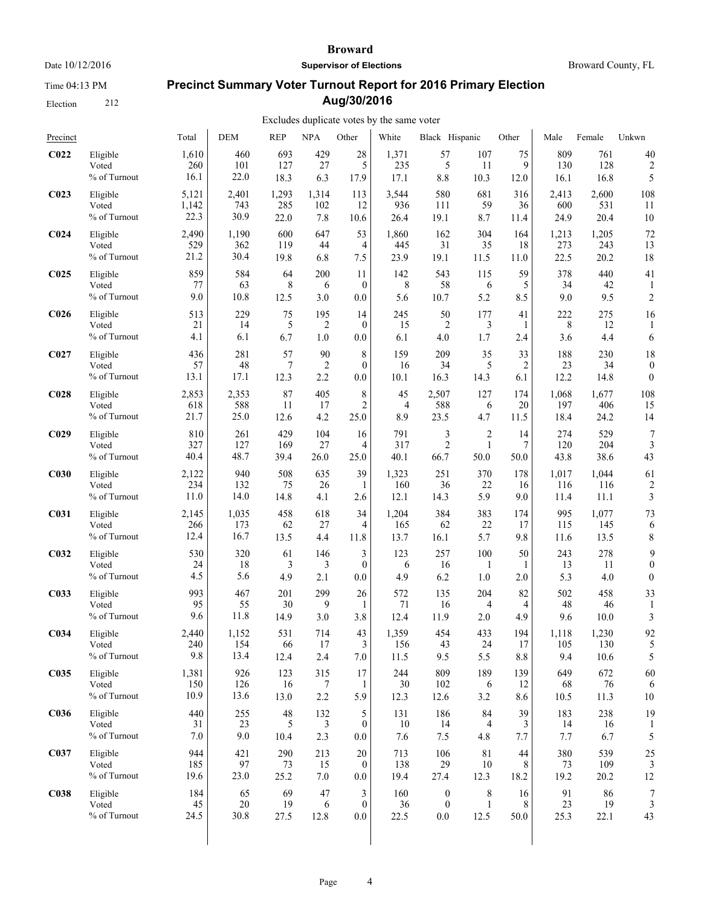# Broward

**Supervisor of Elections**

Date 10/12/2016

Time 04:13 PM

Election 212

Broward County, FL

## Precinct Summary Voter Turnout Report for 2016 Primary Election Aug/30/2016

Excludes duplicate votes by the same voter

| Precinct | | Total | DEM | REP | NPA | Other | White | Black | Hispanic | Other | Male | Female | Unkwn |
|---|---|---|---|---|---|---|---|---|---|---|---|---|---|
| **C022** | Eligible | 1,610 | 460 | 693 | 429 | 28 | 1,371 | 57 | 107 | 75 | 809 | 761 | 40 |
| | Voted | 260 | 101 | 127 | 27 | 5 | 235 | 5 | 11 | 9 | 130 | 128 | 2 |
| | % of Turnout | 16.1 | 22.0 | 18.3 | 6.3 | 17.9 | 17.1 | 8.8 | 10.3 | 12.0 | 16.1 | 16.8 | 5 |
| **C023** | Eligible | 5,121 | 2,401 | 1,293 | 1,314 | 113 | 3,544 | 580 | 681 | 316 | 2,413 | 2,600 | 108 |
| | Voted | 1,142 | 743 | 285 | 102 | 12 | 936 | 111 | 59 | 36 | 600 | 531 | 11 |
| | % of Turnout | 22.3 | 30.9 | 22.0 | 7.8 | 10.6 | 26.4 | 19.1 | 8.7 | 11.4 | 24.9 | 20.4 | 10 |
| **C024** | Eligible | 2,490 | 1,190 | 600 | 647 | 53 | 1,860 | 162 | 304 | 164 | 1,213 | 1,205 | 72 |
| | Voted | 529 | 362 | 119 | 44 | 4 | 445 | 31 | 35 | 18 | 273 | 243 | 13 |
| | % of Turnout | 21.2 | 30.4 | 19.8 | 6.8 | 7.5 | 23.9 | 19.1 | 11.5 | 11.0 | 22.5 | 20.2 | 18 |
| **C025** | Eligible | 859 | 584 | 64 | 200 | 11 | 142 | 543 | 115 | 59 | 378 | 440 | 41 |
| | Voted | 77 | 63 | 8 | 6 | 0 | 8 | 58 | 6 | 5 | 34 | 42 | 1 |
| | % of Turnout | 9.0 | 10.8 | 12.5 | 3.0 | 0.0 | 5.6 | 10.7 | 5.2 | 8.5 | 9.0 | 9.5 | 2 |
| **C026** | Eligible | 513 | 229 | 75 | 195 | 14 | 245 | 50 | 177 | 41 | 222 | 275 | 16 |
| | Voted | 21 | 14 | 5 | 2 | 0 | 15 | 2 | 3 | 1 | 8 | 12 | 1 |
| | % of Turnout | 4.1 | 6.1 | 6.7 | 1.0 | 0.0 | 6.1 | 4.0 | 1.7 | 2.4 | 3.6 | 4.4 | 6 |
| **C027** | Eligible | 436 | 281 | 57 | 90 | 8 | 159 | 209 | 35 | 33 | 188 | 230 | 18 |
| | Voted | 57 | 48 | 7 | 2 | 0 | 16 | 34 | 5 | 2 | 23 | 34 | 0 |
| | % of Turnout | 13.1 | 17.1 | 12.3 | 2.2 | 0.0 | 10.1 | 16.3 | 14.3 | 6.1 | 12.2 | 14.8 | 0 |
| **C028** | Eligible | 2,853 | 2,353 | 87 | 405 | 8 | 45 | 2,507 | 127 | 174 | 1,068 | 1,677 | 108 |
| | Voted | 618 | 588 | 11 | 17 | 2 | 4 | 588 | 6 | 20 | 197 | 406 | 15 |
| | % of Turnout | 21.7 | 25.0 | 12.6 | 4.2 | 25.0 | 8.9 | 23.5 | 4.7 | 11.5 | 18.4 | 24.2 | 14 |
| **C029** | Eligible | 810 | 261 | 429 | 104 | 16 | 791 | 3 | 2 | 14 | 274 | 529 | 7 |
| | Voted | 327 | 127 | 169 | 27 | 4 | 317 | 2 | 1 | 7 | 120 | 204 | 3 |
| | % of Turnout | 40.4 | 48.7 | 39.4 | 26.0 | 25.0 | 40.1 | 66.7 | 50.0 | 50.0 | 43.8 | 38.6 | 43 |
| **C030** | Eligible | 2,122 | 940 | 508 | 635 | 39 | 1,323 | 251 | 370 | 178 | 1,017 | 1,044 | 61 |
| | Voted | 234 | 132 | 75 | 26 | 1 | 160 | 36 | 22 | 16 | 116 | 116 | 2 |
| | % of Turnout | 11.0 | 14.0 | 14.8 | 4.1 | 2.6 | 12.1 | 14.3 | 5.9 | 9.0 | 11.4 | 11.1 | 3 |
| **C031** | Eligible | 2,145 | 1,035 | 458 | 618 | 34 | 1,204 | 384 | 383 | 174 | 995 | 1,077 | 73 |
| | Voted | 266 | 173 | 62 | 27 | 4 | 165 | 62 | 22 | 17 | 115 | 145 | 6 |
| | % of Turnout | 12.4 | 16.7 | 13.5 | 4.4 | 11.8 | 13.7 | 16.1 | 5.7 | 9.8 | 11.6 | 13.5 | 8 |
| **C032** | Eligible | 530 | 320 | 61 | 146 | 3 | 123 | 257 | 100 | 50 | 243 | 278 | 9 |
| | Voted | 24 | 18 | 3 | 3 | 0 | 6 | 16 | 1 | 1 | 13 | 11 | 0 |
| | % of Turnout | 4.5 | 5.6 | 4.9 | 2.1 | 0.0 | 4.9 | 6.2 | 1.0 | 2.0 | 5.3 | 4.0 | 0 |
| **C033** | Eligible | 993 | 467 | 201 | 299 | 26 | 572 | 135 | 204 | 82 | 502 | 458 | 33 |
| | Voted | 95 | 55 | 30 | 9 | 1 | 71 | 16 | 4 | 4 | 48 | 46 | 1 |
| | % of Turnout | 9.6 | 11.8 | 14.9 | 3.0 | 3.8 | 12.4 | 11.9 | 2.0 | 4.9 | 9.6 | 10.0 | 3 |
| **C034** | Eligible | 2,440 | 1,152 | 531 | 714 | 43 | 1,359 | 454 | 433 | 194 | 1,118 | 1,230 | 92 |
| | Voted | 240 | 154 | 66 | 17 | 3 | 156 | 43 | 24 | 17 | 105 | 130 | 5 |
| | % of Turnout | 9.8 | 13.4 | 12.4 | 2.4 | 7.0 | 11.5 | 9.5 | 5.5 | 8.8 | 9.4 | 10.6 | 5 |
| **C035** | Eligible | 1,381 | 926 | 123 | 315 | 17 | 244 | 809 | 189 | 139 | 649 | 672 | 60 |
| | Voted | 150 | 126 | 16 | 7 | 1 | 30 | 102 | 6 | 12 | 68 | 76 | 6 |
| | % of Turnout | 10.9 | 13.6 | 13.0 | 2.2 | 5.9 | 12.3 | 12.6 | 3.2 | 8.6 | 10.5 | 11.3 | 10 |
| **C036** | Eligible | 440 | 255 | 48 | 132 | 5 | 131 | 186 | 84 | 39 | 183 | 238 | 19 |
| | Voted | 31 | 23 | 5 | 3 | 0 | 10 | 14 | 4 | 3 | 14 | 16 | 1 |
| | % of Turnout | 7.0 | 9.0 | 10.4 | 2.3 | 0.0 | 7.6 | 7.5 | 4.8 | 7.7 | 7.7 | 6.7 | 5 |
| **C037** | Eligible | 944 | 421 | 290 | 213 | 20 | 713 | 106 | 81 | 44 | 380 | 539 | 25 |
| | Voted | 185 | 97 | 73 | 15 | 0 | 138 | 29 | 10 | 8 | 73 | 109 | 3 |
| | % of Turnout | 19.6 | 23.0 | 25.2 | 7.0 | 0.0 | 19.4 | 27.4 | 12.3 | 18.2 | 19.2 | 20.2 | 12 |
| **C038** | Eligible | 184 | 65 | 69 | 47 | 3 | 160 | 0 | 8 | 16 | 91 | 86 | 7 |
| | Voted | 45 | 20 | 19 | 6 | 0 | 36 | 0 | 1 | 8 | 23 | 19 | 3 |
| | % of Turnout | 24.5 | 30.8 | 27.5 | 12.8 | 0.0 | 22.5 | 0.0 | 12.5 | 50.0 | 25.3 | 22.1 | 43 |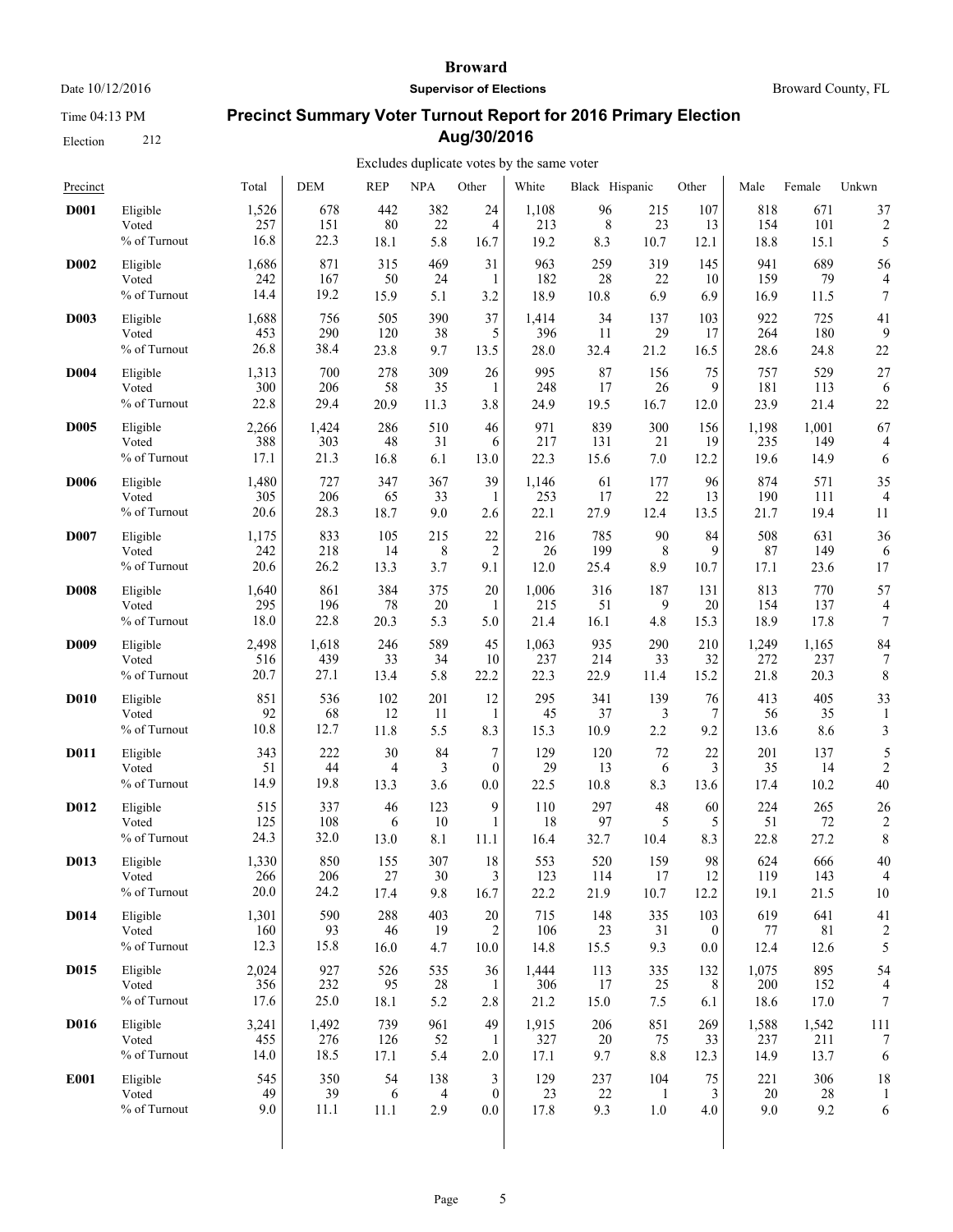# Broward

Date 10/12/2016 — **Supervisor of Elections** — Broward County, FL

Time 04:13 PM

Election 212

## Precinct Summary Voter Turnout Report for 2016 Primary Election Aug/30/2016

Excludes duplicate votes by the same voter

| Precinct | | Total | DEM | REP | NPA | Other | White | Black | Hispanic | Other | Male | Female | Unkwn |
|---|---|---|---|---|---|---|---|---|---|---|---|---|---|
| **D001** | Eligible | 1,526 | 678 | 442 | 382 | 24 | 1,108 | 96 | 215 | 107 | 818 | 671 | 37 |
| | Voted | 257 | 151 | 80 | 22 | 4 | 213 | 8 | 23 | 13 | 154 | 101 | 2 |
| | % of Turnout | 16.8 | 22.3 | 18.1 | 5.8 | 16.7 | 19.2 | 8.3 | 10.7 | 12.1 | 18.8 | 15.1 | 5 |
| **D002** | Eligible | 1,686 | 871 | 315 | 469 | 31 | 963 | 259 | 319 | 145 | 941 | 689 | 56 |
| | Voted | 242 | 167 | 50 | 24 | 1 | 182 | 28 | 22 | 10 | 159 | 79 | 4 |
| | % of Turnout | 14.4 | 19.2 | 15.9 | 5.1 | 3.2 | 18.9 | 10.8 | 6.9 | 6.9 | 16.9 | 11.5 | 7 |
| **D003** | Eligible | 1,688 | 756 | 505 | 390 | 37 | 1,414 | 34 | 137 | 103 | 922 | 725 | 41 |
| | Voted | 453 | 290 | 120 | 38 | 5 | 396 | 11 | 29 | 17 | 264 | 180 | 9 |
| | % of Turnout | 26.8 | 38.4 | 23.8 | 9.7 | 13.5 | 28.0 | 32.4 | 21.2 | 16.5 | 28.6 | 24.8 | 22 |
| **D004** | Eligible | 1,313 | 700 | 278 | 309 | 26 | 995 | 87 | 156 | 75 | 757 | 529 | 27 |
| | Voted | 300 | 206 | 58 | 35 | 1 | 248 | 17 | 26 | 9 | 181 | 113 | 6 |
| | % of Turnout | 22.8 | 29.4 | 20.9 | 11.3 | 3.8 | 24.9 | 19.5 | 16.7 | 12.0 | 23.9 | 21.4 | 22 |
| **D005** | Eligible | 2,266 | 1,424 | 286 | 510 | 46 | 971 | 839 | 300 | 156 | 1,198 | 1,001 | 67 |
| | Voted | 388 | 303 | 48 | 31 | 6 | 217 | 131 | 21 | 19 | 235 | 149 | 4 |
| | % of Turnout | 17.1 | 21.3 | 16.8 | 6.1 | 13.0 | 22.3 | 15.6 | 7.0 | 12.2 | 19.6 | 14.9 | 6 |
| **D006** | Eligible | 1,480 | 727 | 347 | 367 | 39 | 1,146 | 61 | 177 | 96 | 874 | 571 | 35 |
| | Voted | 305 | 206 | 65 | 33 | 1 | 253 | 17 | 22 | 13 | 190 | 111 | 4 |
| | % of Turnout | 20.6 | 28.3 | 18.7 | 9.0 | 2.6 | 22.1 | 27.9 | 12.4 | 13.5 | 21.7 | 19.4 | 11 |
| **D007** | Eligible | 1,175 | 833 | 105 | 215 | 22 | 216 | 785 | 90 | 84 | 508 | 631 | 36 |
| | Voted | 242 | 218 | 14 | 8 | 2 | 26 | 199 | 8 | 9 | 87 | 149 | 6 |
| | % of Turnout | 20.6 | 26.2 | 13.3 | 3.7 | 9.1 | 12.0 | 25.4 | 8.9 | 10.7 | 17.1 | 23.6 | 17 |
| **D008** | Eligible | 1,640 | 861 | 384 | 375 | 20 | 1,006 | 316 | 187 | 131 | 813 | 770 | 57 |
| | Voted | 295 | 196 | 78 | 20 | 1 | 215 | 51 | 9 | 20 | 154 | 137 | 4 |
| | % of Turnout | 18.0 | 22.8 | 20.3 | 5.3 | 5.0 | 21.4 | 16.1 | 4.8 | 15.3 | 18.9 | 17.8 | 7 |
| **D009** | Eligible | 2,498 | 1,618 | 246 | 589 | 45 | 1,063 | 935 | 290 | 210 | 1,249 | 1,165 | 84 |
| | Voted | 516 | 439 | 33 | 34 | 10 | 237 | 214 | 33 | 32 | 272 | 237 | 7 |
| | % of Turnout | 20.7 | 27.1 | 13.4 | 5.8 | 22.2 | 22.3 | 22.9 | 11.4 | 15.2 | 21.8 | 20.3 | 8 |
| **D010** | Eligible | 851 | 536 | 102 | 201 | 12 | 295 | 341 | 139 | 76 | 413 | 405 | 33 |
| | Voted | 92 | 68 | 12 | 11 | 1 | 45 | 37 | 3 | 7 | 56 | 35 | 1 |
| | % of Turnout | 10.8 | 12.7 | 11.8 | 5.5 | 8.3 | 15.3 | 10.9 | 2.2 | 9.2 | 13.6 | 8.6 | 3 |
| **D011** | Eligible | 343 | 222 | 30 | 84 | 7 | 129 | 120 | 72 | 22 | 201 | 137 | 5 |
| | Voted | 51 | 44 | 4 | 3 | 0 | 29 | 13 | 6 | 3 | 35 | 14 | 2 |
| | % of Turnout | 14.9 | 19.8 | 13.3 | 3.6 | 0.0 | 22.5 | 10.8 | 8.3 | 13.6 | 17.4 | 10.2 | 40 |
| **D012** | Eligible | 515 | 337 | 46 | 123 | 9 | 110 | 297 | 48 | 60 | 224 | 265 | 26 |
| | Voted | 125 | 108 | 6 | 10 | 1 | 18 | 97 | 5 | 5 | 51 | 72 | 2 |
| | % of Turnout | 24.3 | 32.0 | 13.0 | 8.1 | 11.1 | 16.4 | 32.7 | 10.4 | 8.3 | 22.8 | 27.2 | 8 |
| **D013** | Eligible | 1,330 | 850 | 155 | 307 | 18 | 553 | 520 | 159 | 98 | 624 | 666 | 40 |
| | Voted | 266 | 206 | 27 | 30 | 3 | 123 | 114 | 17 | 12 | 119 | 143 | 4 |
| | % of Turnout | 20.0 | 24.2 | 17.4 | 9.8 | 16.7 | 22.2 | 21.9 | 10.7 | 12.2 | 19.1 | 21.5 | 10 |
| **D014** | Eligible | 1,301 | 590 | 288 | 403 | 20 | 715 | 148 | 335 | 103 | 619 | 641 | 41 |
| | Voted | 160 | 93 | 46 | 19 | 2 | 106 | 23 | 31 | 0 | 77 | 81 | 2 |
| | % of Turnout | 12.3 | 15.8 | 16.0 | 4.7 | 10.0 | 14.8 | 15.5 | 9.3 | 0.0 | 12.4 | 12.6 | 5 |
| **D015** | Eligible | 2,024 | 927 | 526 | 535 | 36 | 1,444 | 113 | 335 | 132 | 1,075 | 895 | 54 |
| | Voted | 356 | 232 | 95 | 28 | 1 | 306 | 17 | 25 | 8 | 200 | 152 | 4 |
| | % of Turnout | 17.6 | 25.0 | 18.1 | 5.2 | 2.8 | 21.2 | 15.0 | 7.5 | 6.1 | 18.6 | 17.0 | 7 |
| **D016** | Eligible | 3,241 | 1,492 | 739 | 961 | 49 | 1,915 | 206 | 851 | 269 | 1,588 | 1,542 | 111 |
| | Voted | 455 | 276 | 126 | 52 | 1 | 327 | 20 | 75 | 33 | 237 | 211 | 7 |
| | % of Turnout | 14.0 | 18.5 | 17.1 | 5.4 | 2.0 | 17.1 | 9.7 | 8.8 | 12.3 | 14.9 | 13.7 | 6 |
| **E001** | Eligible | 545 | 350 | 54 | 138 | 3 | 129 | 237 | 104 | 75 | 221 | 306 | 18 |
| | Voted | 49 | 39 | 6 | 4 | 0 | 23 | 22 | 1 | 3 | 20 | 28 | 1 |
| | % of Turnout | 9.0 | 11.1 | 11.1 | 2.9 | 0.0 | 17.8 | 9.3 | 1.0 | 4.0 | 9.0 | 9.2 | 6 |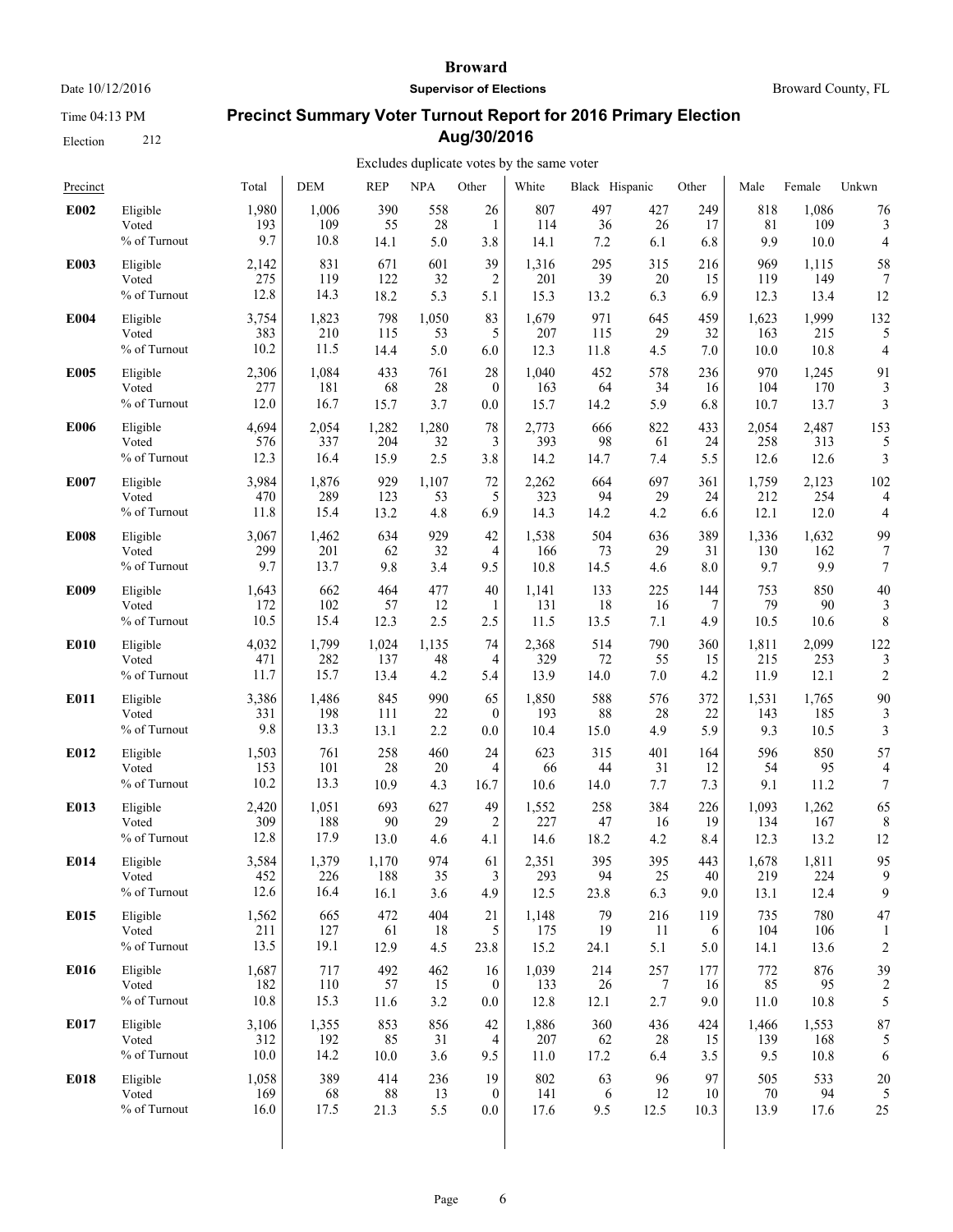# Broward

Date 10/12/2016 | **Supervisor of Elections** | Broward County, FL

Time 04:13 PM

Election 212

## Precinct Summary Voter Turnout Report for 2016 Primary Election Aug/30/2016

Excludes duplicate votes by the same voter

| Precinct | | Total | DEM | REP | NPA | Other | White | Black | Hispanic | Other | Male | Female | Unkwn |
|---|---|---|---|---|---|---|---|---|---|---|---|---|---|
| **E002** | Eligible | 1,980 | 1,006 | 390 | 558 | 26 | 807 | 497 | 427 | 249 | 818 | 1,086 | 76 |
| | Voted | 193 | 109 | 55 | 28 | 1 | 114 | 36 | 26 | 17 | 81 | 109 | 3 |
| | % of Turnout | 9.7 | 10.8 | 14.1 | 5.0 | 3.8 | 14.1 | 7.2 | 6.1 | 6.8 | 9.9 | 10.0 | 4 |
| **E003** | Eligible | 2,142 | 831 | 671 | 601 | 39 | 1,316 | 295 | 315 | 216 | 969 | 1,115 | 58 |
| | Voted | 275 | 119 | 122 | 32 | 2 | 201 | 39 | 20 | 15 | 119 | 149 | 7 |
| | % of Turnout | 12.8 | 14.3 | 18.2 | 5.3 | 5.1 | 15.3 | 13.2 | 6.3 | 6.9 | 12.3 | 13.4 | 12 |
| **E004** | Eligible | 3,754 | 1,823 | 798 | 1,050 | 83 | 1,679 | 971 | 645 | 459 | 1,623 | 1,999 | 132 |
| | Voted | 383 | 210 | 115 | 53 | 5 | 207 | 115 | 29 | 32 | 163 | 215 | 5 |
| | % of Turnout | 10.2 | 11.5 | 14.4 | 5.0 | 6.0 | 12.3 | 11.8 | 4.5 | 7.0 | 10.0 | 10.8 | 4 |
| **E005** | Eligible | 2,306 | 1,084 | 433 | 761 | 28 | 1,040 | 452 | 578 | 236 | 970 | 1,245 | 91 |
| | Voted | 277 | 181 | 68 | 28 | 0 | 163 | 64 | 34 | 16 | 104 | 170 | 3 |
| | % of Turnout | 12.0 | 16.7 | 15.7 | 3.7 | 0.0 | 15.7 | 14.2 | 5.9 | 6.8 | 10.7 | 13.7 | 3 |
| **E006** | Eligible | 4,694 | 2,054 | 1,282 | 1,280 | 78 | 2,773 | 666 | 822 | 433 | 2,054 | 2,487 | 153 |
| | Voted | 576 | 337 | 204 | 32 | 3 | 393 | 98 | 61 | 24 | 258 | 313 | 5 |
| | % of Turnout | 12.3 | 16.4 | 15.9 | 2.5 | 3.8 | 14.2 | 14.7 | 7.4 | 5.5 | 12.6 | 12.6 | 3 |
| **E007** | Eligible | 3,984 | 1,876 | 929 | 1,107 | 72 | 2,262 | 664 | 697 | 361 | 1,759 | 2,123 | 102 |
| | Voted | 470 | 289 | 123 | 53 | 5 | 323 | 94 | 29 | 24 | 212 | 254 | 4 |
| | % of Turnout | 11.8 | 15.4 | 13.2 | 4.8 | 6.9 | 14.3 | 14.2 | 4.2 | 6.6 | 12.1 | 12.0 | 4 |
| **E008** | Eligible | 3,067 | 1,462 | 634 | 929 | 42 | 1,538 | 504 | 636 | 389 | 1,336 | 1,632 | 99 |
| | Voted | 299 | 201 | 62 | 32 | 4 | 166 | 73 | 29 | 31 | 130 | 162 | 7 |
| | % of Turnout | 9.7 | 13.7 | 9.8 | 3.4 | 9.5 | 10.8 | 14.5 | 4.6 | 8.0 | 9.7 | 9.9 | 7 |
| **E009** | Eligible | 1,643 | 662 | 464 | 477 | 40 | 1,141 | 133 | 225 | 144 | 753 | 850 | 40 |
| | Voted | 172 | 102 | 57 | 12 | 1 | 131 | 18 | 16 | 7 | 79 | 90 | 3 |
| | % of Turnout | 10.5 | 15.4 | 12.3 | 2.5 | 2.5 | 11.5 | 13.5 | 7.1 | 4.9 | 10.5 | 10.6 | 8 |
| **E010** | Eligible | 4,032 | 1,799 | 1,024 | 1,135 | 74 | 2,368 | 514 | 790 | 360 | 1,811 | 2,099 | 122 |
| | Voted | 471 | 282 | 137 | 48 | 4 | 329 | 72 | 55 | 15 | 215 | 253 | 3 |
| | % of Turnout | 11.7 | 15.7 | 13.4 | 4.2 | 5.4 | 13.9 | 14.0 | 7.0 | 4.2 | 11.9 | 12.1 | 2 |
| **E011** | Eligible | 3,386 | 1,486 | 845 | 990 | 65 | 1,850 | 588 | 576 | 372 | 1,531 | 1,765 | 90 |
| | Voted | 331 | 198 | 111 | 22 | 0 | 193 | 88 | 28 | 22 | 143 | 185 | 3 |
| | % of Turnout | 9.8 | 13.3 | 13.1 | 2.2 | 0.0 | 10.4 | 15.0 | 4.9 | 5.9 | 9.3 | 10.5 | 3 |
| **E012** | Eligible | 1,503 | 761 | 258 | 460 | 24 | 623 | 315 | 401 | 164 | 596 | 850 | 57 |
| | Voted | 153 | 101 | 28 | 20 | 4 | 66 | 44 | 31 | 12 | 54 | 95 | 4 |
| | % of Turnout | 10.2 | 13.3 | 10.9 | 4.3 | 16.7 | 10.6 | 14.0 | 7.7 | 7.3 | 9.1 | 11.2 | 7 |
| **E013** | Eligible | 2,420 | 1,051 | 693 | 627 | 49 | 1,552 | 258 | 384 | 226 | 1,093 | 1,262 | 65 |
| | Voted | 309 | 188 | 90 | 29 | 2 | 227 | 47 | 16 | 19 | 134 | 167 | 8 |
| | % of Turnout | 12.8 | 17.9 | 13.0 | 4.6 | 4.1 | 14.6 | 18.2 | 4.2 | 8.4 | 12.3 | 13.2 | 12 |
| **E014** | Eligible | 3,584 | 1,379 | 1,170 | 974 | 61 | 2,351 | 395 | 395 | 443 | 1,678 | 1,811 | 95 |
| | Voted | 452 | 226 | 188 | 35 | 3 | 293 | 94 | 25 | 40 | 219 | 224 | 9 |
| | % of Turnout | 12.6 | 16.4 | 16.1 | 3.6 | 4.9 | 12.5 | 23.8 | 6.3 | 9.0 | 13.1 | 12.4 | 9 |
| **E015** | Eligible | 1,562 | 665 | 472 | 404 | 21 | 1,148 | 79 | 216 | 119 | 735 | 780 | 47 |
| | Voted | 211 | 127 | 61 | 18 | 5 | 175 | 19 | 11 | 6 | 104 | 106 | 1 |
| | % of Turnout | 13.5 | 19.1 | 12.9 | 4.5 | 23.8 | 15.2 | 24.1 | 5.1 | 5.0 | 14.1 | 13.6 | 2 |
| **E016** | Eligible | 1,687 | 717 | 492 | 462 | 16 | 1,039 | 214 | 257 | 177 | 772 | 876 | 39 |
| | Voted | 182 | 110 | 57 | 15 | 0 | 133 | 26 | 7 | 16 | 85 | 95 | 2 |
| | % of Turnout | 10.8 | 15.3 | 11.6 | 3.2 | 0.0 | 12.8 | 12.1 | 2.7 | 9.0 | 11.0 | 10.8 | 5 |
| **E017** | Eligible | 3,106 | 1,355 | 853 | 856 | 42 | 1,886 | 360 | 436 | 424 | 1,466 | 1,553 | 87 |
| | Voted | 312 | 192 | 85 | 31 | 4 | 207 | 62 | 28 | 15 | 139 | 168 | 5 |
| | % of Turnout | 10.0 | 14.2 | 10.0 | 3.6 | 9.5 | 11.0 | 17.2 | 6.4 | 3.5 | 9.5 | 10.8 | 6 |
| **E018** | Eligible | 1,058 | 389 | 414 | 236 | 19 | 802 | 63 | 96 | 97 | 505 | 533 | 20 |
| | Voted | 169 | 68 | 88 | 13 | 0 | 141 | 6 | 12 | 10 | 70 | 94 | 5 |
| | % of Turnout | 16.0 | 17.5 | 21.3 | 5.5 | 0.0 | 17.6 | 9.5 | 12.5 | 10.3 | 13.9 | 17.6 | 25 |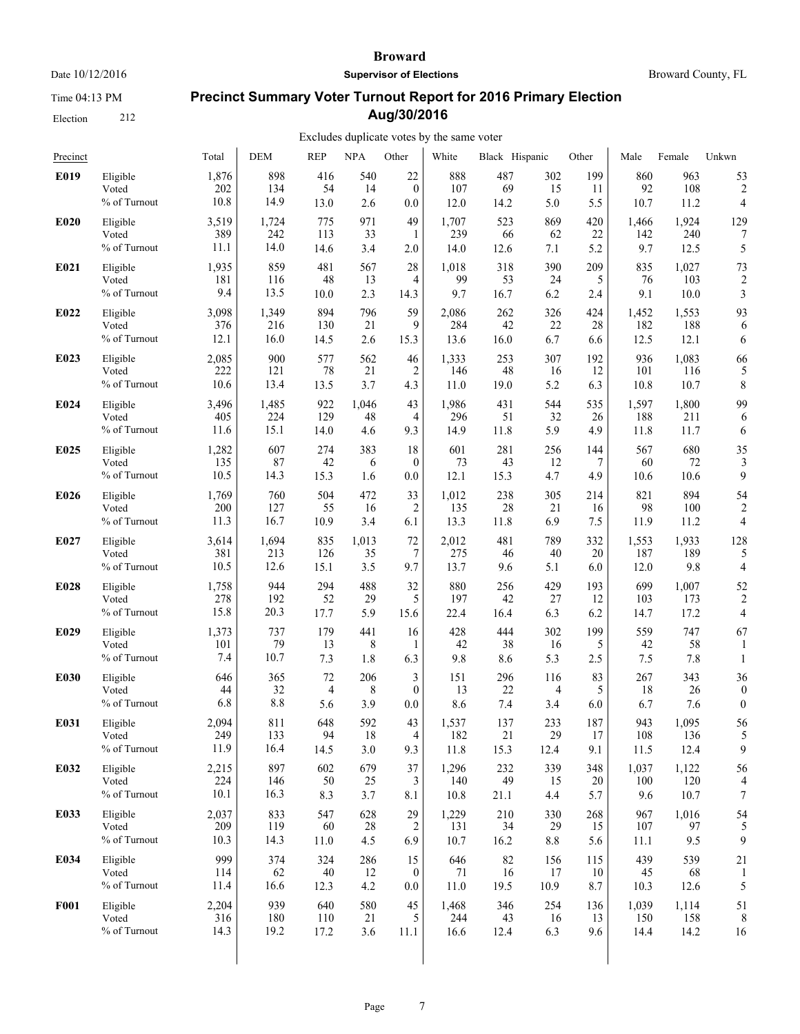# Broward

Date 10/12/2016 **Supervisor of Elections** Broward County, FL

Time 04:13 PM

## Precinct Summary Voter Turnout Report for 2016 Primary Election Aug/30/2016

Election 212

Excludes duplicate votes by the same voter

| Precinct | | Total | DEM | REP | NPA | Other | White | Black | Hispanic | Other | Male | Female | Unkwn |
|---|---|---|---|---|---|---|---|---|---|---|---|---|---|
| **E019** | Eligible | 1,876 | 898 | 416 | 540 | 22 | 888 | 487 | 302 | 199 | 860 | 963 | 53 |
| | Voted | 202 | 134 | 54 | 14 | 0 | 107 | 69 | 15 | 11 | 92 | 108 | 2 |
| | % of Turnout | 10.8 | 14.9 | 13.0 | 2.6 | 0.0 | 12.0 | 14.2 | 5.0 | 5.5 | 10.7 | 11.2 | 4 |
| **E020** | Eligible | 3,519 | 1,724 | 775 | 971 | 49 | 1,707 | 523 | 869 | 420 | 1,466 | 1,924 | 129 |
| | Voted | 389 | 242 | 113 | 33 | 1 | 239 | 66 | 62 | 22 | 142 | 240 | 7 |
| | % of Turnout | 11.1 | 14.0 | 14.6 | 3.4 | 2.0 | 14.0 | 12.6 | 7.1 | 5.2 | 9.7 | 12.5 | 5 |
| **E021** | Eligible | 1,935 | 859 | 481 | 567 | 28 | 1,018 | 318 | 390 | 209 | 835 | 1,027 | 73 |
| | Voted | 181 | 116 | 48 | 13 | 4 | 99 | 53 | 24 | 5 | 76 | 103 | 2 |
| | % of Turnout | 9.4 | 13.5 | 10.0 | 2.3 | 14.3 | 9.7 | 16.7 | 6.2 | 2.4 | 9.1 | 10.0 | 3 |
| **E022** | Eligible | 3,098 | 1,349 | 894 | 796 | 59 | 2,086 | 262 | 326 | 424 | 1,452 | 1,553 | 93 |
| | Voted | 376 | 216 | 130 | 21 | 9 | 284 | 42 | 22 | 28 | 182 | 188 | 6 |
| | % of Turnout | 12.1 | 16.0 | 14.5 | 2.6 | 15.3 | 13.6 | 16.0 | 6.7 | 6.6 | 12.5 | 12.1 | 6 |
| **E023** | Eligible | 2,085 | 900 | 577 | 562 | 46 | 1,333 | 253 | 307 | 192 | 936 | 1,083 | 66 |
| | Voted | 222 | 121 | 78 | 21 | 2 | 146 | 48 | 16 | 12 | 101 | 116 | 5 |
| | % of Turnout | 10.6 | 13.4 | 13.5 | 3.7 | 4.3 | 11.0 | 19.0 | 5.2 | 6.3 | 10.8 | 10.7 | 8 |
| **E024** | Eligible | 3,496 | 1,485 | 922 | 1,046 | 43 | 1,986 | 431 | 544 | 535 | 1,597 | 1,800 | 99 |
| | Voted | 405 | 224 | 129 | 48 | 4 | 296 | 51 | 32 | 26 | 188 | 211 | 6 |
| | % of Turnout | 11.6 | 15.1 | 14.0 | 4.6 | 9.3 | 14.9 | 11.8 | 5.9 | 4.9 | 11.8 | 11.7 | 6 |
| **E025** | Eligible | 1,282 | 607 | 274 | 383 | 18 | 601 | 281 | 256 | 144 | 567 | 680 | 35 |
| | Voted | 135 | 87 | 42 | 6 | 0 | 73 | 43 | 12 | 7 | 60 | 72 | 3 |
| | % of Turnout | 10.5 | 14.3 | 15.3 | 1.6 | 0.0 | 12.1 | 15.3 | 4.7 | 4.9 | 10.6 | 10.6 | 9 |
| **E026** | Eligible | 1,769 | 760 | 504 | 472 | 33 | 1,012 | 238 | 305 | 214 | 821 | 894 | 54 |
| | Voted | 200 | 127 | 55 | 16 | 2 | 135 | 28 | 21 | 16 | 98 | 100 | 2 |
| | % of Turnout | 11.3 | 16.7 | 10.9 | 3.4 | 6.1 | 13.3 | 11.8 | 6.9 | 7.5 | 11.9 | 11.2 | 4 |
| **E027** | Eligible | 3,614 | 1,694 | 835 | 1,013 | 72 | 2,012 | 481 | 789 | 332 | 1,553 | 1,933 | 128 |
| | Voted | 381 | 213 | 126 | 35 | 7 | 275 | 46 | 40 | 20 | 187 | 189 | 5 |
| | % of Turnout | 10.5 | 12.6 | 15.1 | 3.5 | 9.7 | 13.7 | 9.6 | 5.1 | 6.0 | 12.0 | 9.8 | 4 |
| **E028** | Eligible | 1,758 | 944 | 294 | 488 | 32 | 880 | 256 | 429 | 193 | 699 | 1,007 | 52 |
| | Voted | 278 | 192 | 52 | 29 | 5 | 197 | 42 | 27 | 12 | 103 | 173 | 2 |
| | % of Turnout | 15.8 | 20.3 | 17.7 | 5.9 | 15.6 | 22.4 | 16.4 | 6.3 | 6.2 | 14.7 | 17.2 | 4 |
| **E029** | Eligible | 1,373 | 737 | 179 | 441 | 16 | 428 | 444 | 302 | 199 | 559 | 747 | 67 |
| | Voted | 101 | 79 | 13 | 8 | 1 | 42 | 38 | 16 | 5 | 42 | 58 | 1 |
| | % of Turnout | 7.4 | 10.7 | 7.3 | 1.8 | 6.3 | 9.8 | 8.6 | 5.3 | 2.5 | 7.5 | 7.8 | 1 |
| **E030** | Eligible | 646 | 365 | 72 | 206 | 3 | 151 | 296 | 116 | 83 | 267 | 343 | 36 |
| | Voted | 44 | 32 | 4 | 8 | 0 | 13 | 22 | 4 | 5 | 18 | 26 | 0 |
| | % of Turnout | 6.8 | 8.8 | 5.6 | 3.9 | 0.0 | 8.6 | 7.4 | 3.4 | 6.0 | 6.7 | 7.6 | 0 |
| **E031** | Eligible | 2,094 | 811 | 648 | 592 | 43 | 1,537 | 137 | 233 | 187 | 943 | 1,095 | 56 |
| | Voted | 249 | 133 | 94 | 18 | 4 | 182 | 21 | 29 | 17 | 108 | 136 | 5 |
| | % of Turnout | 11.9 | 16.4 | 14.5 | 3.0 | 9.3 | 11.8 | 15.3 | 12.4 | 9.1 | 11.5 | 12.4 | 9 |
| **E032** | Eligible | 2,215 | 897 | 602 | 679 | 37 | 1,296 | 232 | 339 | 348 | 1,037 | 1,122 | 56 |
| | Voted | 224 | 146 | 50 | 25 | 3 | 140 | 49 | 15 | 20 | 100 | 120 | 4 |
| | % of Turnout | 10.1 | 16.3 | 8.3 | 3.7 | 8.1 | 10.8 | 21.1 | 4.4 | 5.7 | 9.6 | 10.7 | 7 |
| **E033** | Eligible | 2,037 | 833 | 547 | 628 | 29 | 1,229 | 210 | 330 | 268 | 967 | 1,016 | 54 |
| | Voted | 209 | 119 | 60 | 28 | 2 | 131 | 34 | 29 | 15 | 107 | 97 | 5 |
| | % of Turnout | 10.3 | 14.3 | 11.0 | 4.5 | 6.9 | 10.7 | 16.2 | 8.8 | 5.6 | 11.1 | 9.5 | 9 |
| **E034** | Eligible | 999 | 374 | 324 | 286 | 15 | 646 | 82 | 156 | 115 | 439 | 539 | 21 |
| | Voted | 114 | 62 | 40 | 12 | 0 | 71 | 16 | 17 | 10 | 45 | 68 | 1 |
| | % of Turnout | 11.4 | 16.6 | 12.3 | 4.2 | 0.0 | 11.0 | 19.5 | 10.9 | 8.7 | 10.3 | 12.6 | 5 |
| **F001** | Eligible | 2,204 | 939 | 640 | 580 | 45 | 1,468 | 346 | 254 | 136 | 1,039 | 1,114 | 51 |
| | Voted | 316 | 180 | 110 | 21 | 5 | 244 | 43 | 16 | 13 | 150 | 158 | 8 |
| | % of Turnout | 14.3 | 19.2 | 17.2 | 3.6 | 11.1 | 16.6 | 12.4 | 6.3 | 9.6 | 14.4 | 14.2 | 16 |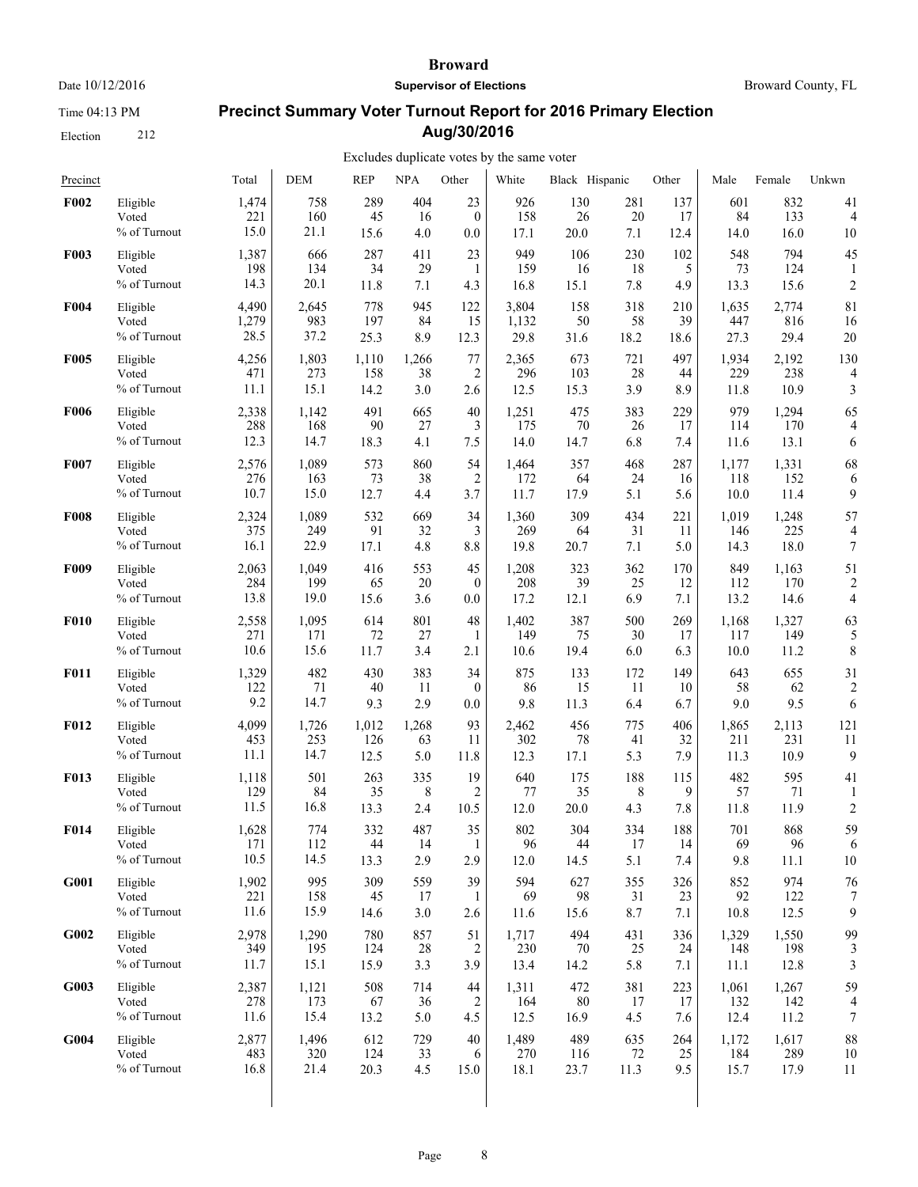# Broward

Date 10/12/2016 | **Supervisor of Elections** | Broward County, FL

Time 04:13 PM

Election 212

## Precinct Summary Voter Turnout Report for 2016 Primary Election Aug/30/2016

Excludes duplicate votes by the same voter

| Precinct | | Total | DEM | REP | NPA | Other | White | Black | Hispanic | Other | Male | Female | Unkwn |
|---|---|---|---|---|---|---|---|---|---|---|---|---|---|
| **F002** | Eligible | 1,474 | 758 | 289 | 404 | 23 | 926 | 130 | 281 | 137 | 601 | 832 | 41 |
| | Voted | 221 | 160 | 45 | 16 | 0 | 158 | 26 | 20 | 17 | 84 | 133 | 4 |
| | % of Turnout | 15.0 | 21.1 | 15.6 | 4.0 | 0.0 | 17.1 | 20.0 | 7.1 | 12.4 | 14.0 | 16.0 | 10 |
| **F003** | Eligible | 1,387 | 666 | 287 | 411 | 23 | 949 | 106 | 230 | 102 | 548 | 794 | 45 |
| | Voted | 198 | 134 | 34 | 29 | 1 | 159 | 16 | 18 | 5 | 73 | 124 | 1 |
| | % of Turnout | 14.3 | 20.1 | 11.8 | 7.1 | 4.3 | 16.8 | 15.1 | 7.8 | 4.9 | 13.3 | 15.6 | 2 |
| **F004** | Eligible | 4,490 | 2,645 | 778 | 945 | 122 | 3,804 | 158 | 318 | 210 | 1,635 | 2,774 | 81 |
| | Voted | 1,279 | 983 | 197 | 84 | 15 | 1,132 | 50 | 58 | 39 | 447 | 816 | 16 |
| | % of Turnout | 28.5 | 37.2 | 25.3 | 8.9 | 12.3 | 29.8 | 31.6 | 18.2 | 18.6 | 27.3 | 29.4 | 20 |
| **F005** | Eligible | 4,256 | 1,803 | 1,110 | 1,266 | 77 | 2,365 | 673 | 721 | 497 | 1,934 | 2,192 | 130 |
| | Voted | 471 | 273 | 158 | 38 | 2 | 296 | 103 | 28 | 44 | 229 | 238 | 4 |
| | % of Turnout | 11.1 | 15.1 | 14.2 | 3.0 | 2.6 | 12.5 | 15.3 | 3.9 | 8.9 | 11.8 | 10.9 | 3 |
| **F006** | Eligible | 2,338 | 1,142 | 491 | 665 | 40 | 1,251 | 475 | 383 | 229 | 979 | 1,294 | 65 |
| | Voted | 288 | 168 | 90 | 27 | 3 | 175 | 70 | 26 | 17 | 114 | 170 | 4 |
| | % of Turnout | 12.3 | 14.7 | 18.3 | 4.1 | 7.5 | 14.0 | 14.7 | 6.8 | 7.4 | 11.6 | 13.1 | 6 |
| **F007** | Eligible | 2,576 | 1,089 | 573 | 860 | 54 | 1,464 | 357 | 468 | 287 | 1,177 | 1,331 | 68 |
| | Voted | 276 | 163 | 73 | 38 | 2 | 172 | 64 | 24 | 16 | 118 | 152 | 6 |
| | % of Turnout | 10.7 | 15.0 | 12.7 | 4.4 | 3.7 | 11.7 | 17.9 | 5.1 | 5.6 | 10.0 | 11.4 | 9 |
| **F008** | Eligible | 2,324 | 1,089 | 532 | 669 | 34 | 1,360 | 309 | 434 | 221 | 1,019 | 1,248 | 57 |
| | Voted | 375 | 249 | 91 | 32 | 3 | 269 | 64 | 31 | 11 | 146 | 225 | 4 |
| | % of Turnout | 16.1 | 22.9 | 17.1 | 4.8 | 8.8 | 19.8 | 20.7 | 7.1 | 5.0 | 14.3 | 18.0 | 7 |
| **F009** | Eligible | 2,063 | 1,049 | 416 | 553 | 45 | 1,208 | 323 | 362 | 170 | 849 | 1,163 | 51 |
| | Voted | 284 | 199 | 65 | 20 | 0 | 208 | 39 | 25 | 12 | 112 | 170 | 2 |
| | % of Turnout | 13.8 | 19.0 | 15.6 | 3.6 | 0.0 | 17.2 | 12.1 | 6.9 | 7.1 | 13.2 | 14.6 | 4 |
| **F010** | Eligible | 2,558 | 1,095 | 614 | 801 | 48 | 1,402 | 387 | 500 | 269 | 1,168 | 1,327 | 63 |
| | Voted | 271 | 171 | 72 | 27 | 1 | 149 | 75 | 30 | 17 | 117 | 149 | 5 |
| | % of Turnout | 10.6 | 15.6 | 11.7 | 3.4 | 2.1 | 10.6 | 19.4 | 6.0 | 6.3 | 10.0 | 11.2 | 8 |
| **F011** | Eligible | 1,329 | 482 | 430 | 383 | 34 | 875 | 133 | 172 | 149 | 643 | 655 | 31 |
| | Voted | 122 | 71 | 40 | 11 | 0 | 86 | 15 | 11 | 10 | 58 | 62 | 2 |
| | % of Turnout | 9.2 | 14.7 | 9.3 | 2.9 | 0.0 | 9.8 | 11.3 | 6.4 | 6.7 | 9.0 | 9.5 | 6 |
| **F012** | Eligible | 4,099 | 1,726 | 1,012 | 1,268 | 93 | 2,462 | 456 | 775 | 406 | 1,865 | 2,113 | 121 |
| | Voted | 453 | 253 | 126 | 63 | 11 | 302 | 78 | 41 | 32 | 211 | 231 | 11 |
| | % of Turnout | 11.1 | 14.7 | 12.5 | 5.0 | 11.8 | 12.3 | 17.1 | 5.3 | 7.9 | 11.3 | 10.9 | 9 |
| **F013** | Eligible | 1,118 | 501 | 263 | 335 | 19 | 640 | 175 | 188 | 115 | 482 | 595 | 41 |
| | Voted | 129 | 84 | 35 | 8 | 2 | 77 | 35 | 8 | 9 | 57 | 71 | 1 |
| | % of Turnout | 11.5 | 16.8 | 13.3 | 2.4 | 10.5 | 12.0 | 20.0 | 4.3 | 7.8 | 11.8 | 11.9 | 2 |
| **F014** | Eligible | 1,628 | 774 | 332 | 487 | 35 | 802 | 304 | 334 | 188 | 701 | 868 | 59 |
| | Voted | 171 | 112 | 44 | 14 | 1 | 96 | 44 | 17 | 14 | 69 | 96 | 6 |
| | % of Turnout | 10.5 | 14.5 | 13.3 | 2.9 | 2.9 | 12.0 | 14.5 | 5.1 | 7.4 | 9.8 | 11.1 | 10 |
| **G001** | Eligible | 1,902 | 995 | 309 | 559 | 39 | 594 | 627 | 355 | 326 | 852 | 974 | 76 |
| | Voted | 221 | 158 | 45 | 17 | 1 | 69 | 98 | 31 | 23 | 92 | 122 | 7 |
| | % of Turnout | 11.6 | 15.9 | 14.6 | 3.0 | 2.6 | 11.6 | 15.6 | 8.7 | 7.1 | 10.8 | 12.5 | 9 |
| **G002** | Eligible | 2,978 | 1,290 | 780 | 857 | 51 | 1,717 | 494 | 431 | 336 | 1,329 | 1,550 | 99 |
| | Voted | 349 | 195 | 124 | 28 | 2 | 230 | 70 | 25 | 24 | 148 | 198 | 3 |
| | % of Turnout | 11.7 | 15.1 | 15.9 | 3.3 | 3.9 | 13.4 | 14.2 | 5.8 | 7.1 | 11.1 | 12.8 | 3 |
| **G003** | Eligible | 2,387 | 1,121 | 508 | 714 | 44 | 1,311 | 472 | 381 | 223 | 1,061 | 1,267 | 59 |
| | Voted | 278 | 173 | 67 | 36 | 2 | 164 | 80 | 17 | 17 | 132 | 142 | 4 |
| | % of Turnout | 11.6 | 15.4 | 13.2 | 5.0 | 4.5 | 12.5 | 16.9 | 4.5 | 7.6 | 12.4 | 11.2 | 7 |
| **G004** | Eligible | 2,877 | 1,496 | 612 | 729 | 40 | 1,489 | 489 | 635 | 264 | 1,172 | 1,617 | 88 |
| | Voted | 483 | 320 | 124 | 33 | 6 | 270 | 116 | 72 | 25 | 184 | 289 | 10 |
| | % of Turnout | 16.8 | 21.4 | 20.3 | 4.5 | 15.0 | 18.1 | 23.7 | 11.3 | 9.5 | 15.7 | 17.9 | 11 |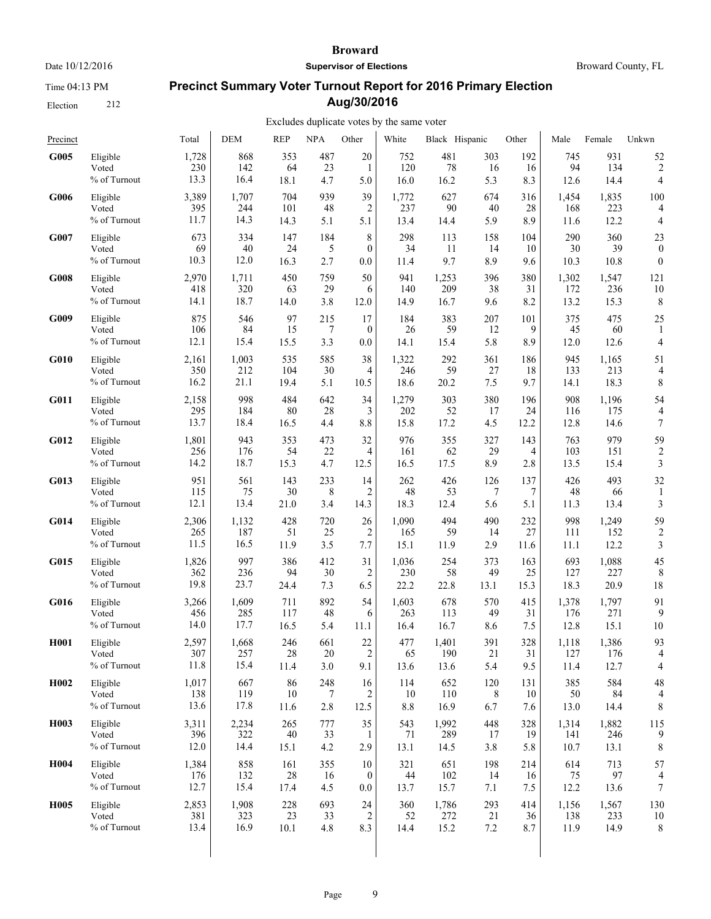# Broward

**Supervisor of Elections**

Date 10/12/2016 — Broward County, FL

Time 04:13 PM

Election 212

## Precinct Summary Voter Turnout Report for 2016 Primary Election Aug/30/2016

Excludes duplicate votes by the same voter

| Precinct | | Total | DEM | REP | NPA | Other | White | Black | Hispanic | Other | Male | Female | Unkwn |
|---|---|---|---|---|---|---|---|---|---|---|---|---|---|
| **G005** | Eligible | 1,728 | 868 | 353 | 487 | 20 | 752 | 481 | 303 | 192 | 745 | 931 | 52 |
| | Voted | 230 | 142 | 64 | 23 | 1 | 120 | 78 | 16 | 16 | 94 | 134 | 2 |
| | % of Turnout | 13.3 | 16.4 | 18.1 | 4.7 | 5.0 | 16.0 | 16.2 | 5.3 | 8.3 | 12.6 | 14.4 | 4 |
| **G006** | Eligible | 3,389 | 1,707 | 704 | 939 | 39 | 1,772 | 627 | 674 | 316 | 1,454 | 1,835 | 100 |
| | Voted | 395 | 244 | 101 | 48 | 2 | 237 | 90 | 40 | 28 | 168 | 223 | 4 |
| | % of Turnout | 11.7 | 14.3 | 14.3 | 5.1 | 5.1 | 13.4 | 14.4 | 5.9 | 8.9 | 11.6 | 12.2 | 4 |
| **G007** | Eligible | 673 | 334 | 147 | 184 | 8 | 298 | 113 | 158 | 104 | 290 | 360 | 23 |
| | Voted | 69 | 40 | 24 | 5 | 0 | 34 | 11 | 14 | 10 | 30 | 39 | 0 |
| | % of Turnout | 10.3 | 12.0 | 16.3 | 2.7 | 0.0 | 11.4 | 9.7 | 8.9 | 9.6 | 10.3 | 10.8 | 0 |
| **G008** | Eligible | 2,970 | 1,711 | 450 | 759 | 50 | 941 | 1,253 | 396 | 380 | 1,302 | 1,547 | 121 |
| | Voted | 418 | 320 | 63 | 29 | 6 | 140 | 209 | 38 | 31 | 172 | 236 | 10 |
| | % of Turnout | 14.1 | 18.7 | 14.0 | 3.8 | 12.0 | 14.9 | 16.7 | 9.6 | 8.2 | 13.2 | 15.3 | 8 |
| **G009** | Eligible | 875 | 546 | 97 | 215 | 17 | 184 | 383 | 207 | 101 | 375 | 475 | 25 |
| | Voted | 106 | 84 | 15 | 7 | 0 | 26 | 59 | 12 | 9 | 45 | 60 | 1 |
| | % of Turnout | 12.1 | 15.4 | 15.5 | 3.3 | 0.0 | 14.1 | 15.4 | 5.8 | 8.9 | 12.0 | 12.6 | 4 |
| **G010** | Eligible | 2,161 | 1,003 | 535 | 585 | 38 | 1,322 | 292 | 361 | 186 | 945 | 1,165 | 51 |
| | Voted | 350 | 212 | 104 | 30 | 4 | 246 | 59 | 27 | 18 | 133 | 213 | 4 |
| | % of Turnout | 16.2 | 21.1 | 19.4 | 5.1 | 10.5 | 18.6 | 20.2 | 7.5 | 9.7 | 14.1 | 18.3 | 8 |
| **G011** | Eligible | 2,158 | 998 | 484 | 642 | 34 | 1,279 | 303 | 380 | 196 | 908 | 1,196 | 54 |
| | Voted | 295 | 184 | 80 | 28 | 3 | 202 | 52 | 17 | 24 | 116 | 175 | 4 |
| | % of Turnout | 13.7 | 18.4 | 16.5 | 4.4 | 8.8 | 15.8 | 17.2 | 4.5 | 12.2 | 12.8 | 14.6 | 7 |
| **G012** | Eligible | 1,801 | 943 | 353 | 473 | 32 | 976 | 355 | 327 | 143 | 763 | 979 | 59 |
| | Voted | 256 | 176 | 54 | 22 | 4 | 161 | 62 | 29 | 4 | 103 | 151 | 2 |
| | % of Turnout | 14.2 | 18.7 | 15.3 | 4.7 | 12.5 | 16.5 | 17.5 | 8.9 | 2.8 | 13.5 | 15.4 | 3 |
| **G013** | Eligible | 951 | 561 | 143 | 233 | 14 | 262 | 426 | 126 | 137 | 426 | 493 | 32 |
| | Voted | 115 | 75 | 30 | 8 | 2 | 48 | 53 | 7 | 7 | 48 | 66 | 1 |
| | % of Turnout | 12.1 | 13.4 | 21.0 | 3.4 | 14.3 | 18.3 | 12.4 | 5.6 | 5.1 | 11.3 | 13.4 | 3 |
| **G014** | Eligible | 2,306 | 1,132 | 428 | 720 | 26 | 1,090 | 494 | 490 | 232 | 998 | 1,249 | 59 |
| | Voted | 265 | 187 | 51 | 25 | 2 | 165 | 59 | 14 | 27 | 111 | 152 | 2 |
| | % of Turnout | 11.5 | 16.5 | 11.9 | 3.5 | 7.7 | 15.1 | 11.9 | 2.9 | 11.6 | 11.1 | 12.2 | 3 |
| **G015** | Eligible | 1,826 | 997 | 386 | 412 | 31 | 1,036 | 254 | 373 | 163 | 693 | 1,088 | 45 |
| | Voted | 362 | 236 | 94 | 30 | 2 | 230 | 58 | 49 | 25 | 127 | 227 | 8 |
| | % of Turnout | 19.8 | 23.7 | 24.4 | 7.3 | 6.5 | 22.2 | 22.8 | 13.1 | 15.3 | 18.3 | 20.9 | 18 |
| **G016** | Eligible | 3,266 | 1,609 | 711 | 892 | 54 | 1,603 | 678 | 570 | 415 | 1,378 | 1,797 | 91 |
| | Voted | 456 | 285 | 117 | 48 | 6 | 263 | 113 | 49 | 31 | 176 | 271 | 9 |
| | % of Turnout | 14.0 | 17.7 | 16.5 | 5.4 | 11.1 | 16.4 | 16.7 | 8.6 | 7.5 | 12.8 | 15.1 | 10 |
| **H001** | Eligible | 2,597 | 1,668 | 246 | 661 | 22 | 477 | 1,401 | 391 | 328 | 1,118 | 1,386 | 93 |
| | Voted | 307 | 257 | 28 | 20 | 2 | 65 | 190 | 21 | 31 | 127 | 176 | 4 |
| | % of Turnout | 11.8 | 15.4 | 11.4 | 3.0 | 9.1 | 13.6 | 13.6 | 5.4 | 9.5 | 11.4 | 12.7 | 4 |
| **H002** | Eligible | 1,017 | 667 | 86 | 248 | 16 | 114 | 652 | 120 | 131 | 385 | 584 | 48 |
| | Voted | 138 | 119 | 10 | 7 | 2 | 10 | 110 | 8 | 10 | 50 | 84 | 4 |
| | % of Turnout | 13.6 | 17.8 | 11.6 | 2.8 | 12.5 | 8.8 | 16.9 | 6.7 | 7.6 | 13.0 | 14.4 | 8 |
| **H003** | Eligible | 3,311 | 2,234 | 265 | 777 | 35 | 543 | 1,992 | 448 | 328 | 1,314 | 1,882 | 115 |
| | Voted | 396 | 322 | 40 | 33 | 1 | 71 | 289 | 17 | 19 | 141 | 246 | 9 |
| | % of Turnout | 12.0 | 14.4 | 15.1 | 4.2 | 2.9 | 13.1 | 14.5 | 3.8 | 5.8 | 10.7 | 13.1 | 8 |
| **H004** | Eligible | 1,384 | 858 | 161 | 355 | 10 | 321 | 651 | 198 | 214 | 614 | 713 | 57 |
| | Voted | 176 | 132 | 28 | 16 | 0 | 44 | 102 | 14 | 16 | 75 | 97 | 4 |
| | % of Turnout | 12.7 | 15.4 | 17.4 | 4.5 | 0.0 | 13.7 | 15.7 | 7.1 | 7.5 | 12.2 | 13.6 | 7 |
| **H005** | Eligible | 2,853 | 1,908 | 228 | 693 | 24 | 360 | 1,786 | 293 | 414 | 1,156 | 1,567 | 130 |
| | Voted | 381 | 323 | 23 | 33 | 2 | 52 | 272 | 21 | 36 | 138 | 233 | 10 |
| | % of Turnout | 13.4 | 16.9 | 10.1 | 4.8 | 8.3 | 14.4 | 15.2 | 7.2 | 8.7 | 11.9 | 14.9 | 8 |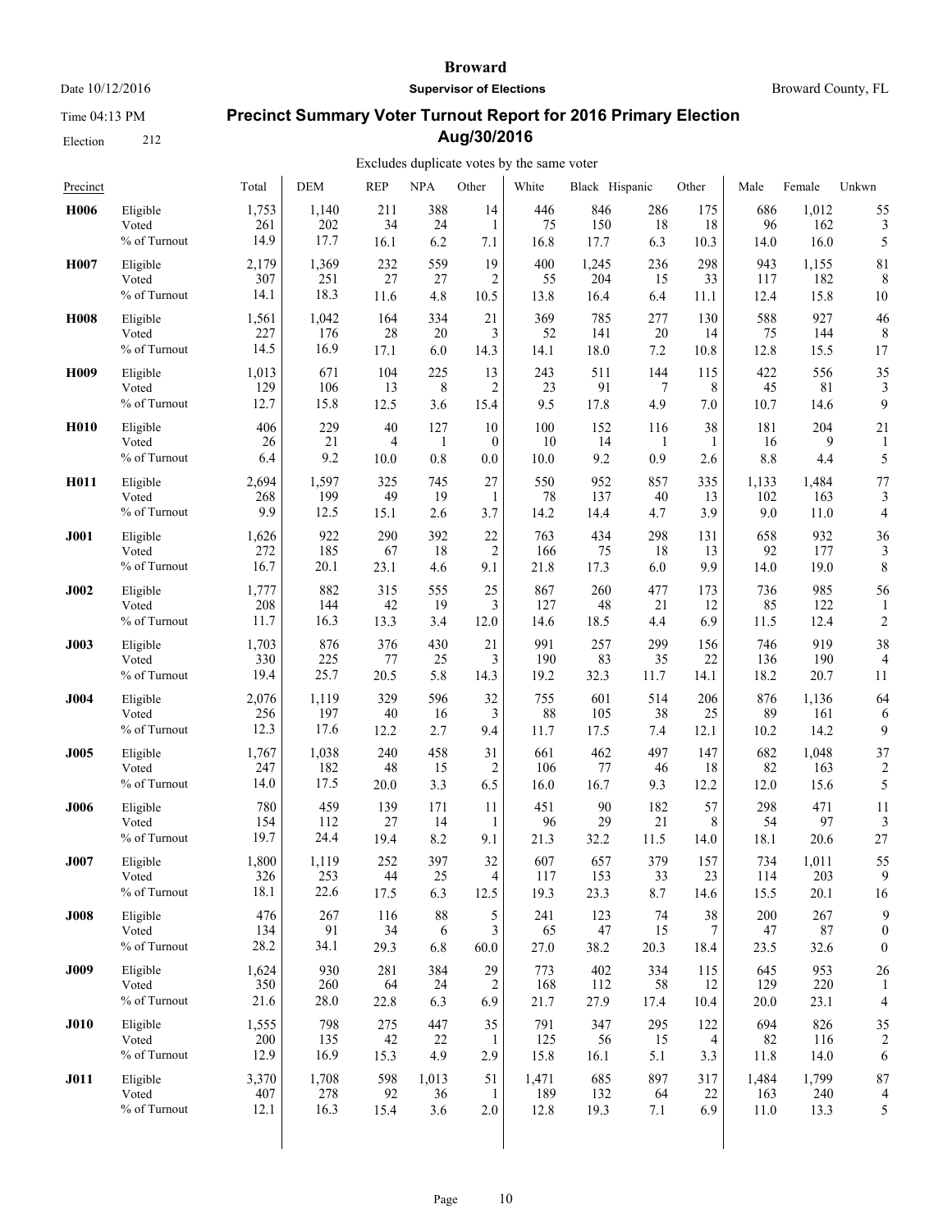# Broward

**Supervisor of Elections**

Date 10/12/2016 Broward County, FL

Time 04:13 PM

Election 212

## Precinct Summary Voter Turnout Report for 2016 Primary Election Aug/30/2016

Excludes duplicate votes by the same voter

| Precinct | | Total | DEM | REP | NPA | Other | White | Black | Hispanic | Other | Male | Female | Unkwn |
|---|---|---|---|---|---|---|---|---|---|---|---|---|---|
| **H006** | Eligible | 1,753 | 1,140 | 211 | 388 | 14 | 446 | 846 | 286 | 175 | 686 | 1,012 | 55 |
| | Voted | 261 | 202 | 34 | 24 | 1 | 75 | 150 | 18 | 18 | 96 | 162 | 3 |
| | % of Turnout | 14.9 | 17.7 | 16.1 | 6.2 | 7.1 | 16.8 | 17.7 | 6.3 | 10.3 | 14.0 | 16.0 | 5 |
| **H007** | Eligible | 2,179 | 1,369 | 232 | 559 | 19 | 400 | 1,245 | 236 | 298 | 943 | 1,155 | 81 |
| | Voted | 307 | 251 | 27 | 27 | 2 | 55 | 204 | 15 | 33 | 117 | 182 | 8 |
| | % of Turnout | 14.1 | 18.3 | 11.6 | 4.8 | 10.5 | 13.8 | 16.4 | 6.4 | 11.1 | 12.4 | 15.8 | 10 |
| **H008** | Eligible | 1,561 | 1,042 | 164 | 334 | 21 | 369 | 785 | 277 | 130 | 588 | 927 | 46 |
| | Voted | 227 | 176 | 28 | 20 | 3 | 52 | 141 | 20 | 14 | 75 | 144 | 8 |
| | % of Turnout | 14.5 | 16.9 | 17.1 | 6.0 | 14.3 | 14.1 | 18.0 | 7.2 | 10.8 | 12.8 | 15.5 | 17 |
| **H009** | Eligible | 1,013 | 671 | 104 | 225 | 13 | 243 | 511 | 144 | 115 | 422 | 556 | 35 |
| | Voted | 129 | 106 | 13 | 8 | 2 | 23 | 91 | 7 | 8 | 45 | 81 | 3 |
| | % of Turnout | 12.7 | 15.8 | 12.5 | 3.6 | 15.4 | 9.5 | 17.8 | 4.9 | 7.0 | 10.7 | 14.6 | 9 |
| **H010** | Eligible | 406 | 229 | 40 | 127 | 10 | 100 | 152 | 116 | 38 | 181 | 204 | 21 |
| | Voted | 26 | 21 | 4 | 1 | 0 | 10 | 14 | 1 | 1 | 16 | 9 | 1 |
| | % of Turnout | 6.4 | 9.2 | 10.0 | 0.8 | 0.0 | 10.0 | 9.2 | 0.9 | 2.6 | 8.8 | 4.4 | 5 |
| **H011** | Eligible | 2,694 | 1,597 | 325 | 745 | 27 | 550 | 952 | 857 | 335 | 1,133 | 1,484 | 77 |
| | Voted | 268 | 199 | 49 | 19 | 1 | 78 | 137 | 40 | 13 | 102 | 163 | 3 |
| | % of Turnout | 9.9 | 12.5 | 15.1 | 2.6 | 3.7 | 14.2 | 14.4 | 4.7 | 3.9 | 9.0 | 11.0 | 4 |
| **J001** | Eligible | 1,626 | 922 | 290 | 392 | 22 | 763 | 434 | 298 | 131 | 658 | 932 | 36 |
| | Voted | 272 | 185 | 67 | 18 | 2 | 166 | 75 | 18 | 13 | 92 | 177 | 3 |
| | % of Turnout | 16.7 | 20.1 | 23.1 | 4.6 | 9.1 | 21.8 | 17.3 | 6.0 | 9.9 | 14.0 | 19.0 | 8 |
| **J002** | Eligible | 1,777 | 882 | 315 | 555 | 25 | 867 | 260 | 477 | 173 | 736 | 985 | 56 |
| | Voted | 208 | 144 | 42 | 19 | 3 | 127 | 48 | 21 | 12 | 85 | 122 | 1 |
| | % of Turnout | 11.7 | 16.3 | 13.3 | 3.4 | 12.0 | 14.6 | 18.5 | 4.4 | 6.9 | 11.5 | 12.4 | 2 |
| **J003** | Eligible | 1,703 | 876 | 376 | 430 | 21 | 991 | 257 | 299 | 156 | 746 | 919 | 38 |
| | Voted | 330 | 225 | 77 | 25 | 3 | 190 | 83 | 35 | 22 | 136 | 190 | 4 |
| | % of Turnout | 19.4 | 25.7 | 20.5 | 5.8 | 14.3 | 19.2 | 32.3 | 11.7 | 14.1 | 18.2 | 20.7 | 11 |
| **J004** | Eligible | 2,076 | 1,119 | 329 | 596 | 32 | 755 | 601 | 514 | 206 | 876 | 1,136 | 64 |
| | Voted | 256 | 197 | 40 | 16 | 3 | 88 | 105 | 38 | 25 | 89 | 161 | 6 |
| | % of Turnout | 12.3 | 17.6 | 12.2 | 2.7 | 9.4 | 11.7 | 17.5 | 7.4 | 12.1 | 10.2 | 14.2 | 9 |
| **J005** | Eligible | 1,767 | 1,038 | 240 | 458 | 31 | 661 | 462 | 497 | 147 | 682 | 1,048 | 37 |
| | Voted | 247 | 182 | 48 | 15 | 2 | 106 | 77 | 46 | 18 | 82 | 163 | 2 |
| | % of Turnout | 14.0 | 17.5 | 20.0 | 3.3 | 6.5 | 16.0 | 16.7 | 9.3 | 12.2 | 12.0 | 15.6 | 5 |
| **J006** | Eligible | 780 | 459 | 139 | 171 | 11 | 451 | 90 | 182 | 57 | 298 | 471 | 11 |
| | Voted | 154 | 112 | 27 | 14 | 1 | 96 | 29 | 21 | 8 | 54 | 97 | 3 |
| | % of Turnout | 19.7 | 24.4 | 19.4 | 8.2 | 9.1 | 21.3 | 32.2 | 11.5 | 14.0 | 18.1 | 20.6 | 27 |
| **J007** | Eligible | 1,800 | 1,119 | 252 | 397 | 32 | 607 | 657 | 379 | 157 | 734 | 1,011 | 55 |
| | Voted | 326 | 253 | 44 | 25 | 4 | 117 | 153 | 33 | 23 | 114 | 203 | 9 |
| | % of Turnout | 18.1 | 22.6 | 17.5 | 6.3 | 12.5 | 19.3 | 23.3 | 8.7 | 14.6 | 15.5 | 20.1 | 16 |
| **J008** | Eligible | 476 | 267 | 116 | 88 | 5 | 241 | 123 | 74 | 38 | 200 | 267 | 9 |
| | Voted | 134 | 91 | 34 | 6 | 3 | 65 | 47 | 15 | 7 | 47 | 87 | 0 |
| | % of Turnout | 28.2 | 34.1 | 29.3 | 6.8 | 60.0 | 27.0 | 38.2 | 20.3 | 18.4 | 23.5 | 32.6 | 0 |
| **J009** | Eligible | 1,624 | 930 | 281 | 384 | 29 | 773 | 402 | 334 | 115 | 645 | 953 | 26 |
| | Voted | 350 | 260 | 64 | 24 | 2 | 168 | 112 | 58 | 12 | 129 | 220 | 1 |
| | % of Turnout | 21.6 | 28.0 | 22.8 | 6.3 | 6.9 | 21.7 | 27.9 | 17.4 | 10.4 | 20.0 | 23.1 | 4 |
| **J010** | Eligible | 1,555 | 798 | 275 | 447 | 35 | 791 | 347 | 295 | 122 | 694 | 826 | 35 |
| | Voted | 200 | 135 | 42 | 22 | 1 | 125 | 56 | 15 | 4 | 82 | 116 | 2 |
| | % of Turnout | 12.9 | 16.9 | 15.3 | 4.9 | 2.9 | 15.8 | 16.1 | 5.1 | 3.3 | 11.8 | 14.0 | 6 |
| **J011** | Eligible | 3,370 | 1,708 | 598 | 1,013 | 51 | 1,471 | 685 | 897 | 317 | 1,484 | 1,799 | 87 |
| | Voted | 407 | 278 | 92 | 36 | 1 | 189 | 132 | 64 | 22 | 163 | 240 | 4 |
| | % of Turnout | 12.1 | 16.3 | 15.4 | 3.6 | 2.0 | 12.8 | 19.3 | 7.1 | 6.9 | 11.0 | 13.3 | 5 |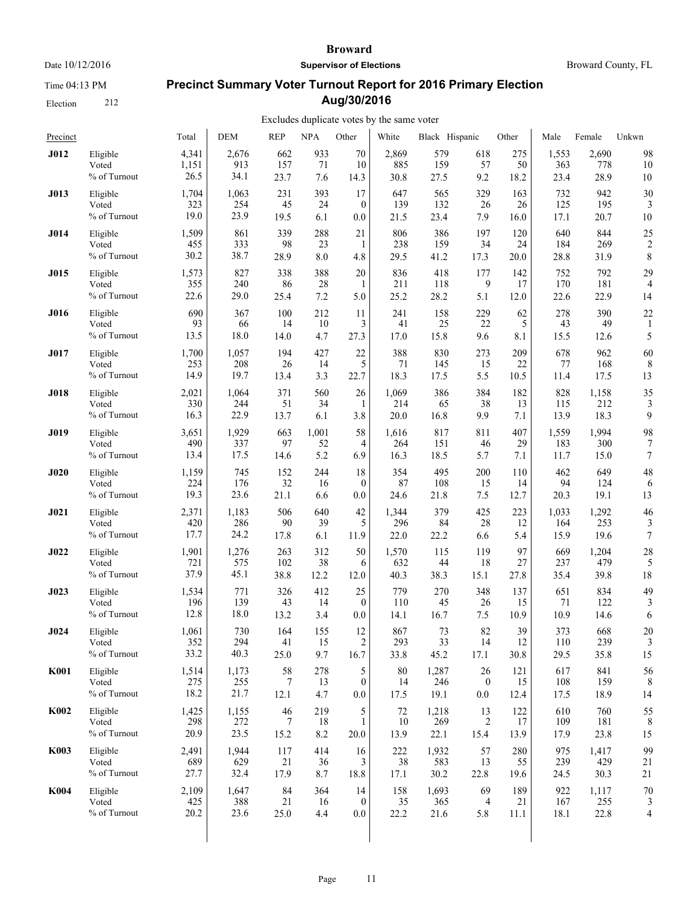**Broward**

Date 10/12/2016 **Supervisor of Elections** Broward County, FL

Time 04:13 PM

Election 212

## Precinct Summary Voter Turnout Report for 2016 Primary Election Aug/30/2016

Excludes duplicate votes by the same voter

| Precinct | | Total | DEM | REP | NPA | Other | White | Black | Hispanic | Other | Male | Female | Unkwn |
|---|---|---|---|---|---|---|---|---|---|---|---|---|---|
| **J012** | Eligible | 4,341 | 2,676 | 662 | 933 | 70 | 2,869 | 579 | 618 | 275 | 1,553 | 2,690 | 98 |
| | Voted | 1,151 | 913 | 157 | 71 | 10 | 885 | 159 | 57 | 50 | 363 | 778 | 10 |
| | % of Turnout | 26.5 | 34.1 | 23.7 | 7.6 | 14.3 | 30.8 | 27.5 | 9.2 | 18.2 | 23.4 | 28.9 | 10 |
| **J013** | Eligible | 1,704 | 1,063 | 231 | 393 | 17 | 647 | 565 | 329 | 163 | 732 | 942 | 30 |
| | Voted | 323 | 254 | 45 | 24 | 0 | 139 | 132 | 26 | 26 | 125 | 195 | 3 |
| | % of Turnout | 19.0 | 23.9 | 19.5 | 6.1 | 0.0 | 21.5 | 23.4 | 7.9 | 16.0 | 17.1 | 20.7 | 10 |
| **J014** | Eligible | 1,509 | 861 | 339 | 288 | 21 | 806 | 386 | 197 | 120 | 640 | 844 | 25 |
| | Voted | 455 | 333 | 98 | 23 | 1 | 238 | 159 | 34 | 24 | 184 | 269 | 2 |
| | % of Turnout | 30.2 | 38.7 | 28.9 | 8.0 | 4.8 | 29.5 | 41.2 | 17.3 | 20.0 | 28.8 | 31.9 | 8 |
| **J015** | Eligible | 1,573 | 827 | 338 | 388 | 20 | 836 | 418 | 177 | 142 | 752 | 792 | 29 |
| | Voted | 355 | 240 | 86 | 28 | 1 | 211 | 118 | 9 | 17 | 170 | 181 | 4 |
| | % of Turnout | 22.6 | 29.0 | 25.4 | 7.2 | 5.0 | 25.2 | 28.2 | 5.1 | 12.0 | 22.6 | 22.9 | 14 |
| **J016** | Eligible | 690 | 367 | 100 | 212 | 11 | 241 | 158 | 229 | 62 | 278 | 390 | 22 |
| | Voted | 93 | 66 | 14 | 10 | 3 | 41 | 25 | 22 | 5 | 43 | 49 | 1 |
| | % of Turnout | 13.5 | 18.0 | 14.0 | 4.7 | 27.3 | 17.0 | 15.8 | 9.6 | 8.1 | 15.5 | 12.6 | 5 |
| **J017** | Eligible | 1,700 | 1,057 | 194 | 427 | 22 | 388 | 830 | 273 | 209 | 678 | 962 | 60 |
| | Voted | 253 | 208 | 26 | 14 | 5 | 71 | 145 | 15 | 22 | 77 | 168 | 8 |
| | % of Turnout | 14.9 | 19.7 | 13.4 | 3.3 | 22.7 | 18.3 | 17.5 | 5.5 | 10.5 | 11.4 | 17.5 | 13 |
| **J018** | Eligible | 2,021 | 1,064 | 371 | 560 | 26 | 1,069 | 386 | 384 | 182 | 828 | 1,158 | 35 |
| | Voted | 330 | 244 | 51 | 34 | 1 | 214 | 65 | 38 | 13 | 115 | 212 | 3 |
| | % of Turnout | 16.3 | 22.9 | 13.7 | 6.1 | 3.8 | 20.0 | 16.8 | 9.9 | 7.1 | 13.9 | 18.3 | 9 |
| **J019** | Eligible | 3,651 | 1,929 | 663 | 1,001 | 58 | 1,616 | 817 | 811 | 407 | 1,559 | 1,994 | 98 |
| | Voted | 490 | 337 | 97 | 52 | 4 | 264 | 151 | 46 | 29 | 183 | 300 | 7 |
| | % of Turnout | 13.4 | 17.5 | 14.6 | 5.2 | 6.9 | 16.3 | 18.5 | 5.7 | 7.1 | 11.7 | 15.0 | 7 |
| **J020** | Eligible | 1,159 | 745 | 152 | 244 | 18 | 354 | 495 | 200 | 110 | 462 | 649 | 48 |
| | Voted | 224 | 176 | 32 | 16 | 0 | 87 | 108 | 15 | 14 | 94 | 124 | 6 |
| | % of Turnout | 19.3 | 23.6 | 21.1 | 6.6 | 0.0 | 24.6 | 21.8 | 7.5 | 12.7 | 20.3 | 19.1 | 13 |
| **J021** | Eligible | 2,371 | 1,183 | 506 | 640 | 42 | 1,344 | 379 | 425 | 223 | 1,033 | 1,292 | 46 |
| | Voted | 420 | 286 | 90 | 39 | 5 | 296 | 84 | 28 | 12 | 164 | 253 | 3 |
| | % of Turnout | 17.7 | 24.2 | 17.8 | 6.1 | 11.9 | 22.0 | 22.2 | 6.6 | 5.4 | 15.9 | 19.6 | 7 |
| **J022** | Eligible | 1,901 | 1,276 | 263 | 312 | 50 | 1,570 | 115 | 119 | 97 | 669 | 1,204 | 28 |
| | Voted | 721 | 575 | 102 | 38 | 6 | 632 | 44 | 18 | 27 | 237 | 479 | 5 |
| | % of Turnout | 37.9 | 45.1 | 38.8 | 12.2 | 12.0 | 40.3 | 38.3 | 15.1 | 27.8 | 35.4 | 39.8 | 18 |
| **J023** | Eligible | 1,534 | 771 | 326 | 412 | 25 | 779 | 270 | 348 | 137 | 651 | 834 | 49 |
| | Voted | 196 | 139 | 43 | 14 | 0 | 110 | 45 | 26 | 15 | 71 | 122 | 3 |
| | % of Turnout | 12.8 | 18.0 | 13.2 | 3.4 | 0.0 | 14.1 | 16.7 | 7.5 | 10.9 | 10.9 | 14.6 | 6 |
| **J024** | Eligible | 1,061 | 730 | 164 | 155 | 12 | 867 | 73 | 82 | 39 | 373 | 668 | 20 |
| | Voted | 352 | 294 | 41 | 15 | 2 | 293 | 33 | 14 | 12 | 110 | 239 | 3 |
| | % of Turnout | 33.2 | 40.3 | 25.0 | 9.7 | 16.7 | 33.8 | 45.2 | 17.1 | 30.8 | 29.5 | 35.8 | 15 |
| **K001** | Eligible | 1,514 | 1,173 | 58 | 278 | 5 | 80 | 1,287 | 26 | 121 | 617 | 841 | 56 |
| | Voted | 275 | 255 | 7 | 13 | 0 | 14 | 246 | 0 | 15 | 108 | 159 | 8 |
| | % of Turnout | 18.2 | 21.7 | 12.1 | 4.7 | 0.0 | 17.5 | 19.1 | 0.0 | 12.4 | 17.5 | 18.9 | 14 |
| **K002** | Eligible | 1,425 | 1,155 | 46 | 219 | 5 | 72 | 1,218 | 13 | 122 | 610 | 760 | 55 |
| | Voted | 298 | 272 | 7 | 18 | 1 | 10 | 269 | 2 | 17 | 109 | 181 | 8 |
| | % of Turnout | 20.9 | 23.5 | 15.2 | 8.2 | 20.0 | 13.9 | 22.1 | 15.4 | 13.9 | 17.9 | 23.8 | 15 |
| **K003** | Eligible | 2,491 | 1,944 | 117 | 414 | 16 | 222 | 1,932 | 57 | 280 | 975 | 1,417 | 99 |
| | Voted | 689 | 629 | 21 | 36 | 3 | 38 | 583 | 13 | 55 | 239 | 429 | 21 |
| | % of Turnout | 27.7 | 32.4 | 17.9 | 8.7 | 18.8 | 17.1 | 30.2 | 22.8 | 19.6 | 24.5 | 30.3 | 21 |
| **K004** | Eligible | 2,109 | 1,647 | 84 | 364 | 14 | 158 | 1,693 | 69 | 189 | 922 | 1,117 | 70 |
| | Voted | 425 | 388 | 21 | 16 | 0 | 35 | 365 | 4 | 21 | 167 | 255 | 3 |
| | % of Turnout | 20.2 | 23.6 | 25.0 | 4.4 | 0.0 | 22.2 | 21.6 | 5.8 | 11.1 | 18.1 | 22.8 | 4 |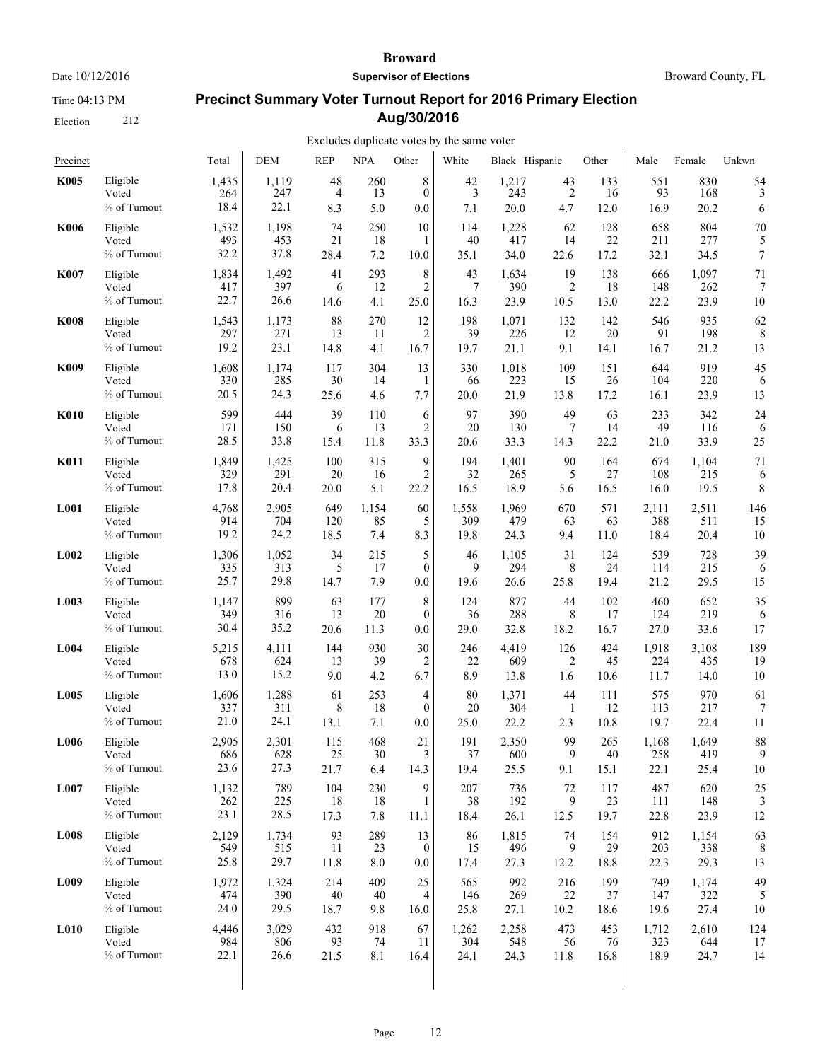# Broward

**Supervisor of Elections**

Date 10/12/2016 — Broward County, FL

Time 04:13 PM

Election 212

## Precinct Summary Voter Turnout Report for 2016 Primary Election Aug/30/2016

Excludes duplicate votes by the same voter

| Precinct | | Total | DEM | REP | NPA | Other | White | Black | Hispanic | Other | Male | Female | Unkwn |
|---|---|---|---|---|---|---|---|---|---|---|---|---|---|
| **K005** | Eligible | 1,435 | 1,119 | 48 | 260 | 8 | 42 | 1,217 | 43 | 133 | 551 | 830 | 54 |
| | Voted | 264 | 247 | 4 | 13 | 0 | 3 | 243 | 2 | 16 | 93 | 168 | 3 |
| | % of Turnout | 18.4 | 22.1 | 8.3 | 5.0 | 0.0 | 7.1 | 20.0 | 4.7 | 12.0 | 16.9 | 20.2 | 6 |
| **K006** | Eligible | 1,532 | 1,198 | 74 | 250 | 10 | 114 | 1,228 | 62 | 128 | 658 | 804 | 70 |
| | Voted | 493 | 453 | 21 | 18 | 1 | 40 | 417 | 14 | 22 | 211 | 277 | 5 |
| | % of Turnout | 32.2 | 37.8 | 28.4 | 7.2 | 10.0 | 35.1 | 34.0 | 22.6 | 17.2 | 32.1 | 34.5 | 7 |
| **K007** | Eligible | 1,834 | 1,492 | 41 | 293 | 8 | 43 | 1,634 | 19 | 138 | 666 | 1,097 | 71 |
| | Voted | 417 | 397 | 6 | 12 | 2 | 7 | 390 | 2 | 18 | 148 | 262 | 7 |
| | % of Turnout | 22.7 | 26.6 | 14.6 | 4.1 | 25.0 | 16.3 | 23.9 | 10.5 | 13.0 | 22.2 | 23.9 | 10 |
| **K008** | Eligible | 1,543 | 1,173 | 88 | 270 | 12 | 198 | 1,071 | 132 | 142 | 546 | 935 | 62 |
| | Voted | 297 | 271 | 13 | 11 | 2 | 39 | 226 | 12 | 20 | 91 | 198 | 8 |
| | % of Turnout | 19.2 | 23.1 | 14.8 | 4.1 | 16.7 | 19.7 | 21.1 | 9.1 | 14.1 | 16.7 | 21.2 | 13 |
| **K009** | Eligible | 1,608 | 1,174 | 117 | 304 | 13 | 330 | 1,018 | 109 | 151 | 644 | 919 | 45 |
| | Voted | 330 | 285 | 30 | 14 | 1 | 66 | 223 | 15 | 26 | 104 | 220 | 6 |
| | % of Turnout | 20.5 | 24.3 | 25.6 | 4.6 | 7.7 | 20.0 | 21.9 | 13.8 | 17.2 | 16.1 | 23.9 | 13 |
| **K010** | Eligible | 599 | 444 | 39 | 110 | 6 | 97 | 390 | 49 | 63 | 233 | 342 | 24 |
| | Voted | 171 | 150 | 6 | 13 | 2 | 20 | 130 | 7 | 14 | 49 | 116 | 6 |
| | % of Turnout | 28.5 | 33.8 | 15.4 | 11.8 | 33.3 | 20.6 | 33.3 | 14.3 | 22.2 | 21.0 | 33.9 | 25 |
| **K011** | Eligible | 1,849 | 1,425 | 100 | 315 | 9 | 194 | 1,401 | 90 | 164 | 674 | 1,104 | 71 |
| | Voted | 329 | 291 | 20 | 16 | 2 | 32 | 265 | 5 | 27 | 108 | 215 | 6 |
| | % of Turnout | 17.8 | 20.4 | 20.0 | 5.1 | 22.2 | 16.5 | 18.9 | 5.6 | 16.5 | 16.0 | 19.5 | 8 |
| **L001** | Eligible | 4,768 | 2,905 | 649 | 1,154 | 60 | 1,558 | 1,969 | 670 | 571 | 2,111 | 2,511 | 146 |
| | Voted | 914 | 704 | 120 | 85 | 5 | 309 | 479 | 63 | 63 | 388 | 511 | 15 |
| | % of Turnout | 19.2 | 24.2 | 18.5 | 7.4 | 8.3 | 19.8 | 24.3 | 9.4 | 11.0 | 18.4 | 20.4 | 10 |
| **L002** | Eligible | 1,306 | 1,052 | 34 | 215 | 5 | 46 | 1,105 | 31 | 124 | 539 | 728 | 39 |
| | Voted | 335 | 313 | 5 | 17 | 0 | 9 | 294 | 8 | 24 | 114 | 215 | 6 |
| | % of Turnout | 25.7 | 29.8 | 14.7 | 7.9 | 0.0 | 19.6 | 26.6 | 25.8 | 19.4 | 21.2 | 29.5 | 15 |
| **L003** | Eligible | 1,147 | 899 | 63 | 177 | 8 | 124 | 877 | 44 | 102 | 460 | 652 | 35 |
| | Voted | 349 | 316 | 13 | 20 | 0 | 36 | 288 | 8 | 17 | 124 | 219 | 6 |
| | % of Turnout | 30.4 | 35.2 | 20.6 | 11.3 | 0.0 | 29.0 | 32.8 | 18.2 | 16.7 | 27.0 | 33.6 | 17 |
| **L004** | Eligible | 5,215 | 4,111 | 144 | 930 | 30 | 246 | 4,419 | 126 | 424 | 1,918 | 3,108 | 189 |
| | Voted | 678 | 624 | 13 | 39 | 2 | 22 | 609 | 2 | 45 | 224 | 435 | 19 |
| | % of Turnout | 13.0 | 15.2 | 9.0 | 4.2 | 6.7 | 8.9 | 13.8 | 1.6 | 10.6 | 11.7 | 14.0 | 10 |
| **L005** | Eligible | 1,606 | 1,288 | 61 | 253 | 4 | 80 | 1,371 | 44 | 111 | 575 | 970 | 61 |
| | Voted | 337 | 311 | 8 | 18 | 0 | 20 | 304 | 1 | 12 | 113 | 217 | 7 |
| | % of Turnout | 21.0 | 24.1 | 13.1 | 7.1 | 0.0 | 25.0 | 22.2 | 2.3 | 10.8 | 19.7 | 22.4 | 11 |
| **L006** | Eligible | 2,905 | 2,301 | 115 | 468 | 21 | 191 | 2,350 | 99 | 265 | 1,168 | 1,649 | 88 |
| | Voted | 686 | 628 | 25 | 30 | 3 | 37 | 600 | 9 | 40 | 258 | 419 | 9 |
| | % of Turnout | 23.6 | 27.3 | 21.7 | 6.4 | 14.3 | 19.4 | 25.5 | 9.1 | 15.1 | 22.1 | 25.4 | 10 |
| **L007** | Eligible | 1,132 | 789 | 104 | 230 | 9 | 207 | 736 | 72 | 117 | 487 | 620 | 25 |
| | Voted | 262 | 225 | 18 | 18 | 1 | 38 | 192 | 9 | 23 | 111 | 148 | 3 |
| | % of Turnout | 23.1 | 28.5 | 17.3 | 7.8 | 11.1 | 18.4 | 26.1 | 12.5 | 19.7 | 22.8 | 23.9 | 12 |
| **L008** | Eligible | 2,129 | 1,734 | 93 | 289 | 13 | 86 | 1,815 | 74 | 154 | 912 | 1,154 | 63 |
| | Voted | 549 | 515 | 11 | 23 | 0 | 15 | 496 | 9 | 29 | 203 | 338 | 8 |
| | % of Turnout | 25.8 | 29.7 | 11.8 | 8.0 | 0.0 | 17.4 | 27.3 | 12.2 | 18.8 | 22.3 | 29.3 | 13 |
| **L009** | Eligible | 1,972 | 1,324 | 214 | 409 | 25 | 565 | 992 | 216 | 199 | 749 | 1,174 | 49 |
| | Voted | 474 | 390 | 40 | 40 | 4 | 146 | 269 | 22 | 37 | 147 | 322 | 5 |
| | % of Turnout | 24.0 | 29.5 | 18.7 | 9.8 | 16.0 | 25.8 | 27.1 | 10.2 | 18.6 | 19.6 | 27.4 | 10 |
| **L010** | Eligible | 4,446 | 3,029 | 432 | 918 | 67 | 1,262 | 2,258 | 473 | 453 | 1,712 | 2,610 | 124 |
| | Voted | 984 | 806 | 93 | 74 | 11 | 304 | 548 | 56 | 76 | 323 | 644 | 17 |
| | % of Turnout | 22.1 | 26.6 | 21.5 | 8.1 | 16.4 | 24.1 | 24.3 | 11.8 | 16.8 | 18.9 | 24.7 | 14 |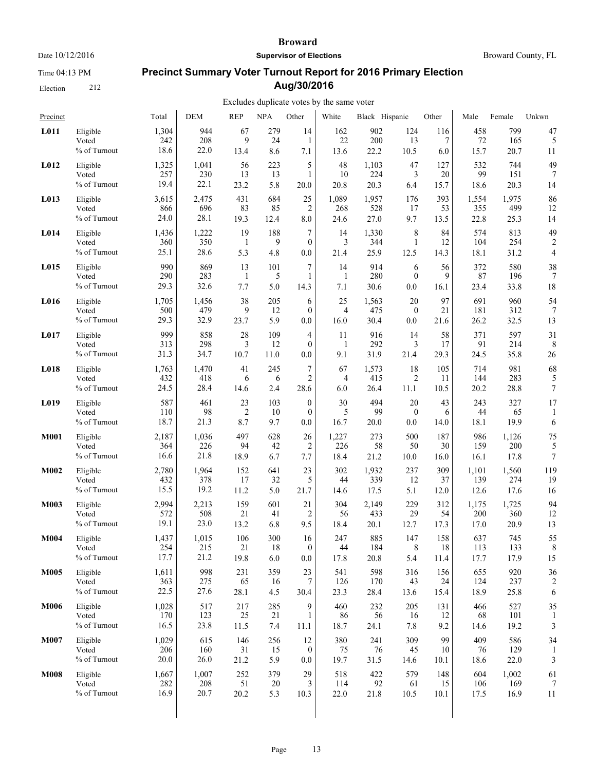# Broward

Date 10/12/2016 — **Supervisor of Elections** — Broward County, FL

Time 04:13 PM

Election 212

## Precinct Summary Voter Turnout Report for 2016 Primary Election Aug/30/2016

Excludes duplicate votes by the same voter

| Precinct | | Total | DEM | REP | NPA | Other | White | Black | Hispanic | Other | Male | Female | Unkwn |
|---|---|---|---|---|---|---|---|---|---|---|---|---|---|
| **L011** | Eligible | 1,304 | 944 | 67 | 279 | 14 | 162 | 902 | 124 | 116 | 458 | 799 | 47 |
| | Voted | 242 | 208 | 9 | 24 | 1 | 22 | 200 | 13 | 7 | 72 | 165 | 5 |
| | % of Turnout | 18.6 | 22.0 | 13.4 | 8.6 | 7.1 | 13.6 | 22.2 | 10.5 | 6.0 | 15.7 | 20.7 | 11 |
| **L012** | Eligible | 1,325 | 1,041 | 56 | 223 | 5 | 48 | 1,103 | 47 | 127 | 532 | 744 | 49 |
| | Voted | 257 | 230 | 13 | 13 | 1 | 10 | 224 | 3 | 20 | 99 | 151 | 7 |
| | % of Turnout | 19.4 | 22.1 | 23.2 | 5.8 | 20.0 | 20.8 | 20.3 | 6.4 | 15.7 | 18.6 | 20.3 | 14 |
| **L013** | Eligible | 3,615 | 2,475 | 431 | 684 | 25 | 1,089 | 1,957 | 176 | 393 | 1,554 | 1,975 | 86 |
| | Voted | 866 | 696 | 83 | 85 | 2 | 268 | 528 | 17 | 53 | 355 | 499 | 12 |
| | % of Turnout | 24.0 | 28.1 | 19.3 | 12.4 | 8.0 | 24.6 | 27.0 | 9.7 | 13.5 | 22.8 | 25.3 | 14 |
| **L014** | Eligible | 1,436 | 1,222 | 19 | 188 | 7 | 14 | 1,330 | 8 | 84 | 574 | 813 | 49 |
| | Voted | 360 | 350 | 1 | 9 | 0 | 3 | 344 | 1 | 12 | 104 | 254 | 2 |
| | % of Turnout | 25.1 | 28.6 | 5.3 | 4.8 | 0.0 | 21.4 | 25.9 | 12.5 | 14.3 | 18.1 | 31.2 | 4 |
| **L015** | Eligible | 990 | 869 | 13 | 101 | 7 | 14 | 914 | 6 | 56 | 372 | 580 | 38 |
| | Voted | 290 | 283 | 1 | 5 | 1 | 1 | 280 | 0 | 9 | 87 | 196 | 7 |
| | % of Turnout | 29.3 | 32.6 | 7.7 | 5.0 | 14.3 | 7.1 | 30.6 | 0.0 | 16.1 | 23.4 | 33.8 | 18 |
| **L016** | Eligible | 1,705 | 1,456 | 38 | 205 | 6 | 25 | 1,563 | 20 | 97 | 691 | 960 | 54 |
| | Voted | 500 | 479 | 9 | 12 | 0 | 4 | 475 | 0 | 21 | 181 | 312 | 7 |
| | % of Turnout | 29.3 | 32.9 | 23.7 | 5.9 | 0.0 | 16.0 | 30.4 | 0.0 | 21.6 | 26.2 | 32.5 | 13 |
| **L017** | Eligible | 999 | 858 | 28 | 109 | 4 | 11 | 916 | 14 | 58 | 371 | 597 | 31 |
| | Voted | 313 | 298 | 3 | 12 | 0 | 1 | 292 | 3 | 17 | 91 | 214 | 8 |
| | % of Turnout | 31.3 | 34.7 | 10.7 | 11.0 | 0.0 | 9.1 | 31.9 | 21.4 | 29.3 | 24.5 | 35.8 | 26 |
| **L018** | Eligible | 1,763 | 1,470 | 41 | 245 | 7 | 67 | 1,573 | 18 | 105 | 714 | 981 | 68 |
| | Voted | 432 | 418 | 6 | 6 | 2 | 4 | 415 | 2 | 11 | 144 | 283 | 5 |
| | % of Turnout | 24.5 | 28.4 | 14.6 | 2.4 | 28.6 | 6.0 | 26.4 | 11.1 | 10.5 | 20.2 | 28.8 | 7 |
| **L019** | Eligible | 587 | 461 | 23 | 103 | 0 | 30 | 494 | 20 | 43 | 243 | 327 | 17 |
| | Voted | 110 | 98 | 2 | 10 | 0 | 5 | 99 | 0 | 6 | 44 | 65 | 1 |
| | % of Turnout | 18.7 | 21.3 | 8.7 | 9.7 | 0.0 | 16.7 | 20.0 | 0.0 | 14.0 | 18.1 | 19.9 | 6 |
| **M001** | Eligible | 2,187 | 1,036 | 497 | 628 | 26 | 1,227 | 273 | 500 | 187 | 986 | 1,126 | 75 |
| | Voted | 364 | 226 | 94 | 42 | 2 | 226 | 58 | 50 | 30 | 159 | 200 | 5 |
| | % of Turnout | 16.6 | 21.8 | 18.9 | 6.7 | 7.7 | 18.4 | 21.2 | 10.0 | 16.0 | 16.1 | 17.8 | 7 |
| **M002** | Eligible | 2,780 | 1,964 | 152 | 641 | 23 | 302 | 1,932 | 237 | 309 | 1,101 | 1,560 | 119 |
| | Voted | 432 | 378 | 17 | 32 | 5 | 44 | 339 | 12 | 37 | 139 | 274 | 19 |
| | % of Turnout | 15.5 | 19.2 | 11.2 | 5.0 | 21.7 | 14.6 | 17.5 | 5.1 | 12.0 | 12.6 | 17.6 | 16 |
| **M003** | Eligible | 2,994 | 2,213 | 159 | 601 | 21 | 304 | 2,149 | 229 | 312 | 1,175 | 1,725 | 94 |
| | Voted | 572 | 508 | 21 | 41 | 2 | 56 | 433 | 29 | 54 | 200 | 360 | 12 |
| | % of Turnout | 19.1 | 23.0 | 13.2 | 6.8 | 9.5 | 18.4 | 20.1 | 12.7 | 17.3 | 17.0 | 20.9 | 13 |
| **M004** | Eligible | 1,437 | 1,015 | 106 | 300 | 16 | 247 | 885 | 147 | 158 | 637 | 745 | 55 |
| | Voted | 254 | 215 | 21 | 18 | 0 | 44 | 184 | 8 | 18 | 113 | 133 | 8 |
| | % of Turnout | 17.7 | 21.2 | 19.8 | 6.0 | 0.0 | 17.8 | 20.8 | 5.4 | 11.4 | 17.7 | 17.9 | 15 |
| **M005** | Eligible | 1,611 | 998 | 231 | 359 | 23 | 541 | 598 | 316 | 156 | 655 | 920 | 36 |
| | Voted | 363 | 275 | 65 | 16 | 7 | 126 | 170 | 43 | 24 | 124 | 237 | 2 |
| | % of Turnout | 22.5 | 27.6 | 28.1 | 4.5 | 30.4 | 23.3 | 28.4 | 13.6 | 15.4 | 18.9 | 25.8 | 6 |
| **M006** | Eligible | 1,028 | 517 | 217 | 285 | 9 | 460 | 232 | 205 | 131 | 466 | 527 | 35 |
| | Voted | 170 | 123 | 25 | 21 | 1 | 86 | 56 | 16 | 12 | 68 | 101 | 1 |
| | % of Turnout | 16.5 | 23.8 | 11.5 | 7.4 | 11.1 | 18.7 | 24.1 | 7.8 | 9.2 | 14.6 | 19.2 | 3 |
| **M007** | Eligible | 1,029 | 615 | 146 | 256 | 12 | 380 | 241 | 309 | 99 | 409 | 586 | 34 |
| | Voted | 206 | 160 | 31 | 15 | 0 | 75 | 76 | 45 | 10 | 76 | 129 | 1 |
| | % of Turnout | 20.0 | 26.0 | 21.2 | 5.9 | 0.0 | 19.7 | 31.5 | 14.6 | 10.1 | 18.6 | 22.0 | 3 |
| **M008** | Eligible | 1,667 | 1,007 | 252 | 379 | 29 | 518 | 422 | 579 | 148 | 604 | 1,002 | 61 |
| | Voted | 282 | 208 | 51 | 20 | 3 | 114 | 92 | 61 | 15 | 106 | 169 | 7 |
| | % of Turnout | 16.9 | 20.7 | 20.2 | 5.3 | 10.3 | 22.0 | 21.8 | 10.5 | 10.1 | 17.5 | 16.9 | 11 |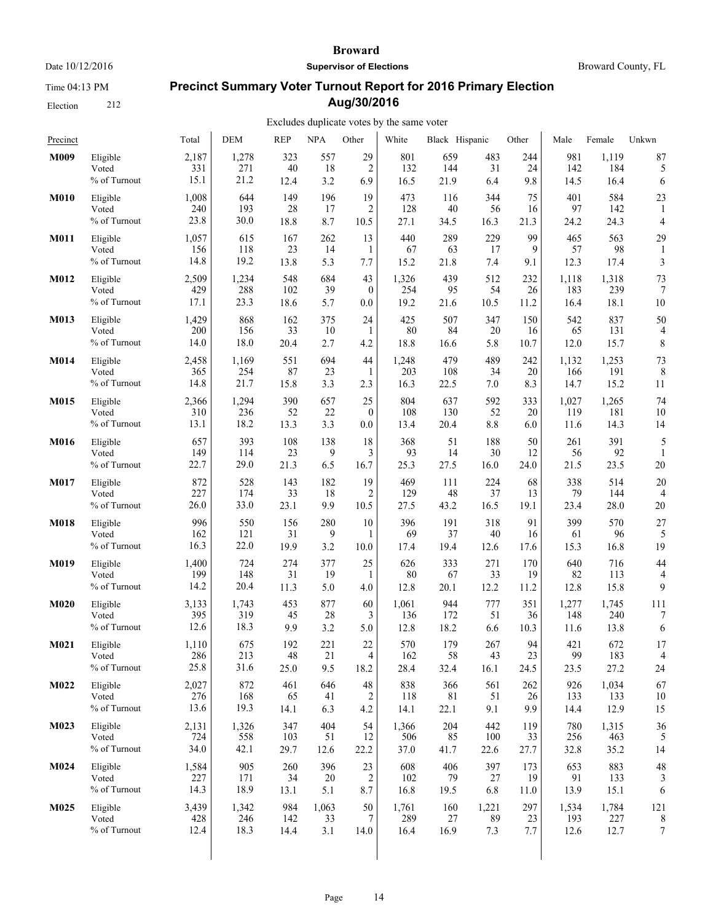**Broward**

**Supervisor of Elections**

Date 10/12/2016 — Broward County, FL

Time 04:13 PM

Election 212

## Precinct Summary Voter Turnout Report for 2016 Primary Election Aug/30/2016

Excludes duplicate votes by the same voter

| Precinct | | Total | DEM | REP | NPA | Other | White | Black | Hispanic | Other | Male | Female | Unkwn |
|---|---|---|---|---|---|---|---|---|---|---|---|---|---|
| **M009** | Eligible | 2,187 | 1,278 | 323 | 557 | 29 | 801 | 659 | 483 | 244 | 981 | 1,119 | 87 |
| | Voted | 331 | 271 | 40 | 18 | 2 | 132 | 144 | 31 | 24 | 142 | 184 | 5 |
| | % of Turnout | 15.1 | 21.2 | 12.4 | 3.2 | 6.9 | 16.5 | 21.9 | 6.4 | 9.8 | 14.5 | 16.4 | 6 |
| **M010** | Eligible | 1,008 | 644 | 149 | 196 | 19 | 473 | 116 | 344 | 75 | 401 | 584 | 23 |
| | Voted | 240 | 193 | 28 | 17 | 2 | 128 | 40 | 56 | 16 | 97 | 142 | 1 |
| | % of Turnout | 23.8 | 30.0 | 18.8 | 8.7 | 10.5 | 27.1 | 34.5 | 16.3 | 21.3 | 24.2 | 24.3 | 4 |
| **M011** | Eligible | 1,057 | 615 | 167 | 262 | 13 | 440 | 289 | 229 | 99 | 465 | 563 | 29 |
| | Voted | 156 | 118 | 23 | 14 | 1 | 67 | 63 | 17 | 9 | 57 | 98 | 1 |
| | % of Turnout | 14.8 | 19.2 | 13.8 | 5.3 | 7.7 | 15.2 | 21.8 | 7.4 | 9.1 | 12.3 | 17.4 | 3 |
| **M012** | Eligible | 2,509 | 1,234 | 548 | 684 | 43 | 1,326 | 439 | 512 | 232 | 1,118 | 1,318 | 73 |
| | Voted | 429 | 288 | 102 | 39 | 0 | 254 | 95 | 54 | 26 | 183 | 239 | 7 |
| | % of Turnout | 17.1 | 23.3 | 18.6 | 5.7 | 0.0 | 19.2 | 21.6 | 10.5 | 11.2 | 16.4 | 18.1 | 10 |
| **M013** | Eligible | 1,429 | 868 | 162 | 375 | 24 | 425 | 507 | 347 | 150 | 542 | 837 | 50 |
| | Voted | 200 | 156 | 33 | 10 | 1 | 80 | 84 | 20 | 16 | 65 | 131 | 4 |
| | % of Turnout | 14.0 | 18.0 | 20.4 | 2.7 | 4.2 | 18.8 | 16.6 | 5.8 | 10.7 | 12.0 | 15.7 | 8 |
| **M014** | Eligible | 2,458 | 1,169 | 551 | 694 | 44 | 1,248 | 479 | 489 | 242 | 1,132 | 1,253 | 73 |
| | Voted | 365 | 254 | 87 | 23 | 1 | 203 | 108 | 34 | 20 | 166 | 191 | 8 |
| | % of Turnout | 14.8 | 21.7 | 15.8 | 3.3 | 2.3 | 16.3 | 22.5 | 7.0 | 8.3 | 14.7 | 15.2 | 11 |
| **M015** | Eligible | 2,366 | 1,294 | 390 | 657 | 25 | 804 | 637 | 592 | 333 | 1,027 | 1,265 | 74 |
| | Voted | 310 | 236 | 52 | 22 | 0 | 108 | 130 | 52 | 20 | 119 | 181 | 10 |
| | % of Turnout | 13.1 | 18.2 | 13.3 | 3.3 | 0.0 | 13.4 | 20.4 | 8.8 | 6.0 | 11.6 | 14.3 | 14 |
| **M016** | Eligible | 657 | 393 | 108 | 138 | 18 | 368 | 51 | 188 | 50 | 261 | 391 | 5 |
| | Voted | 149 | 114 | 23 | 9 | 3 | 93 | 14 | 30 | 12 | 56 | 92 | 1 |
| | % of Turnout | 22.7 | 29.0 | 21.3 | 6.5 | 16.7 | 25.3 | 27.5 | 16.0 | 24.0 | 21.5 | 23.5 | 20 |
| **M017** | Eligible | 872 | 528 | 143 | 182 | 19 | 469 | 111 | 224 | 68 | 338 | 514 | 20 |
| | Voted | 227 | 174 | 33 | 18 | 2 | 129 | 48 | 37 | 13 | 79 | 144 | 4 |
| | % of Turnout | 26.0 | 33.0 | 23.1 | 9.9 | 10.5 | 27.5 | 43.2 | 16.5 | 19.1 | 23.4 | 28.0 | 20 |
| **M018** | Eligible | 996 | 550 | 156 | 280 | 10 | 396 | 191 | 318 | 91 | 399 | 570 | 27 |
| | Voted | 162 | 121 | 31 | 9 | 1 | 69 | 37 | 40 | 16 | 61 | 96 | 5 |
| | % of Turnout | 16.3 | 22.0 | 19.9 | 3.2 | 10.0 | 17.4 | 19.4 | 12.6 | 17.6 | 15.3 | 16.8 | 19 |
| **M019** | Eligible | 1,400 | 724 | 274 | 377 | 25 | 626 | 333 | 271 | 170 | 640 | 716 | 44 |
| | Voted | 199 | 148 | 31 | 19 | 1 | 80 | 67 | 33 | 19 | 82 | 113 | 4 |
| | % of Turnout | 14.2 | 20.4 | 11.3 | 5.0 | 4.0 | 12.8 | 20.1 | 12.2 | 11.2 | 12.8 | 15.8 | 9 |
| **M020** | Eligible | 3,133 | 1,743 | 453 | 877 | 60 | 1,061 | 944 | 777 | 351 | 1,277 | 1,745 | 111 |
| | Voted | 395 | 319 | 45 | 28 | 3 | 136 | 172 | 51 | 36 | 148 | 240 | 7 |
| | % of Turnout | 12.6 | 18.3 | 9.9 | 3.2 | 5.0 | 12.8 | 18.2 | 6.6 | 10.3 | 11.6 | 13.8 | 6 |
| **M021** | Eligible | 1,110 | 675 | 192 | 221 | 22 | 570 | 179 | 267 | 94 | 421 | 672 | 17 |
| | Voted | 286 | 213 | 48 | 21 | 4 | 162 | 58 | 43 | 23 | 99 | 183 | 4 |
| | % of Turnout | 25.8 | 31.6 | 25.0 | 9.5 | 18.2 | 28.4 | 32.4 | 16.1 | 24.5 | 23.5 | 27.2 | 24 |
| **M022** | Eligible | 2,027 | 872 | 461 | 646 | 48 | 838 | 366 | 561 | 262 | 926 | 1,034 | 67 |
| | Voted | 276 | 168 | 65 | 41 | 2 | 118 | 81 | 51 | 26 | 133 | 133 | 10 |
| | % of Turnout | 13.6 | 19.3 | 14.1 | 6.3 | 4.2 | 14.1 | 22.1 | 9.1 | 9.9 | 14.4 | 12.9 | 15 |
| **M023** | Eligible | 2,131 | 1,326 | 347 | 404 | 54 | 1,366 | 204 | 442 | 119 | 780 | 1,315 | 36 |
| | Voted | 724 | 558 | 103 | 51 | 12 | 506 | 85 | 100 | 33 | 256 | 463 | 5 |
| | % of Turnout | 34.0 | 42.1 | 29.7 | 12.6 | 22.2 | 37.0 | 41.7 | 22.6 | 27.7 | 32.8 | 35.2 | 14 |
| **M024** | Eligible | 1,584 | 905 | 260 | 396 | 23 | 608 | 406 | 397 | 173 | 653 | 883 | 48 |
| | Voted | 227 | 171 | 34 | 20 | 2 | 102 | 79 | 27 | 19 | 91 | 133 | 3 |
| | % of Turnout | 14.3 | 18.9 | 13.1 | 5.1 | 8.7 | 16.8 | 19.5 | 6.8 | 11.0 | 13.9 | 15.1 | 6 |
| **M025** | Eligible | 3,439 | 1,342 | 984 | 1,063 | 50 | 1,761 | 160 | 1,221 | 297 | 1,534 | 1,784 | 121 |
| | Voted | 428 | 246 | 142 | 33 | 7 | 289 | 27 | 89 | 23 | 193 | 227 | 8 |
| | % of Turnout | 12.4 | 18.3 | 14.4 | 3.1 | 14.0 | 16.4 | 16.9 | 7.3 | 7.7 | 12.6 | 12.7 | 7 |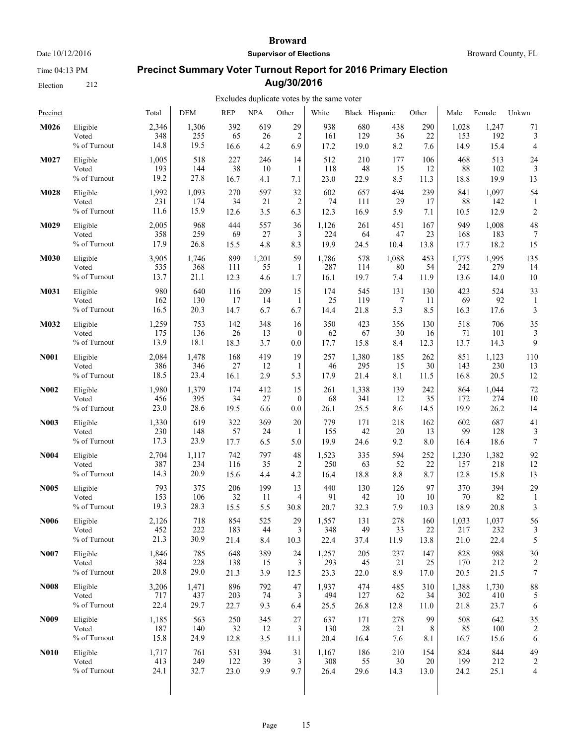# Broward

**Supervisor of Elections**

Date 10/12/2016 — Broward County, FL

Time 04:13 PM

Election 212

## Precinct Summary Voter Turnout Report for 2016 Primary Election Aug/30/2016

Excludes duplicate votes by the same voter

| Precinct | | Total | DEM | REP | NPA | Other | White | Black | Hispanic | Other | Male | Female | Unkwn |
|---|---|---|---|---|---|---|---|---|---|---|---|---|---|
| **M026** | Eligible | 2,346 | 1,306 | 392 | 619 | 29 | 938 | 680 | 438 | 290 | 1,028 | 1,247 | 71 |
| | Voted | 348 | 255 | 65 | 26 | 2 | 161 | 129 | 36 | 22 | 153 | 192 | 3 |
| | % of Turnout | 14.8 | 19.5 | 16.6 | 4.2 | 6.9 | 17.2 | 19.0 | 8.2 | 7.6 | 14.9 | 15.4 | 4 |
| **M027** | Eligible | 1,005 | 518 | 227 | 246 | 14 | 512 | 210 | 177 | 106 | 468 | 513 | 24 |
| | Voted | 193 | 144 | 38 | 10 | 1 | 118 | 48 | 15 | 12 | 88 | 102 | 3 |
| | % of Turnout | 19.2 | 27.8 | 16.7 | 4.1 | 7.1 | 23.0 | 22.9 | 8.5 | 11.3 | 18.8 | 19.9 | 13 |
| **M028** | Eligible | 1,992 | 1,093 | 270 | 597 | 32 | 602 | 657 | 494 | 239 | 841 | 1,097 | 54 |
| | Voted | 231 | 174 | 34 | 21 | 2 | 74 | 111 | 29 | 17 | 88 | 142 | 1 |
| | % of Turnout | 11.6 | 15.9 | 12.6 | 3.5 | 6.3 | 12.3 | 16.9 | 5.9 | 7.1 | 10.5 | 12.9 | 2 |
| **M029** | Eligible | 2,005 | 968 | 444 | 557 | 36 | 1,126 | 261 | 451 | 167 | 949 | 1,008 | 48 |
| | Voted | 358 | 259 | 69 | 27 | 3 | 224 | 64 | 47 | 23 | 168 | 183 | 7 |
| | % of Turnout | 17.9 | 26.8 | 15.5 | 4.8 | 8.3 | 19.9 | 24.5 | 10.4 | 13.8 | 17.7 | 18.2 | 15 |
| **M030** | Eligible | 3,905 | 1,746 | 899 | 1,201 | 59 | 1,786 | 578 | 1,088 | 453 | 1,775 | 1,995 | 135 |
| | Voted | 535 | 368 | 111 | 55 | 1 | 287 | 114 | 80 | 54 | 242 | 279 | 14 |
| | % of Turnout | 13.7 | 21.1 | 12.3 | 4.6 | 1.7 | 16.1 | 19.7 | 7.4 | 11.9 | 13.6 | 14.0 | 10 |
| **M031** | Eligible | 980 | 640 | 116 | 209 | 15 | 174 | 545 | 131 | 130 | 423 | 524 | 33 |
| | Voted | 162 | 130 | 17 | 14 | 1 | 25 | 119 | 7 | 11 | 69 | 92 | 1 |
| | % of Turnout | 16.5 | 20.3 | 14.7 | 6.7 | 6.7 | 14.4 | 21.8 | 5.3 | 8.5 | 16.3 | 17.6 | 3 |
| **M032** | Eligible | 1,259 | 753 | 142 | 348 | 16 | 350 | 423 | 356 | 130 | 518 | 706 | 35 |
| | Voted | 175 | 136 | 26 | 13 | 0 | 62 | 67 | 30 | 16 | 71 | 101 | 3 |
| | % of Turnout | 13.9 | 18.1 | 18.3 | 3.7 | 0.0 | 17.7 | 15.8 | 8.4 | 12.3 | 13.7 | 14.3 | 9 |
| **N001** | Eligible | 2,084 | 1,478 | 168 | 419 | 19 | 257 | 1,380 | 185 | 262 | 851 | 1,123 | 110 |
| | Voted | 386 | 346 | 27 | 12 | 1 | 46 | 295 | 15 | 30 | 143 | 230 | 13 |
| | % of Turnout | 18.5 | 23.4 | 16.1 | 2.9 | 5.3 | 17.9 | 21.4 | 8.1 | 11.5 | 16.8 | 20.5 | 12 |
| **N002** | Eligible | 1,980 | 1,379 | 174 | 412 | 15 | 261 | 1,338 | 139 | 242 | 864 | 1,044 | 72 |
| | Voted | 456 | 395 | 34 | 27 | 0 | 68 | 341 | 12 | 35 | 172 | 274 | 10 |
| | % of Turnout | 23.0 | 28.6 | 19.5 | 6.6 | 0.0 | 26.1 | 25.5 | 8.6 | 14.5 | 19.9 | 26.2 | 14 |
| **N003** | Eligible | 1,330 | 619 | 322 | 369 | 20 | 779 | 171 | 218 | 162 | 602 | 687 | 41 |
| | Voted | 230 | 148 | 57 | 24 | 1 | 155 | 42 | 20 | 13 | 99 | 128 | 3 |
| | % of Turnout | 17.3 | 23.9 | 17.7 | 6.5 | 5.0 | 19.9 | 24.6 | 9.2 | 8.0 | 16.4 | 18.6 | 7 |
| **N004** | Eligible | 2,704 | 1,117 | 742 | 797 | 48 | 1,523 | 335 | 594 | 252 | 1,230 | 1,382 | 92 |
| | Voted | 387 | 234 | 116 | 35 | 2 | 250 | 63 | 52 | 22 | 157 | 218 | 12 |
| | % of Turnout | 14.3 | 20.9 | 15.6 | 4.4 | 4.2 | 16.4 | 18.8 | 8.8 | 8.7 | 12.8 | 15.8 | 13 |
| **N005** | Eligible | 793 | 375 | 206 | 199 | 13 | 440 | 130 | 126 | 97 | 370 | 394 | 29 |
| | Voted | 153 | 106 | 32 | 11 | 4 | 91 | 42 | 10 | 10 | 70 | 82 | 1 |
| | % of Turnout | 19.3 | 28.3 | 15.5 | 5.5 | 30.8 | 20.7 | 32.3 | 7.9 | 10.3 | 18.9 | 20.8 | 3 |
| **N006** | Eligible | 2,126 | 718 | 854 | 525 | 29 | 1,557 | 131 | 278 | 160 | 1,033 | 1,037 | 56 |
| | Voted | 452 | 222 | 183 | 44 | 3 | 348 | 49 | 33 | 22 | 217 | 232 | 3 |
| | % of Turnout | 21.3 | 30.9 | 21.4 | 8.4 | 10.3 | 22.4 | 37.4 | 11.9 | 13.8 | 21.0 | 22.4 | 5 |
| **N007** | Eligible | 1,846 | 785 | 648 | 389 | 24 | 1,257 | 205 | 237 | 147 | 828 | 988 | 30 |
| | Voted | 384 | 228 | 138 | 15 | 3 | 293 | 45 | 21 | 25 | 170 | 212 | 2 |
| | % of Turnout | 20.8 | 29.0 | 21.3 | 3.9 | 12.5 | 23.3 | 22.0 | 8.9 | 17.0 | 20.5 | 21.5 | 7 |
| **N008** | Eligible | 3,206 | 1,471 | 896 | 792 | 47 | 1,937 | 474 | 485 | 310 | 1,388 | 1,730 | 88 |
| | Voted | 717 | 437 | 203 | 74 | 3 | 494 | 127 | 62 | 34 | 302 | 410 | 5 |
| | % of Turnout | 22.4 | 29.7 | 22.7 | 9.3 | 6.4 | 25.5 | 26.8 | 12.8 | 11.0 | 21.8 | 23.7 | 6 |
| **N009** | Eligible | 1,185 | 563 | 250 | 345 | 27 | 637 | 171 | 278 | 99 | 508 | 642 | 35 |
| | Voted | 187 | 140 | 32 | 12 | 3 | 130 | 28 | 21 | 8 | 85 | 100 | 2 |
| | % of Turnout | 15.8 | 24.9 | 12.8 | 3.5 | 11.1 | 20.4 | 16.4 | 7.6 | 8.1 | 16.7 | 15.6 | 6 |
| **N010** | Eligible | 1,717 | 761 | 531 | 394 | 31 | 1,167 | 186 | 210 | 154 | 824 | 844 | 49 |
| | Voted | 413 | 249 | 122 | 39 | 3 | 308 | 55 | 30 | 20 | 199 | 212 | 2 |
| | % of Turnout | 24.1 | 32.7 | 23.0 | 9.9 | 9.7 | 26.4 | 29.6 | 14.3 | 13.0 | 24.2 | 25.1 | 4 |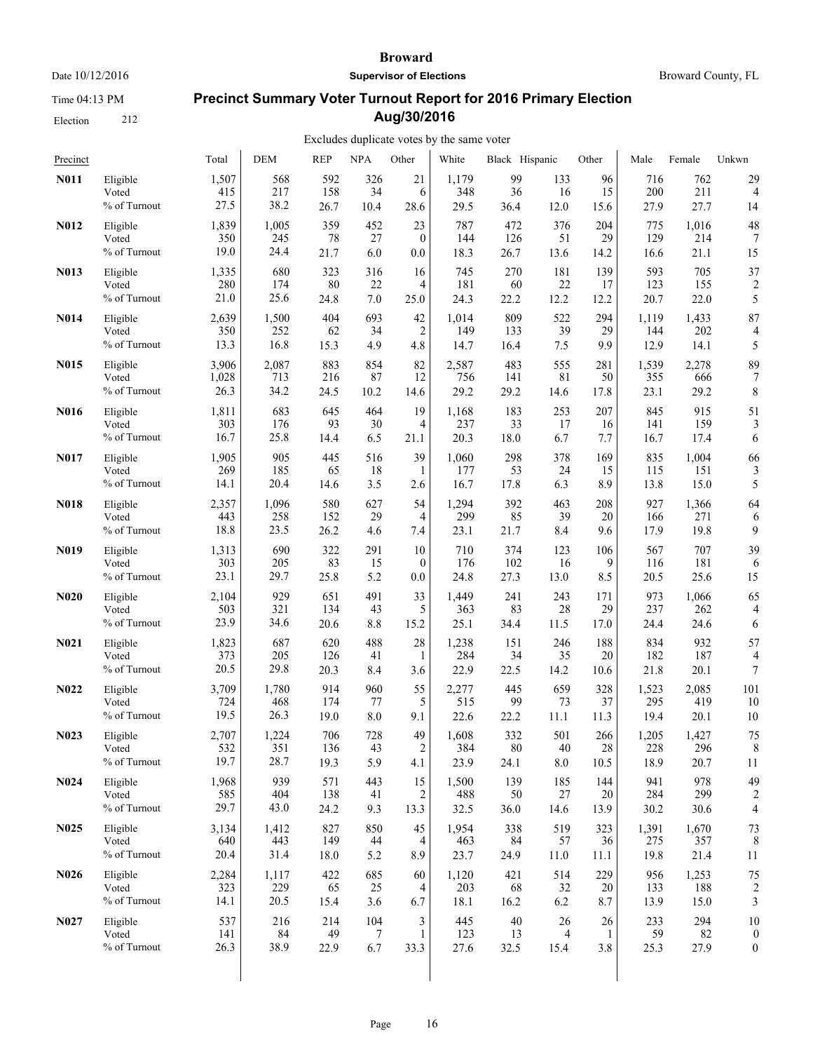# Broward

Date 10/12/2016 | **Supervisor of Elections** | Broward County, FL

Time 04:13 PM

Election 212

## Precinct Summary Voter Turnout Report for 2016 Primary Election Aug/30/2016

Excludes duplicate votes by the same voter

| Precinct | | Total | DEM | REP | NPA | Other | White | Black | Hispanic | Other | Male | Female | Unkwn |
|---|---|---|---|---|---|---|---|---|---|---|---|---|---|
| **N011** | Eligible | 1,507 | 568 | 592 | 326 | 21 | 1,179 | 99 | 133 | 96 | 716 | 762 | 29 |
| | Voted | 415 | 217 | 158 | 34 | 6 | 348 | 36 | 16 | 15 | 200 | 211 | 4 |
| | % of Turnout | 27.5 | 38.2 | 26.7 | 10.4 | 28.6 | 29.5 | 36.4 | 12.0 | 15.6 | 27.9 | 27.7 | 14 |
| **N012** | Eligible | 1,839 | 1,005 | 359 | 452 | 23 | 787 | 472 | 376 | 204 | 775 | 1,016 | 48 |
| | Voted | 350 | 245 | 78 | 27 | 0 | 144 | 126 | 51 | 29 | 129 | 214 | 7 |
| | % of Turnout | 19.0 | 24.4 | 21.7 | 6.0 | 0.0 | 18.3 | 26.7 | 13.6 | 14.2 | 16.6 | 21.1 | 15 |
| **N013** | Eligible | 1,335 | 680 | 323 | 316 | 16 | 745 | 270 | 181 | 139 | 593 | 705 | 37 |
| | Voted | 280 | 174 | 80 | 22 | 4 | 181 | 60 | 22 | 17 | 123 | 155 | 2 |
| | % of Turnout | 21.0 | 25.6 | 24.8 | 7.0 | 25.0 | 24.3 | 22.2 | 12.2 | 12.2 | 20.7 | 22.0 | 5 |
| **N014** | Eligible | 2,639 | 1,500 | 404 | 693 | 42 | 1,014 | 809 | 522 | 294 | 1,119 | 1,433 | 87 |
| | Voted | 350 | 252 | 62 | 34 | 2 | 149 | 133 | 39 | 29 | 144 | 202 | 4 |
| | % of Turnout | 13.3 | 16.8 | 15.3 | 4.9 | 4.8 | 14.7 | 16.4 | 7.5 | 9.9 | 12.9 | 14.1 | 5 |
| **N015** | Eligible | 3,906 | 2,087 | 883 | 854 | 82 | 2,587 | 483 | 555 | 281 | 1,539 | 2,278 | 89 |
| | Voted | 1,028 | 713 | 216 | 87 | 12 | 756 | 141 | 81 | 50 | 355 | 666 | 7 |
| | % of Turnout | 26.3 | 34.2 | 24.5 | 10.2 | 14.6 | 29.2 | 29.2 | 14.6 | 17.8 | 23.1 | 29.2 | 8 |
| **N016** | Eligible | 1,811 | 683 | 645 | 464 | 19 | 1,168 | 183 | 253 | 207 | 845 | 915 | 51 |
| | Voted | 303 | 176 | 93 | 30 | 4 | 237 | 33 | 17 | 16 | 141 | 159 | 3 |
| | % of Turnout | 16.7 | 25.8 | 14.4 | 6.5 | 21.1 | 20.3 | 18.0 | 6.7 | 7.7 | 16.7 | 17.4 | 6 |
| **N017** | Eligible | 1,905 | 905 | 445 | 516 | 39 | 1,060 | 298 | 378 | 169 | 835 | 1,004 | 66 |
| | Voted | 269 | 185 | 65 | 18 | 1 | 177 | 53 | 24 | 15 | 115 | 151 | 3 |
| | % of Turnout | 14.1 | 20.4 | 14.6 | 3.5 | 2.6 | 16.7 | 17.8 | 6.3 | 8.9 | 13.8 | 15.0 | 5 |
| **N018** | Eligible | 2,357 | 1,096 | 580 | 627 | 54 | 1,294 | 392 | 463 | 208 | 927 | 1,366 | 64 |
| | Voted | 443 | 258 | 152 | 29 | 4 | 299 | 85 | 39 | 20 | 166 | 271 | 6 |
| | % of Turnout | 18.8 | 23.5 | 26.2 | 4.6 | 7.4 | 23.1 | 21.7 | 8.4 | 9.6 | 17.9 | 19.8 | 9 |
| **N019** | Eligible | 1,313 | 690 | 322 | 291 | 10 | 710 | 374 | 123 | 106 | 567 | 707 | 39 |
| | Voted | 303 | 205 | 83 | 15 | 0 | 176 | 102 | 16 | 9 | 116 | 181 | 6 |
| | % of Turnout | 23.1 | 29.7 | 25.8 | 5.2 | 0.0 | 24.8 | 27.3 | 13.0 | 8.5 | 20.5 | 25.6 | 15 |
| **N020** | Eligible | 2,104 | 929 | 651 | 491 | 33 | 1,449 | 241 | 243 | 171 | 973 | 1,066 | 65 |
| | Voted | 503 | 321 | 134 | 43 | 5 | 363 | 83 | 28 | 29 | 237 | 262 | 4 |
| | % of Turnout | 23.9 | 34.6 | 20.6 | 8.8 | 15.2 | 25.1 | 34.4 | 11.5 | 17.0 | 24.4 | 24.6 | 6 |
| **N021** | Eligible | 1,823 | 687 | 620 | 488 | 28 | 1,238 | 151 | 246 | 188 | 834 | 932 | 57 |
| | Voted | 373 | 205 | 126 | 41 | 1 | 284 | 34 | 35 | 20 | 182 | 187 | 4 |
| | % of Turnout | 20.5 | 29.8 | 20.3 | 8.4 | 3.6 | 22.9 | 22.5 | 14.2 | 10.6 | 21.8 | 20.1 | 7 |
| **N022** | Eligible | 3,709 | 1,780 | 914 | 960 | 55 | 2,277 | 445 | 659 | 328 | 1,523 | 2,085 | 101 |
| | Voted | 724 | 468 | 174 | 77 | 5 | 515 | 99 | 73 | 37 | 295 | 419 | 10 |
| | % of Turnout | 19.5 | 26.3 | 19.0 | 8.0 | 9.1 | 22.6 | 22.2 | 11.1 | 11.3 | 19.4 | 20.1 | 10 |
| **N023** | Eligible | 2,707 | 1,224 | 706 | 728 | 49 | 1,608 | 332 | 501 | 266 | 1,205 | 1,427 | 75 |
| | Voted | 532 | 351 | 136 | 43 | 2 | 384 | 80 | 40 | 28 | 228 | 296 | 8 |
| | % of Turnout | 19.7 | 28.7 | 19.3 | 5.9 | 4.1 | 23.9 | 24.1 | 8.0 | 10.5 | 18.9 | 20.7 | 11 |
| **N024** | Eligible | 1,968 | 939 | 571 | 443 | 15 | 1,500 | 139 | 185 | 144 | 941 | 978 | 49 |
| | Voted | 585 | 404 | 138 | 41 | 2 | 488 | 50 | 27 | 20 | 284 | 299 | 2 |
| | % of Turnout | 29.7 | 43.0 | 24.2 | 9.3 | 13.3 | 32.5 | 36.0 | 14.6 | 13.9 | 30.2 | 30.6 | 4 |
| **N025** | Eligible | 3,134 | 1,412 | 827 | 850 | 45 | 1,954 | 338 | 519 | 323 | 1,391 | 1,670 | 73 |
| | Voted | 640 | 443 | 149 | 44 | 4 | 463 | 84 | 57 | 36 | 275 | 357 | 8 |
| | % of Turnout | 20.4 | 31.4 | 18.0 | 5.2 | 8.9 | 23.7 | 24.9 | 11.0 | 11.1 | 19.8 | 21.4 | 11 |
| **N026** | Eligible | 2,284 | 1,117 | 422 | 685 | 60 | 1,120 | 421 | 514 | 229 | 956 | 1,253 | 75 |
| | Voted | 323 | 229 | 65 | 25 | 4 | 203 | 68 | 32 | 20 | 133 | 188 | 2 |
| | % of Turnout | 14.1 | 20.5 | 15.4 | 3.6 | 6.7 | 18.1 | 16.2 | 6.2 | 8.7 | 13.9 | 15.0 | 3 |
| **N027** | Eligible | 537 | 216 | 214 | 104 | 3 | 445 | 40 | 26 | 26 | 233 | 294 | 10 |
| | Voted | 141 | 84 | 49 | 7 | 1 | 123 | 13 | 4 | 1 | 59 | 82 | 0 |
| | % of Turnout | 26.3 | 38.9 | 22.9 | 6.7 | 33.3 | 27.6 | 32.5 | 15.4 | 3.8 | 25.3 | 27.9 | 0 |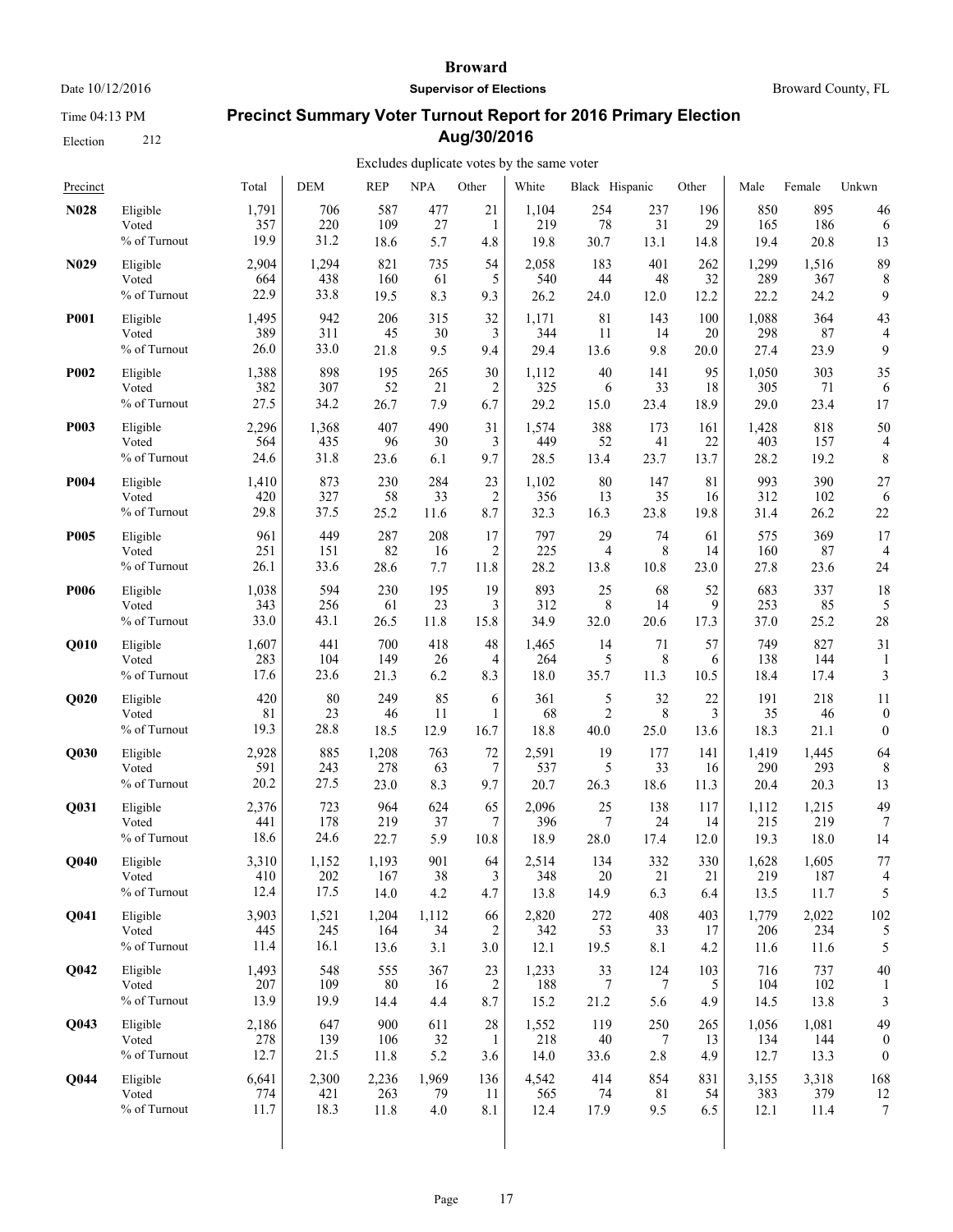# Broward

Date 10/12/2016 | **Supervisor of Elections** | Broward County, FL

Time 04:13 PM

Election 212

## Precinct Summary Voter Turnout Report for 2016 Primary Election Aug/30/2016

Excludes duplicate votes by the same voter

| Precinct | | Total | DEM | REP | NPA | Other | White | Black | Hispanic | Other | Male | Female | Unkwn |
|---|---|---|---|---|---|---|---|---|---|---|---|---|---|
| **N028** | Eligible | 1,791 | 706 | 587 | 477 | 21 | 1,104 | 254 | 237 | 196 | 850 | 895 | 46 |
| | Voted | 357 | 220 | 109 | 27 | 1 | 219 | 78 | 31 | 29 | 165 | 186 | 6 |
| | % of Turnout | 19.9 | 31.2 | 18.6 | 5.7 | 4.8 | 19.8 | 30.7 | 13.1 | 14.8 | 19.4 | 20.8 | 13 |
| **N029** | Eligible | 2,904 | 1,294 | 821 | 735 | 54 | 2,058 | 183 | 401 | 262 | 1,299 | 1,516 | 89 |
| | Voted | 664 | 438 | 160 | 61 | 5 | 540 | 44 | 48 | 32 | 289 | 367 | 8 |
| | % of Turnout | 22.9 | 33.8 | 19.5 | 8.3 | 9.3 | 26.2 | 24.0 | 12.0 | 12.2 | 22.2 | 24.2 | 9 |
| **P001** | Eligible | 1,495 | 942 | 206 | 315 | 32 | 1,171 | 81 | 143 | 100 | 1,088 | 364 | 43 |
| | Voted | 389 | 311 | 45 | 30 | 3 | 344 | 11 | 14 | 20 | 298 | 87 | 4 |
| | % of Turnout | 26.0 | 33.0 | 21.8 | 9.5 | 9.4 | 29.4 | 13.6 | 9.8 | 20.0 | 27.4 | 23.9 | 9 |
| **P002** | Eligible | 1,388 | 898 | 195 | 265 | 30 | 1,112 | 40 | 141 | 95 | 1,050 | 303 | 35 |
| | Voted | 382 | 307 | 52 | 21 | 2 | 325 | 6 | 33 | 18 | 305 | 71 | 6 |
| | % of Turnout | 27.5 | 34.2 | 26.7 | 7.9 | 6.7 | 29.2 | 15.0 | 23.4 | 18.9 | 29.0 | 23.4 | 17 |
| **P003** | Eligible | 2,296 | 1,368 | 407 | 490 | 31 | 1,574 | 388 | 173 | 161 | 1,428 | 818 | 50 |
| | Voted | 564 | 435 | 96 | 30 | 3 | 449 | 52 | 41 | 22 | 403 | 157 | 4 |
| | % of Turnout | 24.6 | 31.8 | 23.6 | 6.1 | 9.7 | 28.5 | 13.4 | 23.7 | 13.7 | 28.2 | 19.2 | 8 |
| **P004** | Eligible | 1,410 | 873 | 230 | 284 | 23 | 1,102 | 80 | 147 | 81 | 993 | 390 | 27 |
| | Voted | 420 | 327 | 58 | 33 | 2 | 356 | 13 | 35 | 16 | 312 | 102 | 6 |
| | % of Turnout | 29.8 | 37.5 | 25.2 | 11.6 | 8.7 | 32.3 | 16.3 | 23.8 | 19.8 | 31.4 | 26.2 | 22 |
| **P005** | Eligible | 961 | 449 | 287 | 208 | 17 | 797 | 29 | 74 | 61 | 575 | 369 | 17 |
| | Voted | 251 | 151 | 82 | 16 | 2 | 225 | 4 | 8 | 14 | 160 | 87 | 4 |
| | % of Turnout | 26.1 | 33.6 | 28.6 | 7.7 | 11.8 | 28.2 | 13.8 | 10.8 | 23.0 | 27.8 | 23.6 | 24 |
| **P006** | Eligible | 1,038 | 594 | 230 | 195 | 19 | 893 | 25 | 68 | 52 | 683 | 337 | 18 |
| | Voted | 343 | 256 | 61 | 23 | 3 | 312 | 8 | 14 | 9 | 253 | 85 | 5 |
| | % of Turnout | 33.0 | 43.1 | 26.5 | 11.8 | 15.8 | 34.9 | 32.0 | 20.6 | 17.3 | 37.0 | 25.2 | 28 |
| **Q010** | Eligible | 1,607 | 441 | 700 | 418 | 48 | 1,465 | 14 | 71 | 57 | 749 | 827 | 31 |
| | Voted | 283 | 104 | 149 | 26 | 4 | 264 | 5 | 8 | 6 | 138 | 144 | 1 |
| | % of Turnout | 17.6 | 23.6 | 21.3 | 6.2 | 8.3 | 18.0 | 35.7 | 11.3 | 10.5 | 18.4 | 17.4 | 3 |
| **Q020** | Eligible | 420 | 80 | 249 | 85 | 6 | 361 | 5 | 32 | 22 | 191 | 218 | 11 |
| | Voted | 81 | 23 | 46 | 11 | 1 | 68 | 2 | 8 | 3 | 35 | 46 | 0 |
| | % of Turnout | 19.3 | 28.8 | 18.5 | 12.9 | 16.7 | 18.8 | 40.0 | 25.0 | 13.6 | 18.3 | 21.1 | 0 |
| **Q030** | Eligible | 2,928 | 885 | 1,208 | 763 | 72 | 2,591 | 19 | 177 | 141 | 1,419 | 1,445 | 64 |
| | Voted | 591 | 243 | 278 | 63 | 7 | 537 | 5 | 33 | 16 | 290 | 293 | 8 |
| | % of Turnout | 20.2 | 27.5 | 23.0 | 8.3 | 9.7 | 20.7 | 26.3 | 18.6 | 11.3 | 20.4 | 20.3 | 13 |
| **Q031** | Eligible | 2,376 | 723 | 964 | 624 | 65 | 2,096 | 25 | 138 | 117 | 1,112 | 1,215 | 49 |
| | Voted | 441 | 178 | 219 | 37 | 7 | 396 | 7 | 24 | 14 | 215 | 219 | 7 |
| | % of Turnout | 18.6 | 24.6 | 22.7 | 5.9 | 10.8 | 18.9 | 28.0 | 17.4 | 12.0 | 19.3 | 18.0 | 14 |
| **Q040** | Eligible | 3,310 | 1,152 | 1,193 | 901 | 64 | 2,514 | 134 | 332 | 330 | 1,628 | 1,605 | 77 |
| | Voted | 410 | 202 | 167 | 38 | 3 | 348 | 20 | 21 | 21 | 219 | 187 | 4 |
| | % of Turnout | 12.4 | 17.5 | 14.0 | 4.2 | 4.7 | 13.8 | 14.9 | 6.3 | 6.4 | 13.5 | 11.7 | 5 |
| **Q041** | Eligible | 3,903 | 1,521 | 1,204 | 1,112 | 66 | 2,820 | 272 | 408 | 403 | 1,779 | 2,022 | 102 |
| | Voted | 445 | 245 | 164 | 34 | 2 | 342 | 53 | 33 | 17 | 206 | 234 | 5 |
| | % of Turnout | 11.4 | 16.1 | 13.6 | 3.1 | 3.0 | 12.1 | 19.5 | 8.1 | 4.2 | 11.6 | 11.6 | 5 |
| **Q042** | Eligible | 1,493 | 548 | 555 | 367 | 23 | 1,233 | 33 | 124 | 103 | 716 | 737 | 40 |
| | Voted | 207 | 109 | 80 | 16 | 2 | 188 | 7 | 7 | 5 | 104 | 102 | 1 |
| | % of Turnout | 13.9 | 19.9 | 14.4 | 4.4 | 8.7 | 15.2 | 21.2 | 5.6 | 4.9 | 14.5 | 13.8 | 3 |
| **Q043** | Eligible | 2,186 | 647 | 900 | 611 | 28 | 1,552 | 119 | 250 | 265 | 1,056 | 1,081 | 49 |
| | Voted | 278 | 139 | 106 | 32 | 1 | 218 | 40 | 7 | 13 | 134 | 144 | 0 |
| | % of Turnout | 12.7 | 21.5 | 11.8 | 5.2 | 3.6 | 14.0 | 33.6 | 2.8 | 4.9 | 12.7 | 13.3 | 0 |
| **Q044** | Eligible | 6,641 | 2,300 | 2,236 | 1,969 | 136 | 4,542 | 414 | 854 | 831 | 3,155 | 3,318 | 168 |
| | Voted | 774 | 421 | 263 | 79 | 11 | 565 | 74 | 81 | 54 | 383 | 379 | 12 |
| | % of Turnout | 11.7 | 18.3 | 11.8 | 4.0 | 8.1 | 12.4 | 17.9 | 9.5 | 6.5 | 12.1 | 11.4 | 7 |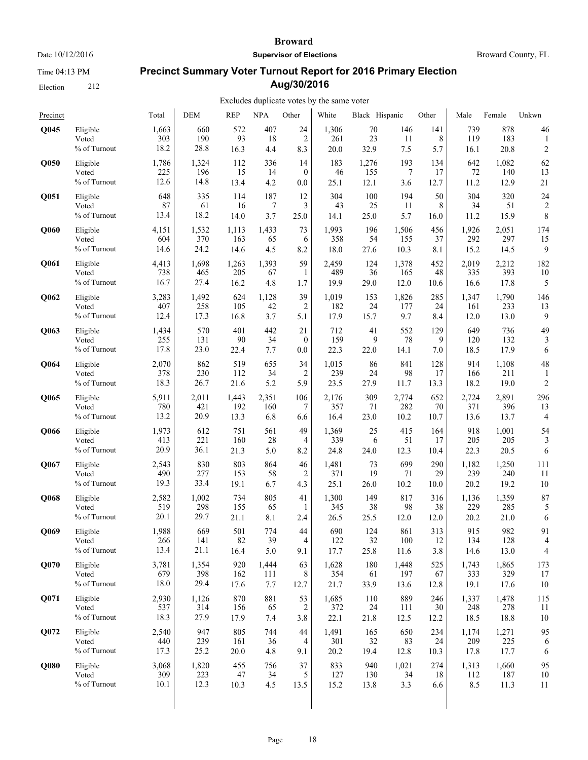# Broward

**Supervisor of Elections**

Date 10/12/2016 | Broward County, FL

Time 04:13 PM

Election 212

## Precinct Summary Voter Turnout Report for 2016 Primary Election Aug/30/2016

Excludes duplicate votes by the same voter

| Precinct | | Total | DEM | REP | NPA | Other | White | Black | Hispanic | Other | Male | Female | Unkwn |
|---|---|---|---|---|---|---|---|---|---|---|---|---|---|
| **Q045** | Eligible | 1,663 | 660 | 572 | 407 | 24 | 1,306 | 70 | 146 | 141 | 739 | 878 | 46 |
| | Voted | 303 | 190 | 93 | 18 | 2 | 261 | 23 | 11 | 8 | 119 | 183 | 1 |
| | % of Turnout | 18.2 | 28.8 | 16.3 | 4.4 | 8.3 | 20.0 | 32.9 | 7.5 | 5.7 | 16.1 | 20.8 | 2 |
| **Q050** | Eligible | 1,786 | 1,324 | 112 | 336 | 14 | 183 | 1,276 | 193 | 134 | 642 | 1,082 | 62 |
| | Voted | 225 | 196 | 15 | 14 | 0 | 46 | 155 | 7 | 17 | 72 | 140 | 13 |
| | % of Turnout | 12.6 | 14.8 | 13.4 | 4.2 | 0.0 | 25.1 | 12.1 | 3.6 | 12.7 | 11.2 | 12.9 | 21 |
| **Q051** | Eligible | 648 | 335 | 114 | 187 | 12 | 304 | 100 | 194 | 50 | 304 | 320 | 24 |
| | Voted | 87 | 61 | 16 | 7 | 3 | 43 | 25 | 11 | 8 | 34 | 51 | 2 |
| | % of Turnout | 13.4 | 18.2 | 14.0 | 3.7 | 25.0 | 14.1 | 25.0 | 5.7 | 16.0 | 11.2 | 15.9 | 8 |
| **Q060** | Eligible | 4,151 | 1,532 | 1,113 | 1,433 | 73 | 1,993 | 196 | 1,506 | 456 | 1,926 | 2,051 | 174 |
| | Voted | 604 | 370 | 163 | 65 | 6 | 358 | 54 | 155 | 37 | 292 | 297 | 15 |
| | % of Turnout | 14.6 | 24.2 | 14.6 | 4.5 | 8.2 | 18.0 | 27.6 | 10.3 | 8.1 | 15.2 | 14.5 | 9 |
| **Q061** | Eligible | 4,413 | 1,698 | 1,263 | 1,393 | 59 | 2,459 | 124 | 1,378 | 452 | 2,019 | 2,212 | 182 |
| | Voted | 738 | 465 | 205 | 67 | 1 | 489 | 36 | 165 | 48 | 335 | 393 | 10 |
| | % of Turnout | 16.7 | 27.4 | 16.2 | 4.8 | 1.7 | 19.9 | 29.0 | 12.0 | 10.6 | 16.6 | 17.8 | 5 |
| **Q062** | Eligible | 3,283 | 1,492 | 624 | 1,128 | 39 | 1,019 | 153 | 1,826 | 285 | 1,347 | 1,790 | 146 |
| | Voted | 407 | 258 | 105 | 42 | 2 | 182 | 24 | 177 | 24 | 161 | 233 | 13 |
| | % of Turnout | 12.4 | 17.3 | 16.8 | 3.7 | 5.1 | 17.9 | 15.7 | 9.7 | 8.4 | 12.0 | 13.0 | 9 |
| **Q063** | Eligible | 1,434 | 570 | 401 | 442 | 21 | 712 | 41 | 552 | 129 | 649 | 736 | 49 |
| | Voted | 255 | 131 | 90 | 34 | 0 | 159 | 9 | 78 | 9 | 120 | 132 | 3 |
| | % of Turnout | 17.8 | 23.0 | 22.4 | 7.7 | 0.0 | 22.3 | 22.0 | 14.1 | 7.0 | 18.5 | 17.9 | 6 |
| **Q064** | Eligible | 2,070 | 862 | 519 | 655 | 34 | 1,015 | 86 | 841 | 128 | 914 | 1,108 | 48 |
| | Voted | 378 | 230 | 112 | 34 | 2 | 239 | 24 | 98 | 17 | 166 | 211 | 1 |
| | % of Turnout | 18.3 | 26.7 | 21.6 | 5.2 | 5.9 | 23.5 | 27.9 | 11.7 | 13.3 | 18.2 | 19.0 | 2 |
| **Q065** | Eligible | 5,911 | 2,011 | 1,443 | 2,351 | 106 | 2,176 | 309 | 2,774 | 652 | 2,724 | 2,891 | 296 |
| | Voted | 780 | 421 | 192 | 160 | 7 | 357 | 71 | 282 | 70 | 371 | 396 | 13 |
| | % of Turnout | 13.2 | 20.9 | 13.3 | 6.8 | 6.6 | 16.4 | 23.0 | 10.2 | 10.7 | 13.6 | 13.7 | 4 |
| **Q066** | Eligible | 1,973 | 612 | 751 | 561 | 49 | 1,369 | 25 | 415 | 164 | 918 | 1,001 | 54 |
| | Voted | 413 | 221 | 160 | 28 | 4 | 339 | 6 | 51 | 17 | 205 | 205 | 3 |
| | % of Turnout | 20.9 | 36.1 | 21.3 | 5.0 | 8.2 | 24.8 | 24.0 | 12.3 | 10.4 | 22.3 | 20.5 | 6 |
| **Q067** | Eligible | 2,543 | 830 | 803 | 864 | 46 | 1,481 | 73 | 699 | 290 | 1,182 | 1,250 | 111 |
| | Voted | 490 | 277 | 153 | 58 | 2 | 371 | 19 | 71 | 29 | 239 | 240 | 11 |
| | % of Turnout | 19.3 | 33.4 | 19.1 | 6.7 | 4.3 | 25.1 | 26.0 | 10.2 | 10.0 | 20.2 | 19.2 | 10 |
| **Q068** | Eligible | 2,582 | 1,002 | 734 | 805 | 41 | 1,300 | 149 | 817 | 316 | 1,136 | 1,359 | 87 |
| | Voted | 519 | 298 | 155 | 65 | 1 | 345 | 38 | 98 | 38 | 229 | 285 | 5 |
| | % of Turnout | 20.1 | 29.7 | 21.1 | 8.1 | 2.4 | 26.5 | 25.5 | 12.0 | 12.0 | 20.2 | 21.0 | 6 |
| **Q069** | Eligible | 1,988 | 669 | 501 | 774 | 44 | 690 | 124 | 861 | 313 | 915 | 982 | 91 |
| | Voted | 266 | 141 | 82 | 39 | 4 | 122 | 32 | 100 | 12 | 134 | 128 | 4 |
| | % of Turnout | 13.4 | 21.1 | 16.4 | 5.0 | 9.1 | 17.7 | 25.8 | 11.6 | 3.8 | 14.6 | 13.0 | 4 |
| **Q070** | Eligible | 3,781 | 1,354 | 920 | 1,444 | 63 | 1,628 | 180 | 1,448 | 525 | 1,743 | 1,865 | 173 |
| | Voted | 679 | 398 | 162 | 111 | 8 | 354 | 61 | 197 | 67 | 333 | 329 | 17 |
| | % of Turnout | 18.0 | 29.4 | 17.6 | 7.7 | 12.7 | 21.7 | 33.9 | 13.6 | 12.8 | 19.1 | 17.6 | 10 |
| **Q071** | Eligible | 2,930 | 1,126 | 870 | 881 | 53 | 1,685 | 110 | 889 | 246 | 1,337 | 1,478 | 115 |
| | Voted | 537 | 314 | 156 | 65 | 2 | 372 | 24 | 111 | 30 | 248 | 278 | 11 |
| | % of Turnout | 18.3 | 27.9 | 17.9 | 7.4 | 3.8 | 22.1 | 21.8 | 12.5 | 12.2 | 18.5 | 18.8 | 10 |
| **Q072** | Eligible | 2,540 | 947 | 805 | 744 | 44 | 1,491 | 165 | 650 | 234 | 1,174 | 1,271 | 95 |
| | Voted | 440 | 239 | 161 | 36 | 4 | 301 | 32 | 83 | 24 | 209 | 225 | 6 |
| | % of Turnout | 17.3 | 25.2 | 20.0 | 4.8 | 9.1 | 20.2 | 19.4 | 12.8 | 10.3 | 17.8 | 17.7 | 6 |
| **Q080** | Eligible | 3,068 | 1,820 | 455 | 756 | 37 | 833 | 940 | 1,021 | 274 | 1,313 | 1,660 | 95 |
| | Voted | 309 | 223 | 47 | 34 | 5 | 127 | 130 | 34 | 18 | 112 | 187 | 10 |
| | % of Turnout | 10.1 | 12.3 | 10.3 | 4.5 | 13.5 | 15.2 | 13.8 | 3.3 | 6.6 | 8.5 | 11.3 | 11 |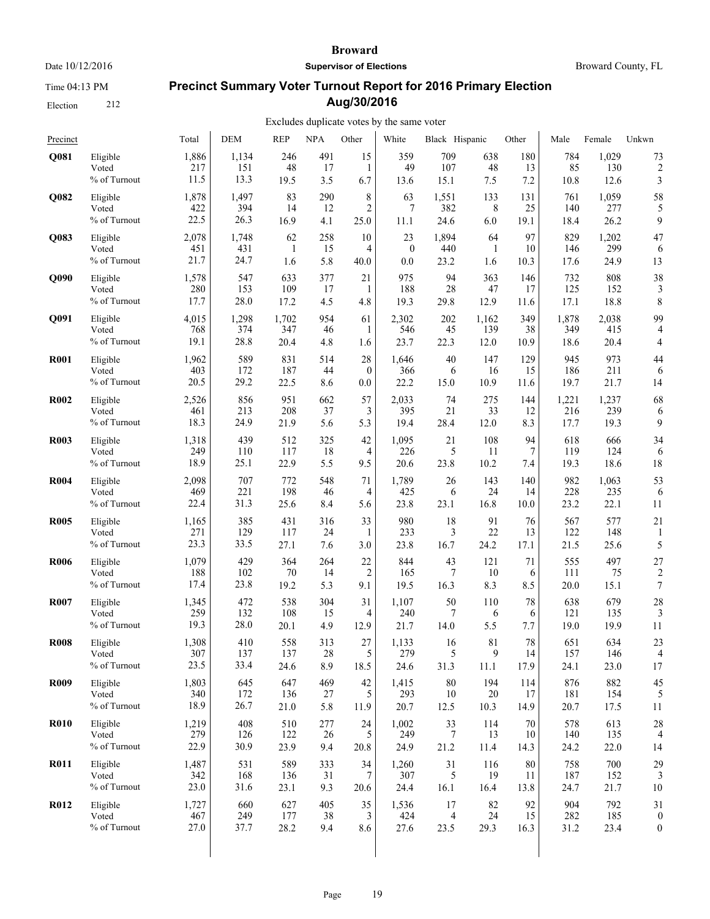# Broward

**Supervisor of Elections**

Date 10/12/2016 — Broward County, FL

Time 04:13 PM

Election 212

## Precinct Summary Voter Turnout Report for 2016 Primary Election Aug/30/2016

Excludes duplicate votes by the same voter

| Precinct | | Total | DEM | REP | NPA | Other | White | Black | Hispanic | Other | Male | Female | Unkwn |
|---|---|---|---|---|---|---|---|---|---|---|---|---|---|
| **Q081** | Eligible | 1,886 | 1,134 | 246 | 491 | 15 | 359 | 709 | 638 | 180 | 784 | 1,029 | 73 |
| | Voted | 217 | 151 | 48 | 17 | 1 | 49 | 107 | 48 | 13 | 85 | 130 | 2 |
| | % of Turnout | 11.5 | 13.3 | 19.5 | 3.5 | 6.7 | 13.6 | 15.1 | 7.5 | 7.2 | 10.8 | 12.6 | 3 |
| **Q082** | Eligible | 1,878 | 1,497 | 83 | 290 | 8 | 63 | 1,551 | 133 | 131 | 761 | 1,059 | 58 |
| | Voted | 422 | 394 | 14 | 12 | 2 | 7 | 382 | 8 | 25 | 140 | 277 | 5 |
| | % of Turnout | 22.5 | 26.3 | 16.9 | 4.1 | 25.0 | 11.1 | 24.6 | 6.0 | 19.1 | 18.4 | 26.2 | 9 |
| **Q083** | Eligible | 2,078 | 1,748 | 62 | 258 | 10 | 23 | 1,894 | 64 | 97 | 829 | 1,202 | 47 |
| | Voted | 451 | 431 | 1 | 15 | 4 | 0 | 440 | 1 | 10 | 146 | 299 | 6 |
| | % of Turnout | 21.7 | 24.7 | 1.6 | 5.8 | 40.0 | 0.0 | 23.2 | 1.6 | 10.3 | 17.6 | 24.9 | 13 |
| **Q090** | Eligible | 1,578 | 547 | 633 | 377 | 21 | 975 | 94 | 363 | 146 | 732 | 808 | 38 |
| | Voted | 280 | 153 | 109 | 17 | 1 | 188 | 28 | 47 | 17 | 125 | 152 | 3 |
| | % of Turnout | 17.7 | 28.0 | 17.2 | 4.5 | 4.8 | 19.3 | 29.8 | 12.9 | 11.6 | 17.1 | 18.8 | 8 |
| **Q091** | Eligible | 4,015 | 1,298 | 1,702 | 954 | 61 | 2,302 | 202 | 1,162 | 349 | 1,878 | 2,038 | 99 |
| | Voted | 768 | 374 | 347 | 46 | 1 | 546 | 45 | 139 | 38 | 349 | 415 | 4 |
| | % of Turnout | 19.1 | 28.8 | 20.4 | 4.8 | 1.6 | 23.7 | 22.3 | 12.0 | 10.9 | 18.6 | 20.4 | 4 |
| **R001** | Eligible | 1,962 | 589 | 831 | 514 | 28 | 1,646 | 40 | 147 | 129 | 945 | 973 | 44 |
| | Voted | 403 | 172 | 187 | 44 | 0 | 366 | 6 | 16 | 15 | 186 | 211 | 6 |
| | % of Turnout | 20.5 | 29.2 | 22.5 | 8.6 | 0.0 | 22.2 | 15.0 | 10.9 | 11.6 | 19.7 | 21.7 | 14 |
| **R002** | Eligible | 2,526 | 856 | 951 | 662 | 57 | 2,033 | 74 | 275 | 144 | 1,221 | 1,237 | 68 |
| | Voted | 461 | 213 | 208 | 37 | 3 | 395 | 21 | 33 | 12 | 216 | 239 | 6 |
| | % of Turnout | 18.3 | 24.9 | 21.9 | 5.6 | 5.3 | 19.4 | 28.4 | 12.0 | 8.3 | 17.7 | 19.3 | 9 |
| **R003** | Eligible | 1,318 | 439 | 512 | 325 | 42 | 1,095 | 21 | 108 | 94 | 618 | 666 | 34 |
| | Voted | 249 | 110 | 117 | 18 | 4 | 226 | 5 | 11 | 7 | 119 | 124 | 6 |
| | % of Turnout | 18.9 | 25.1 | 22.9 | 5.5 | 9.5 | 20.6 | 23.8 | 10.2 | 7.4 | 19.3 | 18.6 | 18 |
| **R004** | Eligible | 2,098 | 707 | 772 | 548 | 71 | 1,789 | 26 | 143 | 140 | 982 | 1,063 | 53 |
| | Voted | 469 | 221 | 198 | 46 | 4 | 425 | 6 | 24 | 14 | 228 | 235 | 6 |
| | % of Turnout | 22.4 | 31.3 | 25.6 | 8.4 | 5.6 | 23.8 | 23.1 | 16.8 | 10.0 | 23.2 | 22.1 | 11 |
| **R005** | Eligible | 1,165 | 385 | 431 | 316 | 33 | 980 | 18 | 91 | 76 | 567 | 577 | 21 |
| | Voted | 271 | 129 | 117 | 24 | 1 | 233 | 3 | 22 | 13 | 122 | 148 | 1 |
| | % of Turnout | 23.3 | 33.5 | 27.1 | 7.6 | 3.0 | 23.8 | 16.7 | 24.2 | 17.1 | 21.5 | 25.6 | 5 |
| **R006** | Eligible | 1,079 | 429 | 364 | 264 | 22 | 844 | 43 | 121 | 71 | 555 | 497 | 27 |
| | Voted | 188 | 102 | 70 | 14 | 2 | 165 | 7 | 10 | 6 | 111 | 75 | 2 |
| | % of Turnout | 17.4 | 23.8 | 19.2 | 5.3 | 9.1 | 19.5 | 16.3 | 8.3 | 8.5 | 20.0 | 15.1 | 7 |
| **R007** | Eligible | 1,345 | 472 | 538 | 304 | 31 | 1,107 | 50 | 110 | 78 | 638 | 679 | 28 |
| | Voted | 259 | 132 | 108 | 15 | 4 | 240 | 7 | 6 | 6 | 121 | 135 | 3 |
| | % of Turnout | 19.3 | 28.0 | 20.1 | 4.9 | 12.9 | 21.7 | 14.0 | 5.5 | 7.7 | 19.0 | 19.9 | 11 |
| **R008** | Eligible | 1,308 | 410 | 558 | 313 | 27 | 1,133 | 16 | 81 | 78 | 651 | 634 | 23 |
| | Voted | 307 | 137 | 137 | 28 | 5 | 279 | 5 | 9 | 14 | 157 | 146 | 4 |
| | % of Turnout | 23.5 | 33.4 | 24.6 | 8.9 | 18.5 | 24.6 | 31.3 | 11.1 | 17.9 | 24.1 | 23.0 | 17 |
| **R009** | Eligible | 1,803 | 645 | 647 | 469 | 42 | 1,415 | 80 | 194 | 114 | 876 | 882 | 45 |
| | Voted | 340 | 172 | 136 | 27 | 5 | 293 | 10 | 20 | 17 | 181 | 154 | 5 |
| | % of Turnout | 18.9 | 26.7 | 21.0 | 5.8 | 11.9 | 20.7 | 12.5 | 10.3 | 14.9 | 20.7 | 17.5 | 11 |
| **R010** | Eligible | 1,219 | 408 | 510 | 277 | 24 | 1,002 | 33 | 114 | 70 | 578 | 613 | 28 |
| | Voted | 279 | 126 | 122 | 26 | 5 | 249 | 7 | 13 | 10 | 140 | 135 | 4 |
| | % of Turnout | 22.9 | 30.9 | 23.9 | 9.4 | 20.8 | 24.9 | 21.2 | 11.4 | 14.3 | 24.2 | 22.0 | 14 |
| **R011** | Eligible | 1,487 | 531 | 589 | 333 | 34 | 1,260 | 31 | 116 | 80 | 758 | 700 | 29 |
| | Voted | 342 | 168 | 136 | 31 | 7 | 307 | 5 | 19 | 11 | 187 | 152 | 3 |
| | % of Turnout | 23.0 | 31.6 | 23.1 | 9.3 | 20.6 | 24.4 | 16.1 | 16.4 | 13.8 | 24.7 | 21.7 | 10 |
| **R012** | Eligible | 1,727 | 660 | 627 | 405 | 35 | 1,536 | 17 | 82 | 92 | 904 | 792 | 31 |
| | Voted | 467 | 249 | 177 | 38 | 3 | 424 | 4 | 24 | 15 | 282 | 185 | 0 |
| | % of Turnout | 27.0 | 37.7 | 28.2 | 9.4 | 8.6 | 27.6 | 23.5 | 29.3 | 16.3 | 31.2 | 23.4 | 0 |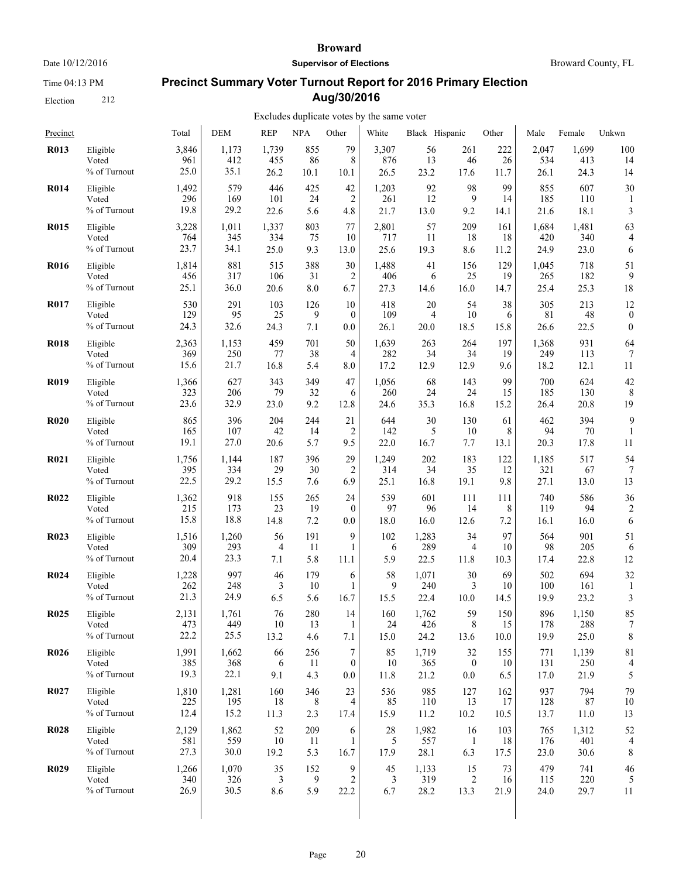# Broward

**Supervisor of Elections**

Date 10/12/2016 — Broward County, FL

Time 04:13 PM

Election 212

## Precinct Summary Voter Turnout Report for 2016 Primary Election Aug/30/2016

Excludes duplicate votes by the same voter

| Precinct | | Total | DEM | REP | NPA | Other | White | Black | Hispanic | Other | Male | Female | Unkwn |
|---|---|---|---|---|---|---|---|---|---|---|---|---|---|
| **R013** | Eligible | 3,846 | 1,173 | 1,739 | 855 | 79 | 3,307 | 56 | 261 | 222 | 2,047 | 1,699 | 100 |
| | Voted | 961 | 412 | 455 | 86 | 8 | 876 | 13 | 46 | 26 | 534 | 413 | 14 |
| | % of Turnout | 25.0 | 35.1 | 26.2 | 10.1 | 10.1 | 26.5 | 23.2 | 17.6 | 11.7 | 26.1 | 24.3 | 14 |
| **R014** | Eligible | 1,492 | 579 | 446 | 425 | 42 | 1,203 | 92 | 98 | 99 | 855 | 607 | 30 |
| | Voted | 296 | 169 | 101 | 24 | 2 | 261 | 12 | 9 | 14 | 185 | 110 | 1 |
| | % of Turnout | 19.8 | 29.2 | 22.6 | 5.6 | 4.8 | 21.7 | 13.0 | 9.2 | 14.1 | 21.6 | 18.1 | 3 |
| **R015** | Eligible | 3,228 | 1,011 | 1,337 | 803 | 77 | 2,801 | 57 | 209 | 161 | 1,684 | 1,481 | 63 |
| | Voted | 764 | 345 | 334 | 75 | 10 | 717 | 11 | 18 | 18 | 420 | 340 | 4 |
| | % of Turnout | 23.7 | 34.1 | 25.0 | 9.3 | 13.0 | 25.6 | 19.3 | 8.6 | 11.2 | 24.9 | 23.0 | 6 |
| **R016** | Eligible | 1,814 | 881 | 515 | 388 | 30 | 1,488 | 41 | 156 | 129 | 1,045 | 718 | 51 |
| | Voted | 456 | 317 | 106 | 31 | 2 | 406 | 6 | 25 | 19 | 265 | 182 | 9 |
| | % of Turnout | 25.1 | 36.0 | 20.6 | 8.0 | 6.7 | 27.3 | 14.6 | 16.0 | 14.7 | 25.4 | 25.3 | 18 |
| **R017** | Eligible | 530 | 291 | 103 | 126 | 10 | 418 | 20 | 54 | 38 | 305 | 213 | 12 |
| | Voted | 129 | 95 | 25 | 9 | 0 | 109 | 4 | 10 | 6 | 81 | 48 | 0 |
| | % of Turnout | 24.3 | 32.6 | 24.3 | 7.1 | 0.0 | 26.1 | 20.0 | 18.5 | 15.8 | 26.6 | 22.5 | 0 |
| **R018** | Eligible | 2,363 | 1,153 | 459 | 701 | 50 | 1,639 | 263 | 264 | 197 | 1,368 | 931 | 64 |
| | Voted | 369 | 250 | 77 | 38 | 4 | 282 | 34 | 34 | 19 | 249 | 113 | 7 |
| | % of Turnout | 15.6 | 21.7 | 16.8 | 5.4 | 8.0 | 17.2 | 12.9 | 12.9 | 9.6 | 18.2 | 12.1 | 11 |
| **R019** | Eligible | 1,366 | 627 | 343 | 349 | 47 | 1,056 | 68 | 143 | 99 | 700 | 624 | 42 |
| | Voted | 323 | 206 | 79 | 32 | 6 | 260 | 24 | 24 | 15 | 185 | 130 | 8 |
| | % of Turnout | 23.6 | 32.9 | 23.0 | 9.2 | 12.8 | 24.6 | 35.3 | 16.8 | 15.2 | 26.4 | 20.8 | 19 |
| **R020** | Eligible | 865 | 396 | 204 | 244 | 21 | 644 | 30 | 130 | 61 | 462 | 394 | 9 |
| | Voted | 165 | 107 | 42 | 14 | 2 | 142 | 5 | 10 | 8 | 94 | 70 | 1 |
| | % of Turnout | 19.1 | 27.0 | 20.6 | 5.7 | 9.5 | 22.0 | 16.7 | 7.7 | 13.1 | 20.3 | 17.8 | 11 |
| **R021** | Eligible | 1,756 | 1,144 | 187 | 396 | 29 | 1,249 | 202 | 183 | 122 | 1,185 | 517 | 54 |
| | Voted | 395 | 334 | 29 | 30 | 2 | 314 | 34 | 35 | 12 | 321 | 67 | 7 |
| | % of Turnout | 22.5 | 29.2 | 15.5 | 7.6 | 6.9 | 25.1 | 16.8 | 19.1 | 9.8 | 27.1 | 13.0 | 13 |
| **R022** | Eligible | 1,362 | 918 | 155 | 265 | 24 | 539 | 601 | 111 | 111 | 740 | 586 | 36 |
| | Voted | 215 | 173 | 23 | 19 | 0 | 97 | 96 | 14 | 8 | 119 | 94 | 2 |
| | % of Turnout | 15.8 | 18.8 | 14.8 | 7.2 | 0.0 | 18.0 | 16.0 | 12.6 | 7.2 | 16.1 | 16.0 | 6 |
| **R023** | Eligible | 1,516 | 1,260 | 56 | 191 | 9 | 102 | 1,283 | 34 | 97 | 564 | 901 | 51 |
| | Voted | 309 | 293 | 4 | 11 | 1 | 6 | 289 | 4 | 10 | 98 | 205 | 6 |
| | % of Turnout | 20.4 | 23.3 | 7.1 | 5.8 | 11.1 | 5.9 | 22.5 | 11.8 | 10.3 | 17.4 | 22.8 | 12 |
| **R024** | Eligible | 1,228 | 997 | 46 | 179 | 6 | 58 | 1,071 | 30 | 69 | 502 | 694 | 32 |
| | Voted | 262 | 248 | 3 | 10 | 1 | 9 | 240 | 3 | 10 | 100 | 161 | 1 |
| | % of Turnout | 21.3 | 24.9 | 6.5 | 5.6 | 16.7 | 15.5 | 22.4 | 10.0 | 14.5 | 19.9 | 23.2 | 3 |
| **R025** | Eligible | 2,131 | 1,761 | 76 | 280 | 14 | 160 | 1,762 | 59 | 150 | 896 | 1,150 | 85 |
| | Voted | 473 | 449 | 10 | 13 | 1 | 24 | 426 | 8 | 15 | 178 | 288 | 7 |
| | % of Turnout | 22.2 | 25.5 | 13.2 | 4.6 | 7.1 | 15.0 | 24.2 | 13.6 | 10.0 | 19.9 | 25.0 | 8 |
| **R026** | Eligible | 1,991 | 1,662 | 66 | 256 | 7 | 85 | 1,719 | 32 | 155 | 771 | 1,139 | 81 |
| | Voted | 385 | 368 | 6 | 11 | 0 | 10 | 365 | 0 | 10 | 131 | 250 | 4 |
| | % of Turnout | 19.3 | 22.1 | 9.1 | 4.3 | 0.0 | 11.8 | 21.2 | 0.0 | 6.5 | 17.0 | 21.9 | 5 |
| **R027** | Eligible | 1,810 | 1,281 | 160 | 346 | 23 | 536 | 985 | 127 | 162 | 937 | 794 | 79 |
| | Voted | 225 | 195 | 18 | 8 | 4 | 85 | 110 | 13 | 17 | 128 | 87 | 10 |
| | % of Turnout | 12.4 | 15.2 | 11.3 | 2.3 | 17.4 | 15.9 | 11.2 | 10.2 | 10.5 | 13.7 | 11.0 | 13 |
| **R028** | Eligible | 2,129 | 1,862 | 52 | 209 | 6 | 28 | 1,982 | 16 | 103 | 765 | 1,312 | 52 |
| | Voted | 581 | 559 | 10 | 11 | 1 | 5 | 557 | 1 | 18 | 176 | 401 | 4 |
| | % of Turnout | 27.3 | 30.0 | 19.2 | 5.3 | 16.7 | 17.9 | 28.1 | 6.3 | 17.5 | 23.0 | 30.6 | 8 |
| **R029** | Eligible | 1,266 | 1,070 | 35 | 152 | 9 | 45 | 1,133 | 15 | 73 | 479 | 741 | 46 |
| | Voted | 340 | 326 | 3 | 9 | 2 | 3 | 319 | 2 | 16 | 115 | 220 | 5 |
| | % of Turnout | 26.9 | 30.5 | 8.6 | 5.9 | 22.2 | 6.7 | 28.2 | 13.3 | 21.9 | 24.0 | 29.7 | 11 |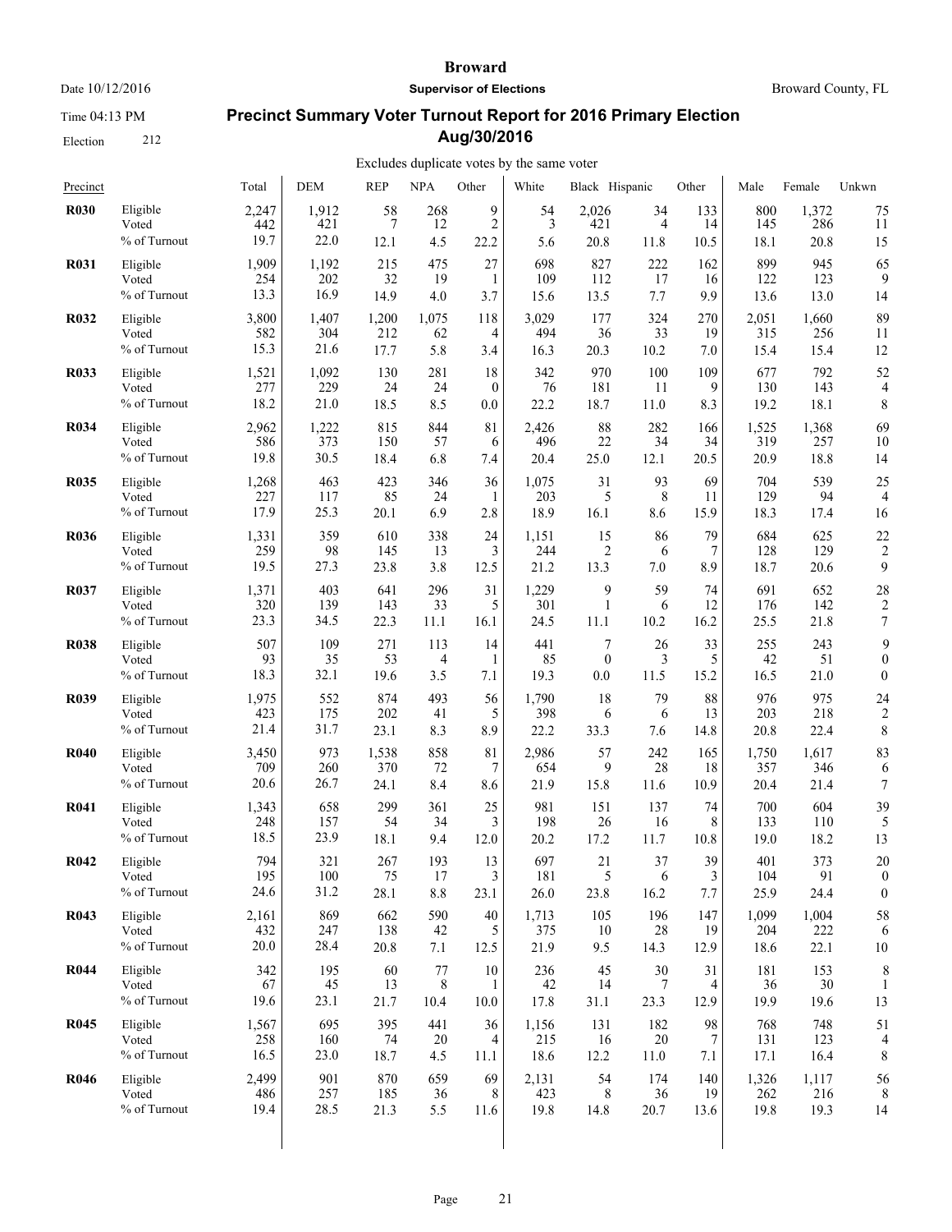# Broward

**Supervisor of Elections**

Date 10/12/2016 — Broward County, FL

Time 04:13 PM

Election 212

## Precinct Summary Voter Turnout Report for 2016 Primary Election Aug/30/2016

Excludes duplicate votes by the same voter

| Precinct | | Total | DEM | REP | NPA | Other | White | Black | Hispanic | Other | Male | Female | Unkwn |
|---|---|---|---|---|---|---|---|---|---|---|---|---|---|
| **R030** | Eligible | 2,247 | 1,912 | 58 | 268 | 9 | 54 | 2,026 | 34 | 133 | 800 | 1,372 | 75 |
| | Voted | 442 | 421 | 7 | 12 | 2 | 3 | 421 | 4 | 14 | 145 | 286 | 11 |
| | % of Turnout | 19.7 | 22.0 | 12.1 | 4.5 | 22.2 | 5.6 | 20.8 | 11.8 | 10.5 | 18.1 | 20.8 | 15 |
| **R031** | Eligible | 1,909 | 1,192 | 215 | 475 | 27 | 698 | 827 | 222 | 162 | 899 | 945 | 65 |
| | Voted | 254 | 202 | 32 | 19 | 1 | 109 | 112 | 17 | 16 | 122 | 123 | 9 |
| | % of Turnout | 13.3 | 16.9 | 14.9 | 4.0 | 3.7 | 15.6 | 13.5 | 7.7 | 9.9 | 13.6 | 13.0 | 14 |
| **R032** | Eligible | 3,800 | 1,407 | 1,200 | 1,075 | 118 | 3,029 | 177 | 324 | 270 | 2,051 | 1,660 | 89 |
| | Voted | 582 | 304 | 212 | 62 | 4 | 494 | 36 | 33 | 19 | 315 | 256 | 11 |
| | % of Turnout | 15.3 | 21.6 | 17.7 | 5.8 | 3.4 | 16.3 | 20.3 | 10.2 | 7.0 | 15.4 | 15.4 | 12 |
| **R033** | Eligible | 1,521 | 1,092 | 130 | 281 | 18 | 342 | 970 | 100 | 109 | 677 | 792 | 52 |
| | Voted | 277 | 229 | 24 | 24 | 0 | 76 | 181 | 11 | 9 | 130 | 143 | 4 |
| | % of Turnout | 18.2 | 21.0 | 18.5 | 8.5 | 0.0 | 22.2 | 18.7 | 11.0 | 8.3 | 19.2 | 18.1 | 8 |
| **R034** | Eligible | 2,962 | 1,222 | 815 | 844 | 81 | 2,426 | 88 | 282 | 166 | 1,525 | 1,368 | 69 |
| | Voted | 586 | 373 | 150 | 57 | 6 | 496 | 22 | 34 | 34 | 319 | 257 | 10 |
| | % of Turnout | 19.8 | 30.5 | 18.4 | 6.8 | 7.4 | 20.4 | 25.0 | 12.1 | 20.5 | 20.9 | 18.8 | 14 |
| **R035** | Eligible | 1,268 | 463 | 423 | 346 | 36 | 1,075 | 31 | 93 | 69 | 704 | 539 | 25 |
| | Voted | 227 | 117 | 85 | 24 | 1 | 203 | 5 | 8 | 11 | 129 | 94 | 4 |
| | % of Turnout | 17.9 | 25.3 | 20.1 | 6.9 | 2.8 | 18.9 | 16.1 | 8.6 | 15.9 | 18.3 | 17.4 | 16 |
| **R036** | Eligible | 1,331 | 359 | 610 | 338 | 24 | 1,151 | 15 | 86 | 79 | 684 | 625 | 22 |
| | Voted | 259 | 98 | 145 | 13 | 3 | 244 | 2 | 6 | 7 | 128 | 129 | 2 |
| | % of Turnout | 19.5 | 27.3 | 23.8 | 3.8 | 12.5 | 21.2 | 13.3 | 7.0 | 8.9 | 18.7 | 20.6 | 9 |
| **R037** | Eligible | 1,371 | 403 | 641 | 296 | 31 | 1,229 | 9 | 59 | 74 | 691 | 652 | 28 |
| | Voted | 320 | 139 | 143 | 33 | 5 | 301 | 1 | 6 | 12 | 176 | 142 | 2 |
| | % of Turnout | 23.3 | 34.5 | 22.3 | 11.1 | 16.1 | 24.5 | 11.1 | 10.2 | 16.2 | 25.5 | 21.8 | 7 |
| **R038** | Eligible | 507 | 109 | 271 | 113 | 14 | 441 | 7 | 26 | 33 | 255 | 243 | 9 |
| | Voted | 93 | 35 | 53 | 4 | 1 | 85 | 0 | 3 | 5 | 42 | 51 | 0 |
| | % of Turnout | 18.3 | 32.1 | 19.6 | 3.5 | 7.1 | 19.3 | 0.0 | 11.5 | 15.2 | 16.5 | 21.0 | 0 |
| **R039** | Eligible | 1,975 | 552 | 874 | 493 | 56 | 1,790 | 18 | 79 | 88 | 976 | 975 | 24 |
| | Voted | 423 | 175 | 202 | 41 | 5 | 398 | 6 | 6 | 13 | 203 | 218 | 2 |
| | % of Turnout | 21.4 | 31.7 | 23.1 | 8.3 | 8.9 | 22.2 | 33.3 | 7.6 | 14.8 | 20.8 | 22.4 | 8 |
| **R040** | Eligible | 3,450 | 973 | 1,538 | 858 | 81 | 2,986 | 57 | 242 | 165 | 1,750 | 1,617 | 83 |
| | Voted | 709 | 260 | 370 | 72 | 7 | 654 | 9 | 28 | 18 | 357 | 346 | 6 |
| | % of Turnout | 20.6 | 26.7 | 24.1 | 8.4 | 8.6 | 21.9 | 15.8 | 11.6 | 10.9 | 20.4 | 21.4 | 7 |
| **R041** | Eligible | 1,343 | 658 | 299 | 361 | 25 | 981 | 151 | 137 | 74 | 700 | 604 | 39 |
| | Voted | 248 | 157 | 54 | 34 | 3 | 198 | 26 | 16 | 8 | 133 | 110 | 5 |
| | % of Turnout | 18.5 | 23.9 | 18.1 | 9.4 | 12.0 | 20.2 | 17.2 | 11.7 | 10.8 | 19.0 | 18.2 | 13 |
| **R042** | Eligible | 794 | 321 | 267 | 193 | 13 | 697 | 21 | 37 | 39 | 401 | 373 | 20 |
| | Voted | 195 | 100 | 75 | 17 | 3 | 181 | 5 | 6 | 3 | 104 | 91 | 0 |
| | % of Turnout | 24.6 | 31.2 | 28.1 | 8.8 | 23.1 | 26.0 | 23.8 | 16.2 | 7.7 | 25.9 | 24.4 | 0 |
| **R043** | Eligible | 2,161 | 869 | 662 | 590 | 40 | 1,713 | 105 | 196 | 147 | 1,099 | 1,004 | 58 |
| | Voted | 432 | 247 | 138 | 42 | 5 | 375 | 10 | 28 | 19 | 204 | 222 | 6 |
| | % of Turnout | 20.0 | 28.4 | 20.8 | 7.1 | 12.5 | 21.9 | 9.5 | 14.3 | 12.9 | 18.6 | 22.1 | 10 |
| **R044** | Eligible | 342 | 195 | 60 | 77 | 10 | 236 | 45 | 30 | 31 | 181 | 153 | 8 |
| | Voted | 67 | 45 | 13 | 8 | 1 | 42 | 14 | 7 | 4 | 36 | 30 | 1 |
| | % of Turnout | 19.6 | 23.1 | 21.7 | 10.4 | 10.0 | 17.8 | 31.1 | 23.3 | 12.9 | 19.9 | 19.6 | 13 |
| **R045** | Eligible | 1,567 | 695 | 395 | 441 | 36 | 1,156 | 131 | 182 | 98 | 768 | 748 | 51 |
| | Voted | 258 | 160 | 74 | 20 | 4 | 215 | 16 | 20 | 7 | 131 | 123 | 4 |
| | % of Turnout | 16.5 | 23.0 | 18.7 | 4.5 | 11.1 | 18.6 | 12.2 | 11.0 | 7.1 | 17.1 | 16.4 | 8 |
| **R046** | Eligible | 2,499 | 901 | 870 | 659 | 69 | 2,131 | 54 | 174 | 140 | 1,326 | 1,117 | 56 |
| | Voted | 486 | 257 | 185 | 36 | 8 | 423 | 8 | 36 | 19 | 262 | 216 | 8 |
| | % of Turnout | 19.4 | 28.5 | 21.3 | 5.5 | 11.6 | 19.8 | 14.8 | 20.7 | 13.6 | 19.8 | 19.3 | 14 |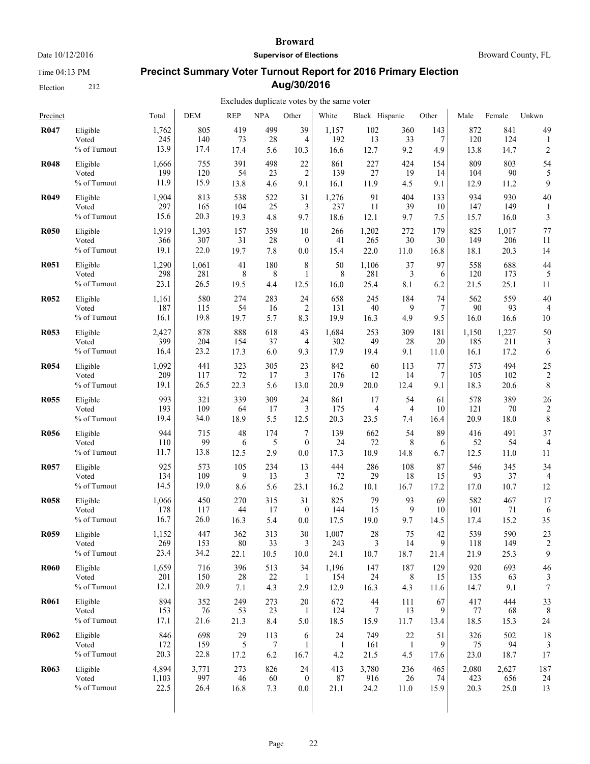# Broward

**Supervisor of Elections**

Date 10/12/2016 — Broward County, FL

Time 04:13 PM

Election 212

## Precinct Summary Voter Turnout Report for 2016 Primary Election Aug/30/2016

Excludes duplicate votes by the same voter

| Precinct | | Total | DEM | REP | NPA | Other | White | Black | Hispanic | Other | Male | Female | Unkwn |
|---|---|---|---|---|---|---|---|---|---|---|---|---|---|
| **R047** | Eligible | 1,762 | 805 | 419 | 499 | 39 | 1,157 | 102 | 360 | 143 | 872 | 841 | 49 |
| | Voted | 245 | 140 | 73 | 28 | 4 | 192 | 13 | 33 | 7 | 120 | 124 | 1 |
| | % of Turnout | 13.9 | 17.4 | 17.4 | 5.6 | 10.3 | 16.6 | 12.7 | 9.2 | 4.9 | 13.8 | 14.7 | 2 |
| **R048** | Eligible | 1,666 | 755 | 391 | 498 | 22 | 861 | 227 | 424 | 154 | 809 | 803 | 54 |
| | Voted | 199 | 120 | 54 | 23 | 2 | 139 | 27 | 19 | 14 | 104 | 90 | 5 |
| | % of Turnout | 11.9 | 15.9 | 13.8 | 4.6 | 9.1 | 16.1 | 11.9 | 4.5 | 9.1 | 12.9 | 11.2 | 9 |
| **R049** | Eligible | 1,904 | 813 | 538 | 522 | 31 | 1,276 | 91 | 404 | 133 | 934 | 930 | 40 |
| | Voted | 297 | 165 | 104 | 25 | 3 | 237 | 11 | 39 | 10 | 147 | 149 | 1 |
| | % of Turnout | 15.6 | 20.3 | 19.3 | 4.8 | 9.7 | 18.6 | 12.1 | 9.7 | 7.5 | 15.7 | 16.0 | 3 |
| **R050** | Eligible | 1,919 | 1,393 | 157 | 359 | 10 | 266 | 1,202 | 272 | 179 | 825 | 1,017 | 77 |
| | Voted | 366 | 307 | 31 | 28 | 0 | 41 | 265 | 30 | 30 | 149 | 206 | 11 |
| | % of Turnout | 19.1 | 22.0 | 19.7 | 7.8 | 0.0 | 15.4 | 22.0 | 11.0 | 16.8 | 18.1 | 20.3 | 14 |
| **R051** | Eligible | 1,290 | 1,061 | 41 | 180 | 8 | 50 | 1,106 | 37 | 97 | 558 | 688 | 44 |
| | Voted | 298 | 281 | 8 | 8 | 1 | 8 | 281 | 3 | 6 | 120 | 173 | 5 |
| | % of Turnout | 23.1 | 26.5 | 19.5 | 4.4 | 12.5 | 16.0 | 25.4 | 8.1 | 6.2 | 21.5 | 25.1 | 11 |
| **R052** | Eligible | 1,161 | 580 | 274 | 283 | 24 | 658 | 245 | 184 | 74 | 562 | 559 | 40 |
| | Voted | 187 | 115 | 54 | 16 | 2 | 131 | 40 | 9 | 7 | 90 | 93 | 4 |
| | % of Turnout | 16.1 | 19.8 | 19.7 | 5.7 | 8.3 | 19.9 | 16.3 | 4.9 | 9.5 | 16.0 | 16.6 | 10 |
| **R053** | Eligible | 2,427 | 878 | 888 | 618 | 43 | 1,684 | 253 | 309 | 181 | 1,150 | 1,227 | 50 |
| | Voted | 399 | 204 | 154 | 37 | 4 | 302 | 49 | 28 | 20 | 185 | 211 | 3 |
| | % of Turnout | 16.4 | 23.2 | 17.3 | 6.0 | 9.3 | 17.9 | 19.4 | 9.1 | 11.0 | 16.1 | 17.2 | 6 |
| **R054** | Eligible | 1,092 | 441 | 323 | 305 | 23 | 842 | 60 | 113 | 77 | 573 | 494 | 25 |
| | Voted | 209 | 117 | 72 | 17 | 3 | 176 | 12 | 14 | 7 | 105 | 102 | 2 |
| | % of Turnout | 19.1 | 26.5 | 22.3 | 5.6 | 13.0 | 20.9 | 20.0 | 12.4 | 9.1 | 18.3 | 20.6 | 8 |
| **R055** | Eligible | 993 | 321 | 339 | 309 | 24 | 861 | 17 | 54 | 61 | 578 | 389 | 26 |
| | Voted | 193 | 109 | 64 | 17 | 3 | 175 | 4 | 4 | 10 | 121 | 70 | 2 |
| | % of Turnout | 19.4 | 34.0 | 18.9 | 5.5 | 12.5 | 20.3 | 23.5 | 7.4 | 16.4 | 20.9 | 18.0 | 8 |
| **R056** | Eligible | 944 | 715 | 48 | 174 | 7 | 139 | 662 | 54 | 89 | 416 | 491 | 37 |
| | Voted | 110 | 99 | 6 | 5 | 0 | 24 | 72 | 8 | 6 | 52 | 54 | 4 |
| | % of Turnout | 11.7 | 13.8 | 12.5 | 2.9 | 0.0 | 17.3 | 10.9 | 14.8 | 6.7 | 12.5 | 11.0 | 11 |
| **R057** | Eligible | 925 | 573 | 105 | 234 | 13 | 444 | 286 | 108 | 87 | 546 | 345 | 34 |
| | Voted | 134 | 109 | 9 | 13 | 3 | 72 | 29 | 18 | 15 | 93 | 37 | 4 |
| | % of Turnout | 14.5 | 19.0 | 8.6 | 5.6 | 23.1 | 16.2 | 10.1 | 16.7 | 17.2 | 17.0 | 10.7 | 12 |
| **R058** | Eligible | 1,066 | 450 | 270 | 315 | 31 | 825 | 79 | 93 | 69 | 582 | 467 | 17 |
| | Voted | 178 | 117 | 44 | 17 | 0 | 144 | 15 | 9 | 10 | 101 | 71 | 6 |
| | % of Turnout | 16.7 | 26.0 | 16.3 | 5.4 | 0.0 | 17.5 | 19.0 | 9.7 | 14.5 | 17.4 | 15.2 | 35 |
| **R059** | Eligible | 1,152 | 447 | 362 | 313 | 30 | 1,007 | 28 | 75 | 42 | 539 | 590 | 23 |
| | Voted | 269 | 153 | 80 | 33 | 3 | 243 | 3 | 14 | 9 | 118 | 149 | 2 |
| | % of Turnout | 23.4 | 34.2 | 22.1 | 10.5 | 10.0 | 24.1 | 10.7 | 18.7 | 21.4 | 21.9 | 25.3 | 9 |
| **R060** | Eligible | 1,659 | 716 | 396 | 513 | 34 | 1,196 | 147 | 187 | 129 | 920 | 693 | 46 |
| | Voted | 201 | 150 | 28 | 22 | 1 | 154 | 24 | 8 | 15 | 135 | 63 | 3 |
| | % of Turnout | 12.1 | 20.9 | 7.1 | 4.3 | 2.9 | 12.9 | 16.3 | 4.3 | 11.6 | 14.7 | 9.1 | 7 |
| **R061** | Eligible | 894 | 352 | 249 | 273 | 20 | 672 | 44 | 111 | 67 | 417 | 444 | 33 |
| | Voted | 153 | 76 | 53 | 23 | 1 | 124 | 7 | 13 | 9 | 77 | 68 | 8 |
| | % of Turnout | 17.1 | 21.6 | 21.3 | 8.4 | 5.0 | 18.5 | 15.9 | 11.7 | 13.4 | 18.5 | 15.3 | 24 |
| **R062** | Eligible | 846 | 698 | 29 | 113 | 6 | 24 | 749 | 22 | 51 | 326 | 502 | 18 |
| | Voted | 172 | 159 | 5 | 7 | 1 | 1 | 161 | 1 | 9 | 75 | 94 | 3 |
| | % of Turnout | 20.3 | 22.8 | 17.2 | 6.2 | 16.7 | 4.2 | 21.5 | 4.5 | 17.6 | 23.0 | 18.7 | 17 |
| **R063** | Eligible | 4,894 | 3,771 | 273 | 826 | 24 | 413 | 3,780 | 236 | 465 | 2,080 | 2,627 | 187 |
| | Voted | 1,103 | 997 | 46 | 60 | 0 | 87 | 916 | 26 | 74 | 423 | 656 | 24 |
| | % of Turnout | 22.5 | 26.4 | 16.8 | 7.3 | 0.0 | 21.1 | 24.2 | 11.0 | 15.9 | 20.3 | 25.0 | 13 |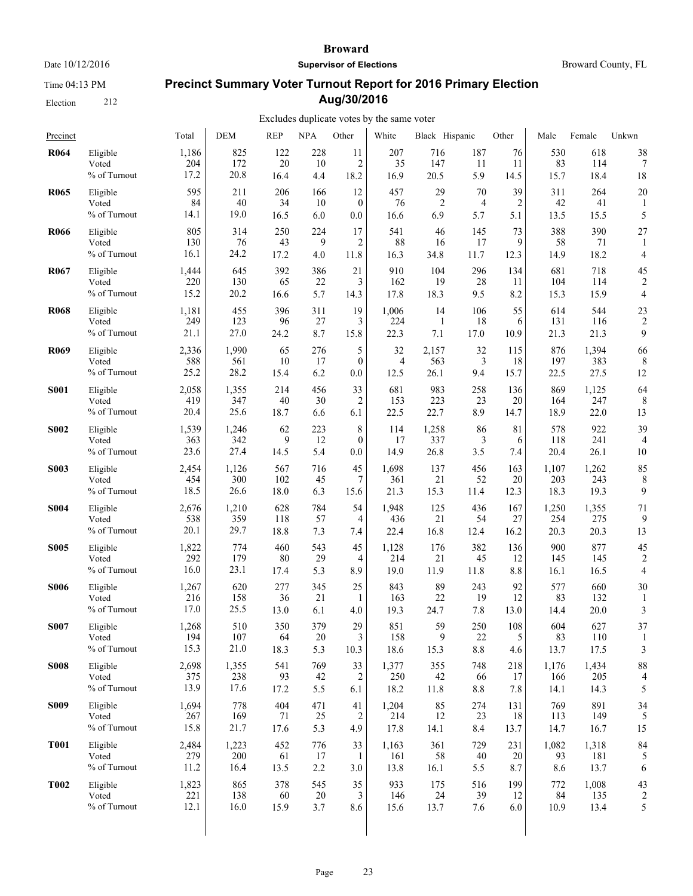# Broward

**Supervisor of Elections**

Date 10/12/2016

Broward County, FL

Time 04:13 PM

Election 212

## Precinct Summary Voter Turnout Report for 2016 Primary Election Aug/30/2016

Excludes duplicate votes by the same voter

| Precinct | | Total | DEM | REP | NPA | Other | White | Black | Hispanic | Other | Male | Female | Unkwn |
|---|---|---|---|---|---|---|---|---|---|---|---|---|---|
| **R064** | Eligible | 1,186 | 825 | 122 | 228 | 11 | 207 | 716 | 187 | 76 | 530 | 618 | 38 |
| | Voted | 204 | 172 | 20 | 10 | 2 | 35 | 147 | 11 | 11 | 83 | 114 | 7 |
| | % of Turnout | 17.2 | 20.8 | 16.4 | 4.4 | 18.2 | 16.9 | 20.5 | 5.9 | 14.5 | 15.7 | 18.4 | 18 |
| **R065** | Eligible | 595 | 211 | 206 | 166 | 12 | 457 | 29 | 70 | 39 | 311 | 264 | 20 |
| | Voted | 84 | 40 | 34 | 10 | 0 | 76 | 2 | 4 | 2 | 42 | 41 | 1 |
| | % of Turnout | 14.1 | 19.0 | 16.5 | 6.0 | 0.0 | 16.6 | 6.9 | 5.7 | 5.1 | 13.5 | 15.5 | 5 |
| **R066** | Eligible | 805 | 314 | 250 | 224 | 17 | 541 | 46 | 145 | 73 | 388 | 390 | 27 |
| | Voted | 130 | 76 | 43 | 9 | 2 | 88 | 16 | 17 | 9 | 58 | 71 | 1 |
| | % of Turnout | 16.1 | 24.2 | 17.2 | 4.0 | 11.8 | 16.3 | 34.8 | 11.7 | 12.3 | 14.9 | 18.2 | 4 |
| **R067** | Eligible | 1,444 | 645 | 392 | 386 | 21 | 910 | 104 | 296 | 134 | 681 | 718 | 45 |
| | Voted | 220 | 130 | 65 | 22 | 3 | 162 | 19 | 28 | 11 | 104 | 114 | 2 |
| | % of Turnout | 15.2 | 20.2 | 16.6 | 5.7 | 14.3 | 17.8 | 18.3 | 9.5 | 8.2 | 15.3 | 15.9 | 4 |
| **R068** | Eligible | 1,181 | 455 | 396 | 311 | 19 | 1,006 | 14 | 106 | 55 | 614 | 544 | 23 |
| | Voted | 249 | 123 | 96 | 27 | 3 | 224 | 1 | 18 | 6 | 131 | 116 | 2 |
| | % of Turnout | 21.1 | 27.0 | 24.2 | 8.7 | 15.8 | 22.3 | 7.1 | 17.0 | 10.9 | 21.3 | 21.3 | 9 |
| **R069** | Eligible | 2,336 | 1,990 | 65 | 276 | 5 | 32 | 2,157 | 32 | 115 | 876 | 1,394 | 66 |
| | Voted | 588 | 561 | 10 | 17 | 0 | 4 | 563 | 3 | 18 | 197 | 383 | 8 |
| | % of Turnout | 25.2 | 28.2 | 15.4 | 6.2 | 0.0 | 12.5 | 26.1 | 9.4 | 15.7 | 22.5 | 27.5 | 12 |
| **S001** | Eligible | 2,058 | 1,355 | 214 | 456 | 33 | 681 | 983 | 258 | 136 | 869 | 1,125 | 64 |
| | Voted | 419 | 347 | 40 | 30 | 2 | 153 | 223 | 23 | 20 | 164 | 247 | 8 |
| | % of Turnout | 20.4 | 25.6 | 18.7 | 6.6 | 6.1 | 22.5 | 22.7 | 8.9 | 14.7 | 18.9 | 22.0 | 13 |
| **S002** | Eligible | 1,539 | 1,246 | 62 | 223 | 8 | 114 | 1,258 | 86 | 81 | 578 | 922 | 39 |
| | Voted | 363 | 342 | 9 | 12 | 0 | 17 | 337 | 3 | 6 | 118 | 241 | 4 |
| | % of Turnout | 23.6 | 27.4 | 14.5 | 5.4 | 0.0 | 14.9 | 26.8 | 3.5 | 7.4 | 20.4 | 26.1 | 10 |
| **S003** | Eligible | 2,454 | 1,126 | 567 | 716 | 45 | 1,698 | 137 | 456 | 163 | 1,107 | 1,262 | 85 |
| | Voted | 454 | 300 | 102 | 45 | 7 | 361 | 21 | 52 | 20 | 203 | 243 | 8 |
| | % of Turnout | 18.5 | 26.6 | 18.0 | 6.3 | 15.6 | 21.3 | 15.3 | 11.4 | 12.3 | 18.3 | 19.3 | 9 |
| **S004** | Eligible | 2,676 | 1,210 | 628 | 784 | 54 | 1,948 | 125 | 436 | 167 | 1,250 | 1,355 | 71 |
| | Voted | 538 | 359 | 118 | 57 | 4 | 436 | 21 | 54 | 27 | 254 | 275 | 9 |
| | % of Turnout | 20.1 | 29.7 | 18.8 | 7.3 | 7.4 | 22.4 | 16.8 | 12.4 | 16.2 | 20.3 | 20.3 | 13 |
| **S005** | Eligible | 1,822 | 774 | 460 | 543 | 45 | 1,128 | 176 | 382 | 136 | 900 | 877 | 45 |
| | Voted | 292 | 179 | 80 | 29 | 4 | 214 | 21 | 45 | 12 | 145 | 145 | 2 |
| | % of Turnout | 16.0 | 23.1 | 17.4 | 5.3 | 8.9 | 19.0 | 11.9 | 11.8 | 8.8 | 16.1 | 16.5 | 4 |
| **S006** | Eligible | 1,267 | 620 | 277 | 345 | 25 | 843 | 89 | 243 | 92 | 577 | 660 | 30 |
| | Voted | 216 | 158 | 36 | 21 | 1 | 163 | 22 | 19 | 12 | 83 | 132 | 1 |
| | % of Turnout | 17.0 | 25.5 | 13.0 | 6.1 | 4.0 | 19.3 | 24.7 | 7.8 | 13.0 | 14.4 | 20.0 | 3 |
| **S007** | Eligible | 1,268 | 510 | 350 | 379 | 29 | 851 | 59 | 250 | 108 | 604 | 627 | 37 |
| | Voted | 194 | 107 | 64 | 20 | 3 | 158 | 9 | 22 | 5 | 83 | 110 | 1 |
| | % of Turnout | 15.3 | 21.0 | 18.3 | 5.3 | 10.3 | 18.6 | 15.3 | 8.8 | 4.6 | 13.7 | 17.5 | 3 |
| **S008** | Eligible | 2,698 | 1,355 | 541 | 769 | 33 | 1,377 | 355 | 748 | 218 | 1,176 | 1,434 | 88 |
| | Voted | 375 | 238 | 93 | 42 | 2 | 250 | 42 | 66 | 17 | 166 | 205 | 4 |
| | % of Turnout | 13.9 | 17.6 | 17.2 | 5.5 | 6.1 | 18.2 | 11.8 | 8.8 | 7.8 | 14.1 | 14.3 | 5 |
| **S009** | Eligible | 1,694 | 778 | 404 | 471 | 41 | 1,204 | 85 | 274 | 131 | 769 | 891 | 34 |
| | Voted | 267 | 169 | 71 | 25 | 2 | 214 | 12 | 23 | 18 | 113 | 149 | 5 |
| | % of Turnout | 15.8 | 21.7 | 17.6 | 5.3 | 4.9 | 17.8 | 14.1 | 8.4 | 13.7 | 14.7 | 16.7 | 15 |
| **T001** | Eligible | 2,484 | 1,223 | 452 | 776 | 33 | 1,163 | 361 | 729 | 231 | 1,082 | 1,318 | 84 |
| | Voted | 279 | 200 | 61 | 17 | 1 | 161 | 58 | 40 | 20 | 93 | 181 | 5 |
| | % of Turnout | 11.2 | 16.4 | 13.5 | 2.2 | 3.0 | 13.8 | 16.1 | 5.5 | 8.7 | 8.6 | 13.7 | 6 |
| **T002** | Eligible | 1,823 | 865 | 378 | 545 | 35 | 933 | 175 | 516 | 199 | 772 | 1,008 | 43 |
| | Voted | 221 | 138 | 60 | 20 | 3 | 146 | 24 | 39 | 12 | 84 | 135 | 2 |
| | % of Turnout | 12.1 | 16.0 | 15.9 | 3.7 | 8.6 | 15.6 | 13.7 | 7.6 | 6.0 | 10.9 | 13.4 | 5 |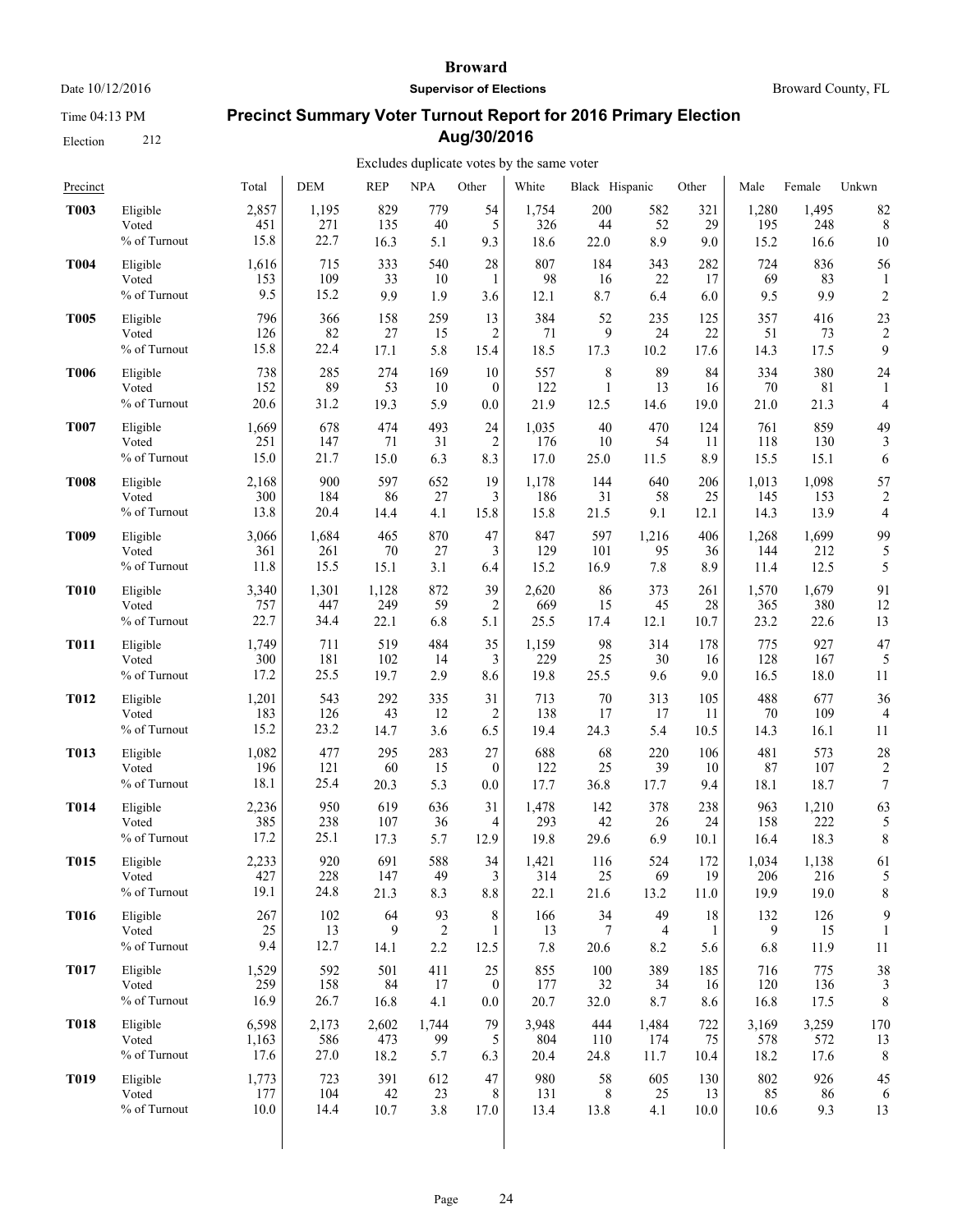**Broward**

Date 10/12/2016 — **Supervisor of Elections** — Broward County, FL

Time 04:13 PM

Election 212

## Precinct Summary Voter Turnout Report for 2016 Primary Election Aug/30/2016

Excludes duplicate votes by the same voter

| Precinct | | Total | DEM | REP | NPA | Other | White | Black | Hispanic | Other | Male | Female | Unkwn |
|---|---|---|---|---|---|---|---|---|---|---|---|---|---|
| **T003** | Eligible | 2,857 | 1,195 | 829 | 779 | 54 | 1,754 | 200 | 582 | 321 | 1,280 | 1,495 | 82 |
| | Voted | 451 | 271 | 135 | 40 | 5 | 326 | 44 | 52 | 29 | 195 | 248 | 8 |
| | % of Turnout | 15.8 | 22.7 | 16.3 | 5.1 | 9.3 | 18.6 | 22.0 | 8.9 | 9.0 | 15.2 | 16.6 | 10 |
| **T004** | Eligible | 1,616 | 715 | 333 | 540 | 28 | 807 | 184 | 343 | 282 | 724 | 836 | 56 |
| | Voted | 153 | 109 | 33 | 10 | 1 | 98 | 16 | 22 | 17 | 69 | 83 | 1 |
| | % of Turnout | 9.5 | 15.2 | 9.9 | 1.9 | 3.6 | 12.1 | 8.7 | 6.4 | 6.0 | 9.5 | 9.9 | 2 |
| **T005** | Eligible | 796 | 366 | 158 | 259 | 13 | 384 | 52 | 235 | 125 | 357 | 416 | 23 |
| | Voted | 126 | 82 | 27 | 15 | 2 | 71 | 9 | 24 | 22 | 51 | 73 | 2 |
| | % of Turnout | 15.8 | 22.4 | 17.1 | 5.8 | 15.4 | 18.5 | 17.3 | 10.2 | 17.6 | 14.3 | 17.5 | 9 |
| **T006** | Eligible | 738 | 285 | 274 | 169 | 10 | 557 | 8 | 89 | 84 | 334 | 380 | 24 |
| | Voted | 152 | 89 | 53 | 10 | 0 | 122 | 1 | 13 | 16 | 70 | 81 | 1 |
| | % of Turnout | 20.6 | 31.2 | 19.3 | 5.9 | 0.0 | 21.9 | 12.5 | 14.6 | 19.0 | 21.0 | 21.3 | 4 |
| **T007** | Eligible | 1,669 | 678 | 474 | 493 | 24 | 1,035 | 40 | 470 | 124 | 761 | 859 | 49 |
| | Voted | 251 | 147 | 71 | 31 | 2 | 176 | 10 | 54 | 11 | 118 | 130 | 3 |
| | % of Turnout | 15.0 | 21.7 | 15.0 | 6.3 | 8.3 | 17.0 | 25.0 | 11.5 | 8.9 | 15.5 | 15.1 | 6 |
| **T008** | Eligible | 2,168 | 900 | 597 | 652 | 19 | 1,178 | 144 | 640 | 206 | 1,013 | 1,098 | 57 |
| | Voted | 300 | 184 | 86 | 27 | 3 | 186 | 31 | 58 | 25 | 145 | 153 | 2 |
| | % of Turnout | 13.8 | 20.4 | 14.4 | 4.1 | 15.8 | 15.8 | 21.5 | 9.1 | 12.1 | 14.3 | 13.9 | 4 |
| **T009** | Eligible | 3,066 | 1,684 | 465 | 870 | 47 | 847 | 597 | 1,216 | 406 | 1,268 | 1,699 | 99 |
| | Voted | 361 | 261 | 70 | 27 | 3 | 129 | 101 | 95 | 36 | 144 | 212 | 5 |
| | % of Turnout | 11.8 | 15.5 | 15.1 | 3.1 | 6.4 | 15.2 | 16.9 | 7.8 | 8.9 | 11.4 | 12.5 | 5 |
| **T010** | Eligible | 3,340 | 1,301 | 1,128 | 872 | 39 | 2,620 | 86 | 373 | 261 | 1,570 | 1,679 | 91 |
| | Voted | 757 | 447 | 249 | 59 | 2 | 669 | 15 | 45 | 28 | 365 | 380 | 12 |
| | % of Turnout | 22.7 | 34.4 | 22.1 | 6.8 | 5.1 | 25.5 | 17.4 | 12.1 | 10.7 | 23.2 | 22.6 | 13 |
| **T011** | Eligible | 1,749 | 711 | 519 | 484 | 35 | 1,159 | 98 | 314 | 178 | 775 | 927 | 47 |
| | Voted | 300 | 181 | 102 | 14 | 3 | 229 | 25 | 30 | 16 | 128 | 167 | 5 |
| | % of Turnout | 17.2 | 25.5 | 19.7 | 2.9 | 8.6 | 19.8 | 25.5 | 9.6 | 9.0 | 16.5 | 18.0 | 11 |
| **T012** | Eligible | 1,201 | 543 | 292 | 335 | 31 | 713 | 70 | 313 | 105 | 488 | 677 | 36 |
| | Voted | 183 | 126 | 43 | 12 | 2 | 138 | 17 | 17 | 11 | 70 | 109 | 4 |
| | % of Turnout | 15.2 | 23.2 | 14.7 | 3.6 | 6.5 | 19.4 | 24.3 | 5.4 | 10.5 | 14.3 | 16.1 | 11 |
| **T013** | Eligible | 1,082 | 477 | 295 | 283 | 27 | 688 | 68 | 220 | 106 | 481 | 573 | 28 |
| | Voted | 196 | 121 | 60 | 15 | 0 | 122 | 25 | 39 | 10 | 87 | 107 | 2 |
| | % of Turnout | 18.1 | 25.4 | 20.3 | 5.3 | 0.0 | 17.7 | 36.8 | 17.7 | 9.4 | 18.1 | 18.7 | 7 |
| **T014** | Eligible | 2,236 | 950 | 619 | 636 | 31 | 1,478 | 142 | 378 | 238 | 963 | 1,210 | 63 |
| | Voted | 385 | 238 | 107 | 36 | 4 | 293 | 42 | 26 | 24 | 158 | 222 | 5 |
| | % of Turnout | 17.2 | 25.1 | 17.3 | 5.7 | 12.9 | 19.8 | 29.6 | 6.9 | 10.1 | 16.4 | 18.3 | 8 |
| **T015** | Eligible | 2,233 | 920 | 691 | 588 | 34 | 1,421 | 116 | 524 | 172 | 1,034 | 1,138 | 61 |
| | Voted | 427 | 228 | 147 | 49 | 3 | 314 | 25 | 69 | 19 | 206 | 216 | 5 |
| | % of Turnout | 19.1 | 24.8 | 21.3 | 8.3 | 8.8 | 22.1 | 21.6 | 13.2 | 11.0 | 19.9 | 19.0 | 8 |
| **T016** | Eligible | 267 | 102 | 64 | 93 | 8 | 166 | 34 | 49 | 18 | 132 | 126 | 9 |
| | Voted | 25 | 13 | 9 | 2 | 1 | 13 | 7 | 4 | 1 | 9 | 15 | 1 |
| | % of Turnout | 9.4 | 12.7 | 14.1 | 2.2 | 12.5 | 7.8 | 20.6 | 8.2 | 5.6 | 6.8 | 11.9 | 11 |
| **T017** | Eligible | 1,529 | 592 | 501 | 411 | 25 | 855 | 100 | 389 | 185 | 716 | 775 | 38 |
| | Voted | 259 | 158 | 84 | 17 | 0 | 177 | 32 | 34 | 16 | 120 | 136 | 3 |
| | % of Turnout | 16.9 | 26.7 | 16.8 | 4.1 | 0.0 | 20.7 | 32.0 | 8.7 | 8.6 | 16.8 | 17.5 | 8 |
| **T018** | Eligible | 6,598 | 2,173 | 2,602 | 1,744 | 79 | 3,948 | 444 | 1,484 | 722 | 3,169 | 3,259 | 170 |
| | Voted | 1,163 | 586 | 473 | 99 | 5 | 804 | 110 | 174 | 75 | 578 | 572 | 13 |
| | % of Turnout | 17.6 | 27.0 | 18.2 | 5.7 | 6.3 | 20.4 | 24.8 | 11.7 | 10.4 | 18.2 | 17.6 | 8 |
| **T019** | Eligible | 1,773 | 723 | 391 | 612 | 47 | 980 | 58 | 605 | 130 | 802 | 926 | 45 |
| | Voted | 177 | 104 | 42 | 23 | 8 | 131 | 8 | 25 | 13 | 85 | 86 | 6 |
| | % of Turnout | 10.0 | 14.4 | 10.7 | 3.8 | 17.0 | 13.4 | 13.8 | 4.1 | 10.0 | 10.6 | 9.3 | 13 |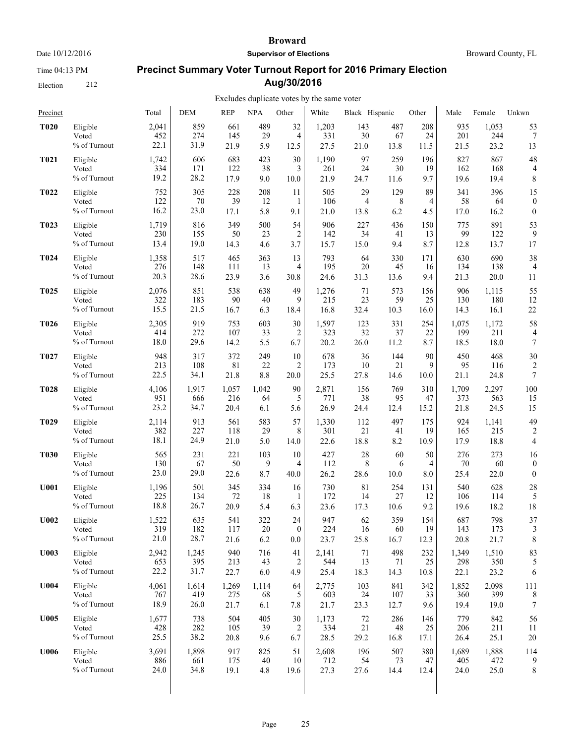# Broward

Date 10/12/2016 | **Supervisor of Elections** | Broward County, FL

Time 04:13 PM

## Precinct Summary Voter Turnout Report for 2016 Primary Election Aug/30/2016

Election 212

Excludes duplicate votes by the same voter

| Precinct | | Total | DEM | REP | NPA | Other | White | Black | Hispanic | Other | Male | Female | Unkwn |
|---|---|---|---|---|---|---|---|---|---|---|---|---|---|
| **T020** | Eligible | 2,041 | 859 | 661 | 489 | 32 | 1,203 | 143 | 487 | 208 | 935 | 1,053 | 53 |
| | Voted | 452 | 274 | 145 | 29 | 4 | 331 | 30 | 67 | 24 | 201 | 244 | 7 |
| | % of Turnout | 22.1 | 31.9 | 21.9 | 5.9 | 12.5 | 27.5 | 21.0 | 13.8 | 11.5 | 21.5 | 23.2 | 13 |
| **T021** | Eligible | 1,742 | 606 | 683 | 423 | 30 | 1,190 | 97 | 259 | 196 | 827 | 867 | 48 |
| | Voted | 334 | 171 | 122 | 38 | 3 | 261 | 24 | 30 | 19 | 162 | 168 | 4 |
| | % of Turnout | 19.2 | 28.2 | 17.9 | 9.0 | 10.0 | 21.9 | 24.7 | 11.6 | 9.7 | 19.6 | 19.4 | 8 |
| **T022** | Eligible | 752 | 305 | 228 | 208 | 11 | 505 | 29 | 129 | 89 | 341 | 396 | 15 |
| | Voted | 122 | 70 | 39 | 12 | 1 | 106 | 4 | 8 | 4 | 58 | 64 | 0 |
| | % of Turnout | 16.2 | 23.0 | 17.1 | 5.8 | 9.1 | 21.0 | 13.8 | 6.2 | 4.5 | 17.0 | 16.2 | 0 |
| **T023** | Eligible | 1,719 | 816 | 349 | 500 | 54 | 906 | 227 | 436 | 150 | 775 | 891 | 53 |
| | Voted | 230 | 155 | 50 | 23 | 2 | 142 | 34 | 41 | 13 | 99 | 122 | 9 |
| | % of Turnout | 13.4 | 19.0 | 14.3 | 4.6 | 3.7 | 15.7 | 15.0 | 9.4 | 8.7 | 12.8 | 13.7 | 17 |
| **T024** | Eligible | 1,358 | 517 | 465 | 363 | 13 | 793 | 64 | 330 | 171 | 630 | 690 | 38 |
| | Voted | 276 | 148 | 111 | 13 | 4 | 195 | 20 | 45 | 16 | 134 | 138 | 4 |
| | % of Turnout | 20.3 | 28.6 | 23.9 | 3.6 | 30.8 | 24.6 | 31.3 | 13.6 | 9.4 | 21.3 | 20.0 | 11 |
| **T025** | Eligible | 2,076 | 851 | 538 | 638 | 49 | 1,276 | 71 | 573 | 156 | 906 | 1,115 | 55 |
| | Voted | 322 | 183 | 90 | 40 | 9 | 215 | 23 | 59 | 25 | 130 | 180 | 12 |
| | % of Turnout | 15.5 | 21.5 | 16.7 | 6.3 | 18.4 | 16.8 | 32.4 | 10.3 | 16.0 | 14.3 | 16.1 | 22 |
| **T026** | Eligible | 2,305 | 919 | 753 | 603 | 30 | 1,597 | 123 | 331 | 254 | 1,075 | 1,172 | 58 |
| | Voted | 414 | 272 | 107 | 33 | 2 | 323 | 32 | 37 | 22 | 199 | 211 | 4 |
| | % of Turnout | 18.0 | 29.6 | 14.2 | 5.5 | 6.7 | 20.2 | 26.0 | 11.2 | 8.7 | 18.5 | 18.0 | 7 |
| **T027** | Eligible | 948 | 317 | 372 | 249 | 10 | 678 | 36 | 144 | 90 | 450 | 468 | 30 |
| | Voted | 213 | 108 | 81 | 22 | 2 | 173 | 10 | 21 | 9 | 95 | 116 | 2 |
| | % of Turnout | 22.5 | 34.1 | 21.8 | 8.8 | 20.0 | 25.5 | 27.8 | 14.6 | 10.0 | 21.1 | 24.8 | 7 |
| **T028** | Eligible | 4,106 | 1,917 | 1,057 | 1,042 | 90 | 2,871 | 156 | 769 | 310 | 1,709 | 2,297 | 100 |
| | Voted | 951 | 666 | 216 | 64 | 5 | 771 | 38 | 95 | 47 | 373 | 563 | 15 |
| | % of Turnout | 23.2 | 34.7 | 20.4 | 6.1 | 5.6 | 26.9 | 24.4 | 12.4 | 15.2 | 21.8 | 24.5 | 15 |
| **T029** | Eligible | 2,114 | 913 | 561 | 583 | 57 | 1,330 | 112 | 497 | 175 | 924 | 1,141 | 49 |
| | Voted | 382 | 227 | 118 | 29 | 8 | 301 | 21 | 41 | 19 | 165 | 215 | 2 |
| | % of Turnout | 18.1 | 24.9 | 21.0 | 5.0 | 14.0 | 22.6 | 18.8 | 8.2 | 10.9 | 17.9 | 18.8 | 4 |
| **T030** | Eligible | 565 | 231 | 221 | 103 | 10 | 427 | 28 | 60 | 50 | 276 | 273 | 16 |
| | Voted | 130 | 67 | 50 | 9 | 4 | 112 | 8 | 6 | 4 | 70 | 60 | 0 |
| | % of Turnout | 23.0 | 29.0 | 22.6 | 8.7 | 40.0 | 26.2 | 28.6 | 10.0 | 8.0 | 25.4 | 22.0 | 0 |
| **U001** | Eligible | 1,196 | 501 | 345 | 334 | 16 | 730 | 81 | 254 | 131 | 540 | 628 | 28 |
| | Voted | 225 | 134 | 72 | 18 | 1 | 172 | 14 | 27 | 12 | 106 | 114 | 5 |
| | % of Turnout | 18.8 | 26.7 | 20.9 | 5.4 | 6.3 | 23.6 | 17.3 | 10.6 | 9.2 | 19.6 | 18.2 | 18 |
| **U002** | Eligible | 1,522 | 635 | 541 | 322 | 24 | 947 | 62 | 359 | 154 | 687 | 798 | 37 |
| | Voted | 319 | 182 | 117 | 20 | 0 | 224 | 16 | 60 | 19 | 143 | 173 | 3 |
| | % of Turnout | 21.0 | 28.7 | 21.6 | 6.2 | 0.0 | 23.7 | 25.8 | 16.7 | 12.3 | 20.8 | 21.7 | 8 |
| **U003** | Eligible | 2,942 | 1,245 | 940 | 716 | 41 | 2,141 | 71 | 498 | 232 | 1,349 | 1,510 | 83 |
| | Voted | 653 | 395 | 213 | 43 | 2 | 544 | 13 | 71 | 25 | 298 | 350 | 5 |
| | % of Turnout | 22.2 | 31.7 | 22.7 | 6.0 | 4.9 | 25.4 | 18.3 | 14.3 | 10.8 | 22.1 | 23.2 | 6 |
| **U004** | Eligible | 4,061 | 1,614 | 1,269 | 1,114 | 64 | 2,775 | 103 | 841 | 342 | 1,852 | 2,098 | 111 |
| | Voted | 767 | 419 | 275 | 68 | 5 | 603 | 24 | 107 | 33 | 360 | 399 | 8 |
| | % of Turnout | 18.9 | 26.0 | 21.7 | 6.1 | 7.8 | 21.7 | 23.3 | 12.7 | 9.6 | 19.4 | 19.0 | 7 |
| **U005** | Eligible | 1,677 | 738 | 504 | 405 | 30 | 1,173 | 72 | 286 | 146 | 779 | 842 | 56 |
| | Voted | 428 | 282 | 105 | 39 | 2 | 334 | 21 | 48 | 25 | 206 | 211 | 11 |
| | % of Turnout | 25.5 | 38.2 | 20.8 | 9.6 | 6.7 | 28.5 | 29.2 | 16.8 | 17.1 | 26.4 | 25.1 | 20 |
| **U006** | Eligible | 3,691 | 1,898 | 917 | 825 | 51 | 2,608 | 196 | 507 | 380 | 1,689 | 1,888 | 114 |
| | Voted | 886 | 661 | 175 | 40 | 10 | 712 | 54 | 73 | 47 | 405 | 472 | 9 |
| | % of Turnout | 24.0 | 34.8 | 19.1 | 4.8 | 19.6 | 27.3 | 27.6 | 14.4 | 12.4 | 24.0 | 25.0 | 8 |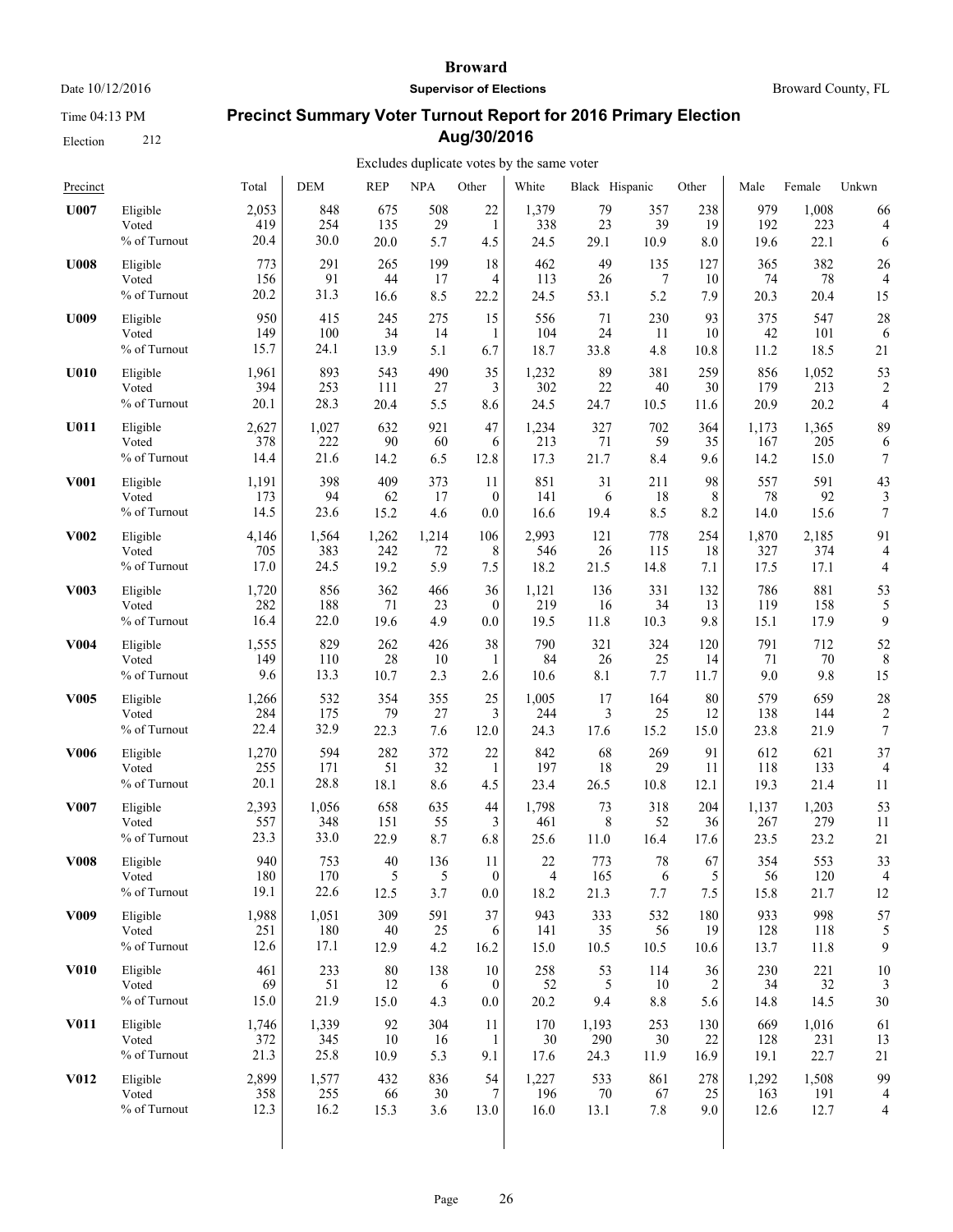# Broward

**Supervisor of Elections**

Date 10/12/2016 — Broward County, FL

Time 04:13 PM

Election 212

## Precinct Summary Voter Turnout Report for 2016 Primary Election Aug/30/2016

Excludes duplicate votes by the same voter

| Precinct | | Total | DEM | REP | NPA | Other | White | Black | Hispanic | Other | Male | Female | Unkwn |
|---|---|---|---|---|---|---|---|---|---|---|---|---|---|
| **U007** | Eligible | 2,053 | 848 | 675 | 508 | 22 | 1,379 | 79 | 357 | 238 | 979 | 1,008 | 66 |
| | Voted | 419 | 254 | 135 | 29 | 1 | 338 | 23 | 39 | 19 | 192 | 223 | 4 |
| | % of Turnout | 20.4 | 30.0 | 20.0 | 5.7 | 4.5 | 24.5 | 29.1 | 10.9 | 8.0 | 19.6 | 22.1 | 6 |
| **U008** | Eligible | 773 | 291 | 265 | 199 | 18 | 462 | 49 | 135 | 127 | 365 | 382 | 26 |
| | Voted | 156 | 91 | 44 | 17 | 4 | 113 | 26 | 7 | 10 | 74 | 78 | 4 |
| | % of Turnout | 20.2 | 31.3 | 16.6 | 8.5 | 22.2 | 24.5 | 53.1 | 5.2 | 7.9 | 20.3 | 20.4 | 15 |
| **U009** | Eligible | 950 | 415 | 245 | 275 | 15 | 556 | 71 | 230 | 93 | 375 | 547 | 28 |
| | Voted | 149 | 100 | 34 | 14 | 1 | 104 | 24 | 11 | 10 | 42 | 101 | 6 |
| | % of Turnout | 15.7 | 24.1 | 13.9 | 5.1 | 6.7 | 18.7 | 33.8 | 4.8 | 10.8 | 11.2 | 18.5 | 21 |
| **U010** | Eligible | 1,961 | 893 | 543 | 490 | 35 | 1,232 | 89 | 381 | 259 | 856 | 1,052 | 53 |
| | Voted | 394 | 253 | 111 | 27 | 3 | 302 | 22 | 40 | 30 | 179 | 213 | 2 |
| | % of Turnout | 20.1 | 28.3 | 20.4 | 5.5 | 8.6 | 24.5 | 24.7 | 10.5 | 11.6 | 20.9 | 20.2 | 4 |
| **U011** | Eligible | 2,627 | 1,027 | 632 | 921 | 47 | 1,234 | 327 | 702 | 364 | 1,173 | 1,365 | 89 |
| | Voted | 378 | 222 | 90 | 60 | 6 | 213 | 71 | 59 | 35 | 167 | 205 | 6 |
| | % of Turnout | 14.4 | 21.6 | 14.2 | 6.5 | 12.8 | 17.3 | 21.7 | 8.4 | 9.6 | 14.2 | 15.0 | 7 |
| **V001** | Eligible | 1,191 | 398 | 409 | 373 | 11 | 851 | 31 | 211 | 98 | 557 | 591 | 43 |
| | Voted | 173 | 94 | 62 | 17 | 0 | 141 | 6 | 18 | 8 | 78 | 92 | 3 |
| | % of Turnout | 14.5 | 23.6 | 15.2 | 4.6 | 0.0 | 16.6 | 19.4 | 8.5 | 8.2 | 14.0 | 15.6 | 7 |
| **V002** | Eligible | 4,146 | 1,564 | 1,262 | 1,214 | 106 | 2,993 | 121 | 778 | 254 | 1,870 | 2,185 | 91 |
| | Voted | 705 | 383 | 242 | 72 | 8 | 546 | 26 | 115 | 18 | 327 | 374 | 4 |
| | % of Turnout | 17.0 | 24.5 | 19.2 | 5.9 | 7.5 | 18.2 | 21.5 | 14.8 | 7.1 | 17.5 | 17.1 | 4 |
| **V003** | Eligible | 1,720 | 856 | 362 | 466 | 36 | 1,121 | 136 | 331 | 132 | 786 | 881 | 53 |
| | Voted | 282 | 188 | 71 | 23 | 0 | 219 | 16 | 34 | 13 | 119 | 158 | 5 |
| | % of Turnout | 16.4 | 22.0 | 19.6 | 4.9 | 0.0 | 19.5 | 11.8 | 10.3 | 9.8 | 15.1 | 17.9 | 9 |
| **V004** | Eligible | 1,555 | 829 | 262 | 426 | 38 | 790 | 321 | 324 | 120 | 791 | 712 | 52 |
| | Voted | 149 | 110 | 28 | 10 | 1 | 84 | 26 | 25 | 14 | 71 | 70 | 8 |
| | % of Turnout | 9.6 | 13.3 | 10.7 | 2.3 | 2.6 | 10.6 | 8.1 | 7.7 | 11.7 | 9.0 | 9.8 | 15 |
| **V005** | Eligible | 1,266 | 532 | 354 | 355 | 25 | 1,005 | 17 | 164 | 80 | 579 | 659 | 28 |
| | Voted | 284 | 175 | 79 | 27 | 3 | 244 | 3 | 25 | 12 | 138 | 144 | 2 |
| | % of Turnout | 22.4 | 32.9 | 22.3 | 7.6 | 12.0 | 24.3 | 17.6 | 15.2 | 15.0 | 23.8 | 21.9 | 7 |
| **V006** | Eligible | 1,270 | 594 | 282 | 372 | 22 | 842 | 68 | 269 | 91 | 612 | 621 | 37 |
| | Voted | 255 | 171 | 51 | 32 | 1 | 197 | 18 | 29 | 11 | 118 | 133 | 4 |
| | % of Turnout | 20.1 | 28.8 | 18.1 | 8.6 | 4.5 | 23.4 | 26.5 | 10.8 | 12.1 | 19.3 | 21.4 | 11 |
| **V007** | Eligible | 2,393 | 1,056 | 658 | 635 | 44 | 1,798 | 73 | 318 | 204 | 1,137 | 1,203 | 53 |
| | Voted | 557 | 348 | 151 | 55 | 3 | 461 | 8 | 52 | 36 | 267 | 279 | 11 |
| | % of Turnout | 23.3 | 33.0 | 22.9 | 8.7 | 6.8 | 25.6 | 11.0 | 16.4 | 17.6 | 23.5 | 23.2 | 21 |
| **V008** | Eligible | 940 | 753 | 40 | 136 | 11 | 22 | 773 | 78 | 67 | 354 | 553 | 33 |
| | Voted | 180 | 170 | 5 | 5 | 0 | 4 | 165 | 6 | 5 | 56 | 120 | 4 |
| | % of Turnout | 19.1 | 22.6 | 12.5 | 3.7 | 0.0 | 18.2 | 21.3 | 7.7 | 7.5 | 15.8 | 21.7 | 12 |
| **V009** | Eligible | 1,988 | 1,051 | 309 | 591 | 37 | 943 | 333 | 532 | 180 | 933 | 998 | 57 |
| | Voted | 251 | 180 | 40 | 25 | 6 | 141 | 35 | 56 | 19 | 128 | 118 | 5 |
| | % of Turnout | 12.6 | 17.1 | 12.9 | 4.2 | 16.2 | 15.0 | 10.5 | 10.5 | 10.6 | 13.7 | 11.8 | 9 |
| **V010** | Eligible | 461 | 233 | 80 | 138 | 10 | 258 | 53 | 114 | 36 | 230 | 221 | 10 |
| | Voted | 69 | 51 | 12 | 6 | 0 | 52 | 5 | 10 | 2 | 34 | 32 | 3 |
| | % of Turnout | 15.0 | 21.9 | 15.0 | 4.3 | 0.0 | 20.2 | 9.4 | 8.8 | 5.6 | 14.8 | 14.5 | 30 |
| **V011** | Eligible | 1,746 | 1,339 | 92 | 304 | 11 | 170 | 1,193 | 253 | 130 | 669 | 1,016 | 61 |
| | Voted | 372 | 345 | 10 | 16 | 1 | 30 | 290 | 30 | 22 | 128 | 231 | 13 |
| | % of Turnout | 21.3 | 25.8 | 10.9 | 5.3 | 9.1 | 17.6 | 24.3 | 11.9 | 16.9 | 19.1 | 22.7 | 21 |
| **V012** | Eligible | 2,899 | 1,577 | 432 | 836 | 54 | 1,227 | 533 | 861 | 278 | 1,292 | 1,508 | 99 |
| | Voted | 358 | 255 | 66 | 30 | 7 | 196 | 70 | 67 | 25 | 163 | 191 | 4 |
| | % of Turnout | 12.3 | 16.2 | 15.3 | 3.6 | 13.0 | 16.0 | 13.1 | 7.8 | 9.0 | 12.6 | 12.7 | 4 |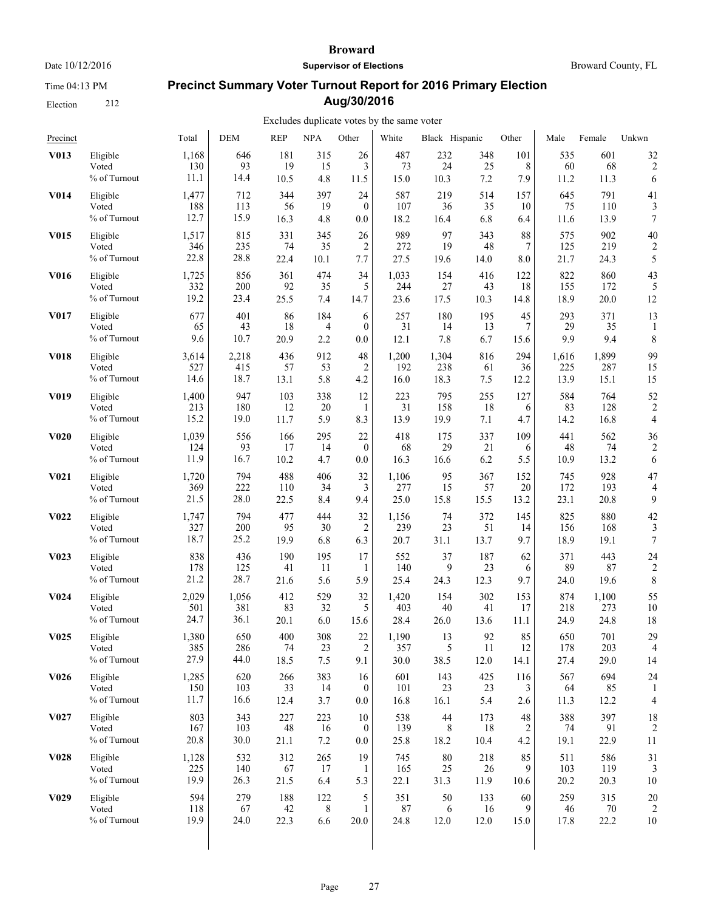# Broward

Date 10/12/2016 **Supervisor of Elections** Broward County, FL

Time 04:13 PM

Election 212

## Precinct Summary Voter Turnout Report for 2016 Primary Election Aug/30/2016

Excludes duplicate votes by the same voter

| Precinct | | Total | DEM | REP | NPA | Other | White | Black | Hispanic | Other | Male | Female | Unkwn |
|---|---|---|---|---|---|---|---|---|---|---|---|---|---|
| **V013** | Eligible | 1,168 | 646 | 181 | 315 | 26 | 487 | 232 | 348 | 101 | 535 | 601 | 32 |
| | Voted | 130 | 93 | 19 | 15 | 3 | 73 | 24 | 25 | 8 | 60 | 68 | 2 |
| | % of Turnout | 11.1 | 14.4 | 10.5 | 4.8 | 11.5 | 15.0 | 10.3 | 7.2 | 7.9 | 11.2 | 11.3 | 6 |
| **V014** | Eligible | 1,477 | 712 | 344 | 397 | 24 | 587 | 219 | 514 | 157 | 645 | 791 | 41 |
| | Voted | 188 | 113 | 56 | 19 | 0 | 107 | 36 | 35 | 10 | 75 | 110 | 3 |
| | % of Turnout | 12.7 | 15.9 | 16.3 | 4.8 | 0.0 | 18.2 | 16.4 | 6.8 | 6.4 | 11.6 | 13.9 | 7 |
| **V015** | Eligible | 1,517 | 815 | 331 | 345 | 26 | 989 | 97 | 343 | 88 | 575 | 902 | 40 |
| | Voted | 346 | 235 | 74 | 35 | 2 | 272 | 19 | 48 | 7 | 125 | 219 | 2 |
| | % of Turnout | 22.8 | 28.8 | 22.4 | 10.1 | 7.7 | 27.5 | 19.6 | 14.0 | 8.0 | 21.7 | 24.3 | 5 |
| **V016** | Eligible | 1,725 | 856 | 361 | 474 | 34 | 1,033 | 154 | 416 | 122 | 822 | 860 | 43 |
| | Voted | 332 | 200 | 92 | 35 | 5 | 244 | 27 | 43 | 18 | 155 | 172 | 5 |
| | % of Turnout | 19.2 | 23.4 | 25.5 | 7.4 | 14.7 | 23.6 | 17.5 | 10.3 | 14.8 | 18.9 | 20.0 | 12 |
| **V017** | Eligible | 677 | 401 | 86 | 184 | 6 | 257 | 180 | 195 | 45 | 293 | 371 | 13 |
| | Voted | 65 | 43 | 18 | 4 | 0 | 31 | 14 | 13 | 7 | 29 | 35 | 1 |
| | % of Turnout | 9.6 | 10.7 | 20.9 | 2.2 | 0.0 | 12.1 | 7.8 | 6.7 | 15.6 | 9.9 | 9.4 | 8 |
| **V018** | Eligible | 3,614 | 2,218 | 436 | 912 | 48 | 1,200 | 1,304 | 816 | 294 | 1,616 | 1,899 | 99 |
| | Voted | 527 | 415 | 57 | 53 | 2 | 192 | 238 | 61 | 36 | 225 | 287 | 15 |
| | % of Turnout | 14.6 | 18.7 | 13.1 | 5.8 | 4.2 | 16.0 | 18.3 | 7.5 | 12.2 | 13.9 | 15.1 | 15 |
| **V019** | Eligible | 1,400 | 947 | 103 | 338 | 12 | 223 | 795 | 255 | 127 | 584 | 764 | 52 |
| | Voted | 213 | 180 | 12 | 20 | 1 | 31 | 158 | 18 | 6 | 83 | 128 | 2 |
| | % of Turnout | 15.2 | 19.0 | 11.7 | 5.9 | 8.3 | 13.9 | 19.9 | 7.1 | 4.7 | 14.2 | 16.8 | 4 |
| **V020** | Eligible | 1,039 | 556 | 166 | 295 | 22 | 418 | 175 | 337 | 109 | 441 | 562 | 36 |
| | Voted | 124 | 93 | 17 | 14 | 0 | 68 | 29 | 21 | 6 | 48 | 74 | 2 |
| | % of Turnout | 11.9 | 16.7 | 10.2 | 4.7 | 0.0 | 16.3 | 16.6 | 6.2 | 5.5 | 10.9 | 13.2 | 6 |
| **V021** | Eligible | 1,720 | 794 | 488 | 406 | 32 | 1,106 | 95 | 367 | 152 | 745 | 928 | 47 |
| | Voted | 369 | 222 | 110 | 34 | 3 | 277 | 15 | 57 | 20 | 172 | 193 | 4 |
| | % of Turnout | 21.5 | 28.0 | 22.5 | 8.4 | 9.4 | 25.0 | 15.8 | 15.5 | 13.2 | 23.1 | 20.8 | 9 |
| **V022** | Eligible | 1,747 | 794 | 477 | 444 | 32 | 1,156 | 74 | 372 | 145 | 825 | 880 | 42 |
| | Voted | 327 | 200 | 95 | 30 | 2 | 239 | 23 | 51 | 14 | 156 | 168 | 3 |
| | % of Turnout | 18.7 | 25.2 | 19.9 | 6.8 | 6.3 | 20.7 | 31.1 | 13.7 | 9.7 | 18.9 | 19.1 | 7 |
| **V023** | Eligible | 838 | 436 | 190 | 195 | 17 | 552 | 37 | 187 | 62 | 371 | 443 | 24 |
| | Voted | 178 | 125 | 41 | 11 | 1 | 140 | 9 | 23 | 6 | 89 | 87 | 2 |
| | % of Turnout | 21.2 | 28.7 | 21.6 | 5.6 | 5.9 | 25.4 | 24.3 | 12.3 | 9.7 | 24.0 | 19.6 | 8 |
| **V024** | Eligible | 2,029 | 1,056 | 412 | 529 | 32 | 1,420 | 154 | 302 | 153 | 874 | 1,100 | 55 |
| | Voted | 501 | 381 | 83 | 32 | 5 | 403 | 40 | 41 | 17 | 218 | 273 | 10 |
| | % of Turnout | 24.7 | 36.1 | 20.1 | 6.0 | 15.6 | 28.4 | 26.0 | 13.6 | 11.1 | 24.9 | 24.8 | 18 |
| **V025** | Eligible | 1,380 | 650 | 400 | 308 | 22 | 1,190 | 13 | 92 | 85 | 650 | 701 | 29 |
| | Voted | 385 | 286 | 74 | 23 | 2 | 357 | 5 | 11 | 12 | 178 | 203 | 4 |
| | % of Turnout | 27.9 | 44.0 | 18.5 | 7.5 | 9.1 | 30.0 | 38.5 | 12.0 | 14.1 | 27.4 | 29.0 | 14 |
| **V026** | Eligible | 1,285 | 620 | 266 | 383 | 16 | 601 | 143 | 425 | 116 | 567 | 694 | 24 |
| | Voted | 150 | 103 | 33 | 14 | 0 | 101 | 23 | 23 | 3 | 64 | 85 | 1 |
| | % of Turnout | 11.7 | 16.6 | 12.4 | 3.7 | 0.0 | 16.8 | 16.1 | 5.4 | 2.6 | 11.3 | 12.2 | 4 |
| **V027** | Eligible | 803 | 343 | 227 | 223 | 10 | 538 | 44 | 173 | 48 | 388 | 397 | 18 |
| | Voted | 167 | 103 | 48 | 16 | 0 | 139 | 8 | 18 | 2 | 74 | 91 | 2 |
| | % of Turnout | 20.8 | 30.0 | 21.1 | 7.2 | 0.0 | 25.8 | 18.2 | 10.4 | 4.2 | 19.1 | 22.9 | 11 |
| **V028** | Eligible | 1,128 | 532 | 312 | 265 | 19 | 745 | 80 | 218 | 85 | 511 | 586 | 31 |
| | Voted | 225 | 140 | 67 | 17 | 1 | 165 | 25 | 26 | 9 | 103 | 119 | 3 |
| | % of Turnout | 19.9 | 26.3 | 21.5 | 6.4 | 5.3 | 22.1 | 31.3 | 11.9 | 10.6 | 20.2 | 20.3 | 10 |
| **V029** | Eligible | 594 | 279 | 188 | 122 | 5 | 351 | 50 | 133 | 60 | 259 | 315 | 20 |
| | Voted | 118 | 67 | 42 | 8 | 1 | 87 | 6 | 16 | 9 | 46 | 70 | 2 |
| | % of Turnout | 19.9 | 24.0 | 22.3 | 6.6 | 20.0 | 24.8 | 12.0 | 12.0 | 15.0 | 17.8 | 22.2 | 10 |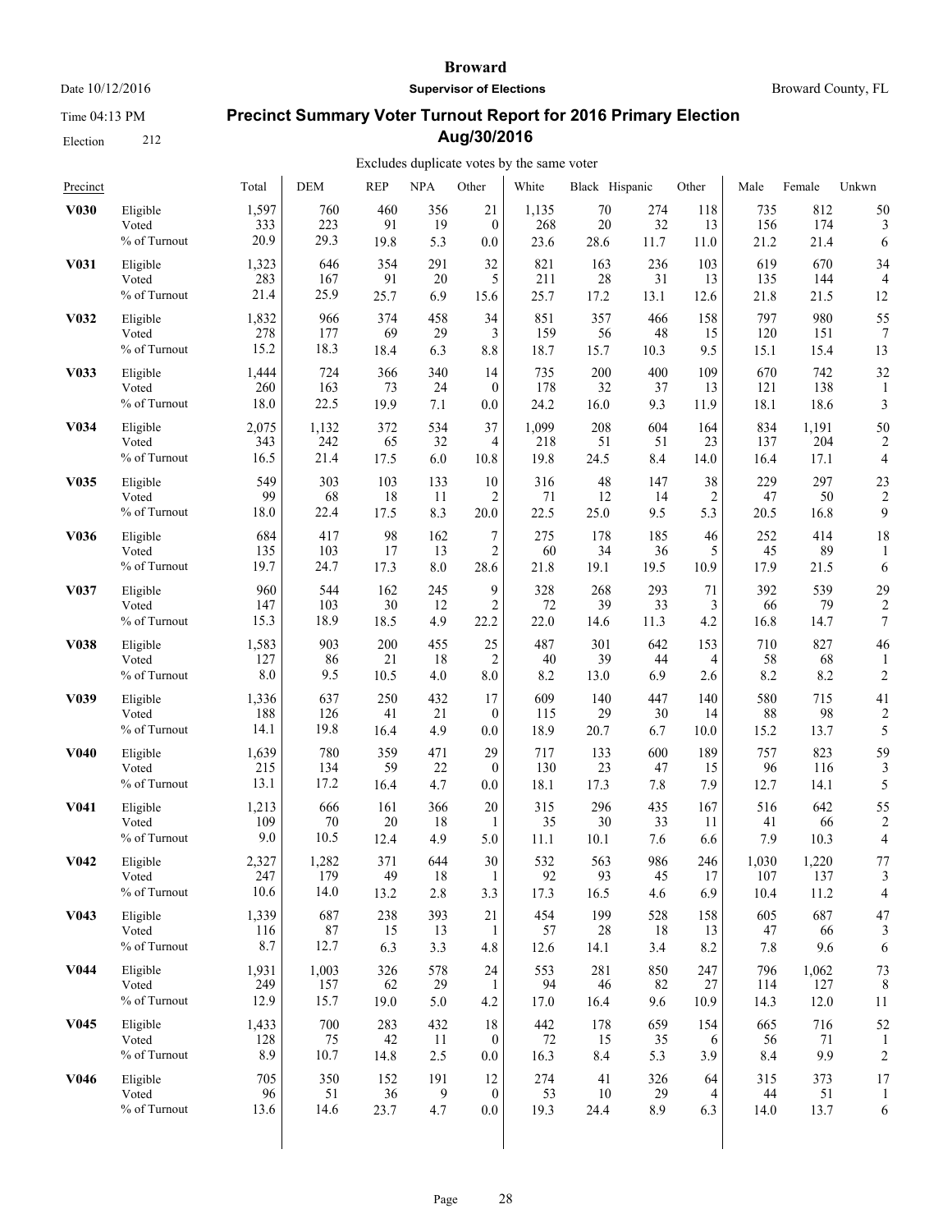# Broward

**Supervisor of Elections**

Date 10/12/2016 — Broward County, FL

Time 04:13 PM

Election 212

## Precinct Summary Voter Turnout Report for 2016 Primary Election Aug/30/2016

Excludes duplicate votes by the same voter

| Precinct | | Total | DEM | REP | NPA | Other | White | Black | Hispanic | Other | Male | Female | Unkwn |
|---|---|---|---|---|---|---|---|---|---|---|---|---|---|
| **V030** | Eligible | 1,597 | 760 | 460 | 356 | 21 | 1,135 | 70 | 274 | 118 | 735 | 812 | 50 |
| | Voted | 333 | 223 | 91 | 19 | 0 | 268 | 20 | 32 | 13 | 156 | 174 | 3 |
| | % of Turnout | 20.9 | 29.3 | 19.8 | 5.3 | 0.0 | 23.6 | 28.6 | 11.7 | 11.0 | 21.2 | 21.4 | 6 |
| **V031** | Eligible | 1,323 | 646 | 354 | 291 | 32 | 821 | 163 | 236 | 103 | 619 | 670 | 34 |
| | Voted | 283 | 167 | 91 | 20 | 5 | 211 | 28 | 31 | 13 | 135 | 144 | 4 |
| | % of Turnout | 21.4 | 25.9 | 25.7 | 6.9 | 15.6 | 25.7 | 17.2 | 13.1 | 12.6 | 21.8 | 21.5 | 12 |
| **V032** | Eligible | 1,832 | 966 | 374 | 458 | 34 | 851 | 357 | 466 | 158 | 797 | 980 | 55 |
| | Voted | 278 | 177 | 69 | 29 | 3 | 159 | 56 | 48 | 15 | 120 | 151 | 7 |
| | % of Turnout | 15.2 | 18.3 | 18.4 | 6.3 | 8.8 | 18.7 | 15.7 | 10.3 | 9.5 | 15.1 | 15.4 | 13 |
| **V033** | Eligible | 1,444 | 724 | 366 | 340 | 14 | 735 | 200 | 400 | 109 | 670 | 742 | 32 |
| | Voted | 260 | 163 | 73 | 24 | 0 | 178 | 32 | 37 | 13 | 121 | 138 | 1 |
| | % of Turnout | 18.0 | 22.5 | 19.9 | 7.1 | 0.0 | 24.2 | 16.0 | 9.3 | 11.9 | 18.1 | 18.6 | 3 |
| **V034** | Eligible | 2,075 | 1,132 | 372 | 534 | 37 | 1,099 | 208 | 604 | 164 | 834 | 1,191 | 50 |
| | Voted | 343 | 242 | 65 | 32 | 4 | 218 | 51 | 51 | 23 | 137 | 204 | 2 |
| | % of Turnout | 16.5 | 21.4 | 17.5 | 6.0 | 10.8 | 19.8 | 24.5 | 8.4 | 14.0 | 16.4 | 17.1 | 4 |
| **V035** | Eligible | 549 | 303 | 103 | 133 | 10 | 316 | 48 | 147 | 38 | 229 | 297 | 23 |
| | Voted | 99 | 68 | 18 | 11 | 2 | 71 | 12 | 14 | 2 | 47 | 50 | 2 |
| | % of Turnout | 18.0 | 22.4 | 17.5 | 8.3 | 20.0 | 22.5 | 25.0 | 9.5 | 5.3 | 20.5 | 16.8 | 9 |
| **V036** | Eligible | 684 | 417 | 98 | 162 | 7 | 275 | 178 | 185 | 46 | 252 | 414 | 18 |
| | Voted | 135 | 103 | 17 | 13 | 2 | 60 | 34 | 36 | 5 | 45 | 89 | 1 |
| | % of Turnout | 19.7 | 24.7 | 17.3 | 8.0 | 28.6 | 21.8 | 19.1 | 19.5 | 10.9 | 17.9 | 21.5 | 6 |
| **V037** | Eligible | 960 | 544 | 162 | 245 | 9 | 328 | 268 | 293 | 71 | 392 | 539 | 29 |
| | Voted | 147 | 103 | 30 | 12 | 2 | 72 | 39 | 33 | 3 | 66 | 79 | 2 |
| | % of Turnout | 15.3 | 18.9 | 18.5 | 4.9 | 22.2 | 22.0 | 14.6 | 11.3 | 4.2 | 16.8 | 14.7 | 7 |
| **V038** | Eligible | 1,583 | 903 | 200 | 455 | 25 | 487 | 301 | 642 | 153 | 710 | 827 | 46 |
| | Voted | 127 | 86 | 21 | 18 | 2 | 40 | 39 | 44 | 4 | 58 | 68 | 1 |
| | % of Turnout | 8.0 | 9.5 | 10.5 | 4.0 | 8.0 | 8.2 | 13.0 | 6.9 | 2.6 | 8.2 | 8.2 | 2 |
| **V039** | Eligible | 1,336 | 637 | 250 | 432 | 17 | 609 | 140 | 447 | 140 | 580 | 715 | 41 |
| | Voted | 188 | 126 | 41 | 21 | 0 | 115 | 29 | 30 | 14 | 88 | 98 | 2 |
| | % of Turnout | 14.1 | 19.8 | 16.4 | 4.9 | 0.0 | 18.9 | 20.7 | 6.7 | 10.0 | 15.2 | 13.7 | 5 |
| **V040** | Eligible | 1,639 | 780 | 359 | 471 | 29 | 717 | 133 | 600 | 189 | 757 | 823 | 59 |
| | Voted | 215 | 134 | 59 | 22 | 0 | 130 | 23 | 47 | 15 | 96 | 116 | 3 |
| | % of Turnout | 13.1 | 17.2 | 16.4 | 4.7 | 0.0 | 18.1 | 17.3 | 7.8 | 7.9 | 12.7 | 14.1 | 5 |
| **V041** | Eligible | 1,213 | 666 | 161 | 366 | 20 | 315 | 296 | 435 | 167 | 516 | 642 | 55 |
| | Voted | 109 | 70 | 20 | 18 | 1 | 35 | 30 | 33 | 11 | 41 | 66 | 2 |
| | % of Turnout | 9.0 | 10.5 | 12.4 | 4.9 | 5.0 | 11.1 | 10.1 | 7.6 | 6.6 | 7.9 | 10.3 | 4 |
| **V042** | Eligible | 2,327 | 1,282 | 371 | 644 | 30 | 532 | 563 | 986 | 246 | 1,030 | 1,220 | 77 |
| | Voted | 247 | 179 | 49 | 18 | 1 | 92 | 93 | 45 | 17 | 107 | 137 | 3 |
| | % of Turnout | 10.6 | 14.0 | 13.2 | 2.8 | 3.3 | 17.3 | 16.5 | 4.6 | 6.9 | 10.4 | 11.2 | 4 |
| **V043** | Eligible | 1,339 | 687 | 238 | 393 | 21 | 454 | 199 | 528 | 158 | 605 | 687 | 47 |
| | Voted | 116 | 87 | 15 | 13 | 1 | 57 | 28 | 18 | 13 | 47 | 66 | 3 |
| | % of Turnout | 8.7 | 12.7 | 6.3 | 3.3 | 4.8 | 12.6 | 14.1 | 3.4 | 8.2 | 7.8 | 9.6 | 6 |
| **V044** | Eligible | 1,931 | 1,003 | 326 | 578 | 24 | 553 | 281 | 850 | 247 | 796 | 1,062 | 73 |
| | Voted | 249 | 157 | 62 | 29 | 1 | 94 | 46 | 82 | 27 | 114 | 127 | 8 |
| | % of Turnout | 12.9 | 15.7 | 19.0 | 5.0 | 4.2 | 17.0 | 16.4 | 9.6 | 10.9 | 14.3 | 12.0 | 11 |
| **V045** | Eligible | 1,433 | 700 | 283 | 432 | 18 | 442 | 178 | 659 | 154 | 665 | 716 | 52 |
| | Voted | 128 | 75 | 42 | 11 | 0 | 72 | 15 | 35 | 6 | 56 | 71 | 1 |
| | % of Turnout | 8.9 | 10.7 | 14.8 | 2.5 | 0.0 | 16.3 | 8.4 | 5.3 | 3.9 | 8.4 | 9.9 | 2 |
| **V046** | Eligible | 705 | 350 | 152 | 191 | 12 | 274 | 41 | 326 | 64 | 315 | 373 | 17 |
| | Voted | 96 | 51 | 36 | 9 | 0 | 53 | 10 | 29 | 4 | 44 | 51 | 1 |
| | % of Turnout | 13.6 | 14.6 | 23.7 | 4.7 | 0.0 | 19.3 | 24.4 | 8.9 | 6.3 | 14.0 | 13.7 | 6 |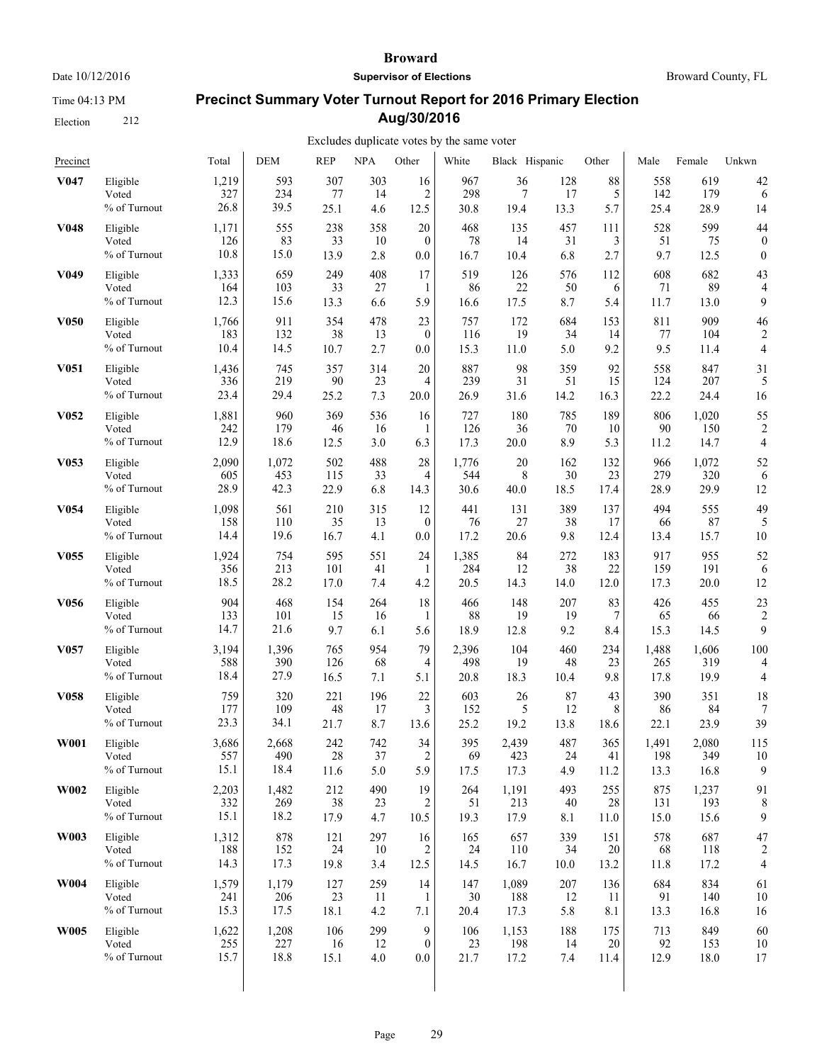# Broward

Date 10/12/2016 **Supervisor of Elections** Broward County, FL

Time 04:13 PM

Election 212

## Precinct Summary Voter Turnout Report for 2016 Primary Election Aug/30/2016

Excludes duplicate votes by the same voter

| Precinct | | Total | DEM | REP | NPA | Other | White | Black | Hispanic | Other | Male | Female | Unkwn |
|---|---|---|---|---|---|---|---|---|---|---|---|---|---|
| **V047** | Eligible | 1,219 | 593 | 307 | 303 | 16 | 967 | 36 | 128 | 88 | 558 | 619 | 42 |
| | Voted | 327 | 234 | 77 | 14 | 2 | 298 | 7 | 17 | 5 | 142 | 179 | 6 |
| | % of Turnout | 26.8 | 39.5 | 25.1 | 4.6 | 12.5 | 30.8 | 19.4 | 13.3 | 5.7 | 25.4 | 28.9 | 14 |
| **V048** | Eligible | 1,171 | 555 | 238 | 358 | 20 | 468 | 135 | 457 | 111 | 528 | 599 | 44 |
| | Voted | 126 | 83 | 33 | 10 | 0 | 78 | 14 | 31 | 3 | 51 | 75 | 0 |
| | % of Turnout | 10.8 | 15.0 | 13.9 | 2.8 | 0.0 | 16.7 | 10.4 | 6.8 | 2.7 | 9.7 | 12.5 | 0 |
| **V049** | Eligible | 1,333 | 659 | 249 | 408 | 17 | 519 | 126 | 576 | 112 | 608 | 682 | 43 |
| | Voted | 164 | 103 | 33 | 27 | 1 | 86 | 22 | 50 | 6 | 71 | 89 | 4 |
| | % of Turnout | 12.3 | 15.6 | 13.3 | 6.6 | 5.9 | 16.6 | 17.5 | 8.7 | 5.4 | 11.7 | 13.0 | 9 |
| **V050** | Eligible | 1,766 | 911 | 354 | 478 | 23 | 757 | 172 | 684 | 153 | 811 | 909 | 46 |
| | Voted | 183 | 132 | 38 | 13 | 0 | 116 | 19 | 34 | 14 | 77 | 104 | 2 |
| | % of Turnout | 10.4 | 14.5 | 10.7 | 2.7 | 0.0 | 15.3 | 11.0 | 5.0 | 9.2 | 9.5 | 11.4 | 4 |
| **V051** | Eligible | 1,436 | 745 | 357 | 314 | 20 | 887 | 98 | 359 | 92 | 558 | 847 | 31 |
| | Voted | 336 | 219 | 90 | 23 | 4 | 239 | 31 | 51 | 15 | 124 | 207 | 5 |
| | % of Turnout | 23.4 | 29.4 | 25.2 | 7.3 | 20.0 | 26.9 | 31.6 | 14.2 | 16.3 | 22.2 | 24.4 | 16 |
| **V052** | Eligible | 1,881 | 960 | 369 | 536 | 16 | 727 | 180 | 785 | 189 | 806 | 1,020 | 55 |
| | Voted | 242 | 179 | 46 | 16 | 1 | 126 | 36 | 70 | 10 | 90 | 150 | 2 |
| | % of Turnout | 12.9 | 18.6 | 12.5 | 3.0 | 6.3 | 17.3 | 20.0 | 8.9 | 5.3 | 11.2 | 14.7 | 4 |
| **V053** | Eligible | 2,090 | 1,072 | 502 | 488 | 28 | 1,776 | 20 | 162 | 132 | 966 | 1,072 | 52 |
| | Voted | 605 | 453 | 115 | 33 | 4 | 544 | 8 | 30 | 23 | 279 | 320 | 6 |
| | % of Turnout | 28.9 | 42.3 | 22.9 | 6.8 | 14.3 | 30.6 | 40.0 | 18.5 | 17.4 | 28.9 | 29.9 | 12 |
| **V054** | Eligible | 1,098 | 561 | 210 | 315 | 12 | 441 | 131 | 389 | 137 | 494 | 555 | 49 |
| | Voted | 158 | 110 | 35 | 13 | 0 | 76 | 27 | 38 | 17 | 66 | 87 | 5 |
| | % of Turnout | 14.4 | 19.6 | 16.7 | 4.1 | 0.0 | 17.2 | 20.6 | 9.8 | 12.4 | 13.4 | 15.7 | 10 |
| **V055** | Eligible | 1,924 | 754 | 595 | 551 | 24 | 1,385 | 84 | 272 | 183 | 917 | 955 | 52 |
| | Voted | 356 | 213 | 101 | 41 | 1 | 284 | 12 | 38 | 22 | 159 | 191 | 6 |
| | % of Turnout | 18.5 | 28.2 | 17.0 | 7.4 | 4.2 | 20.5 | 14.3 | 14.0 | 12.0 | 17.3 | 20.0 | 12 |
| **V056** | Eligible | 904 | 468 | 154 | 264 | 18 | 466 | 148 | 207 | 83 | 426 | 455 | 23 |
| | Voted | 133 | 101 | 15 | 16 | 1 | 88 | 19 | 19 | 7 | 65 | 66 | 2 |
| | % of Turnout | 14.7 | 21.6 | 9.7 | 6.1 | 5.6 | 18.9 | 12.8 | 9.2 | 8.4 | 15.3 | 14.5 | 9 |
| **V057** | Eligible | 3,194 | 1,396 | 765 | 954 | 79 | 2,396 | 104 | 460 | 234 | 1,488 | 1,606 | 100 |
| | Voted | 588 | 390 | 126 | 68 | 4 | 498 | 19 | 48 | 23 | 265 | 319 | 4 |
| | % of Turnout | 18.4 | 27.9 | 16.5 | 7.1 | 5.1 | 20.8 | 18.3 | 10.4 | 9.8 | 17.8 | 19.9 | 4 |
| **V058** | Eligible | 759 | 320 | 221 | 196 | 22 | 603 | 26 | 87 | 43 | 390 | 351 | 18 |
| | Voted | 177 | 109 | 48 | 17 | 3 | 152 | 5 | 12 | 8 | 86 | 84 | 7 |
| | % of Turnout | 23.3 | 34.1 | 21.7 | 8.7 | 13.6 | 25.2 | 19.2 | 13.8 | 18.6 | 22.1 | 23.9 | 39 |
| **W001** | Eligible | 3,686 | 2,668 | 242 | 742 | 34 | 395 | 2,439 | 487 | 365 | 1,491 | 2,080 | 115 |
| | Voted | 557 | 490 | 28 | 37 | 2 | 69 | 423 | 24 | 41 | 198 | 349 | 10 |
| | % of Turnout | 15.1 | 18.4 | 11.6 | 5.0 | 5.9 | 17.5 | 17.3 | 4.9 | 11.2 | 13.3 | 16.8 | 9 |
| **W002** | Eligible | 2,203 | 1,482 | 212 | 490 | 19 | 264 | 1,191 | 493 | 255 | 875 | 1,237 | 91 |
| | Voted | 332 | 269 | 38 | 23 | 2 | 51 | 213 | 40 | 28 | 131 | 193 | 8 |
| | % of Turnout | 15.1 | 18.2 | 17.9 | 4.7 | 10.5 | 19.3 | 17.9 | 8.1 | 11.0 | 15.0 | 15.6 | 9 |
| **W003** | Eligible | 1,312 | 878 | 121 | 297 | 16 | 165 | 657 | 339 | 151 | 578 | 687 | 47 |
| | Voted | 188 | 152 | 24 | 10 | 2 | 24 | 110 | 34 | 20 | 68 | 118 | 2 |
| | % of Turnout | 14.3 | 17.3 | 19.8 | 3.4 | 12.5 | 14.5 | 16.7 | 10.0 | 13.2 | 11.8 | 17.2 | 4 |
| **W004** | Eligible | 1,579 | 1,179 | 127 | 259 | 14 | 147 | 1,089 | 207 | 136 | 684 | 834 | 61 |
| | Voted | 241 | 206 | 23 | 11 | 1 | 30 | 188 | 12 | 11 | 91 | 140 | 10 |
| | % of Turnout | 15.3 | 17.5 | 18.1 | 4.2 | 7.1 | 20.4 | 17.3 | 5.8 | 8.1 | 13.3 | 16.8 | 16 |
| **W005** | Eligible | 1,622 | 1,208 | 106 | 299 | 9 | 106 | 1,153 | 188 | 175 | 713 | 849 | 60 |
| | Voted | 255 | 227 | 16 | 12 | 0 | 23 | 198 | 14 | 20 | 92 | 153 | 10 |
| | % of Turnout | 15.7 | 18.8 | 15.1 | 4.0 | 0.0 | 21.7 | 17.2 | 7.4 | 11.4 | 12.9 | 18.0 | 17 |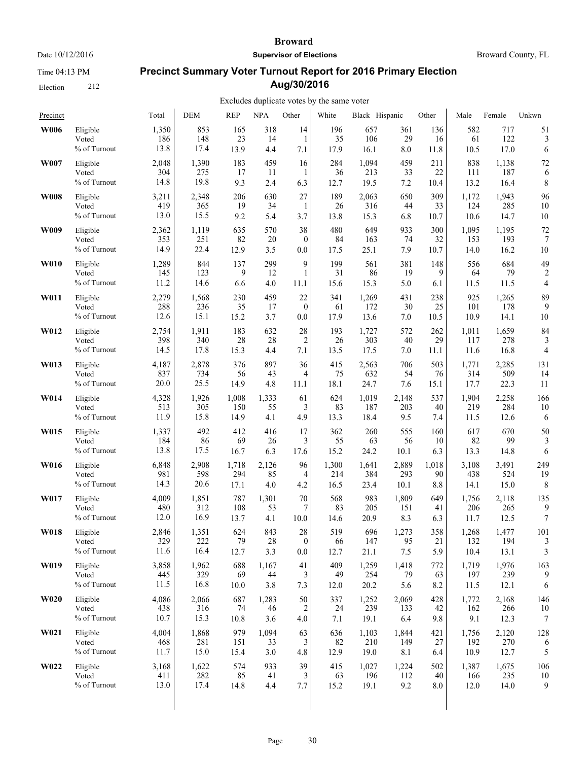# Broward

**Supervisor of Elections**

Date 10/12/2016 — Broward County, FL

Time 04:13 PM

Election 212

## Precinct Summary Voter Turnout Report for 2016 Primary Election Aug/30/2016

Excludes duplicate votes by the same voter

| Precinct | | Total | DEM | REP | NPA | Other | White | Black | Hispanic | Other | Male | Female | Unkwn |
|---|---|---|---|---|---|---|---|---|---|---|---|---|---|
| **W006** | Eligible | 1,350 | 853 | 165 | 318 | 14 | 196 | 657 | 361 | 136 | 582 | 717 | 51 |
| | Voted | 186 | 148 | 23 | 14 | 1 | 35 | 106 | 29 | 16 | 61 | 122 | 3 |
| | % of Turnout | 13.8 | 17.4 | 13.9 | 4.4 | 7.1 | 17.9 | 16.1 | 8.0 | 11.8 | 10.5 | 17.0 | 6 |
| **W007** | Eligible | 2,048 | 1,390 | 183 | 459 | 16 | 284 | 1,094 | 459 | 211 | 838 | 1,138 | 72 |
| | Voted | 304 | 275 | 17 | 11 | 1 | 36 | 213 | 33 | 22 | 111 | 187 | 6 |
| | % of Turnout | 14.8 | 19.8 | 9.3 | 2.4 | 6.3 | 12.7 | 19.5 | 7.2 | 10.4 | 13.2 | 16.4 | 8 |
| **W008** | Eligible | 3,211 | 2,348 | 206 | 630 | 27 | 189 | 2,063 | 650 | 309 | 1,172 | 1,943 | 96 |
| | Voted | 419 | 365 | 19 | 34 | 1 | 26 | 316 | 44 | 33 | 124 | 285 | 10 |
| | % of Turnout | 13.0 | 15.5 | 9.2 | 5.4 | 3.7 | 13.8 | 15.3 | 6.8 | 10.7 | 10.6 | 14.7 | 10 |
| **W009** | Eligible | 2,362 | 1,119 | 635 | 570 | 38 | 480 | 649 | 933 | 300 | 1,095 | 1,195 | 72 |
| | Voted | 353 | 251 | 82 | 20 | 0 | 84 | 163 | 74 | 32 | 153 | 193 | 7 |
| | % of Turnout | 14.9 | 22.4 | 12.9 | 3.5 | 0.0 | 17.5 | 25.1 | 7.9 | 10.7 | 14.0 | 16.2 | 10 |
| **W010** | Eligible | 1,289 | 844 | 137 | 299 | 9 | 199 | 561 | 381 | 148 | 556 | 684 | 49 |
| | Voted | 145 | 123 | 9 | 12 | 1 | 31 | 86 | 19 | 9 | 64 | 79 | 2 |
| | % of Turnout | 11.2 | 14.6 | 6.6 | 4.0 | 11.1 | 15.6 | 15.3 | 5.0 | 6.1 | 11.5 | 11.5 | 4 |
| **W011** | Eligible | 2,279 | 1,568 | 230 | 459 | 22 | 341 | 1,269 | 431 | 238 | 925 | 1,265 | 89 |
| | Voted | 288 | 236 | 35 | 17 | 0 | 61 | 172 | 30 | 25 | 101 | 178 | 9 |
| | % of Turnout | 12.6 | 15.1 | 15.2 | 3.7 | 0.0 | 17.9 | 13.6 | 7.0 | 10.5 | 10.9 | 14.1 | 10 |
| **W012** | Eligible | 2,754 | 1,911 | 183 | 632 | 28 | 193 | 1,727 | 572 | 262 | 1,011 | 1,659 | 84 |
| | Voted | 398 | 340 | 28 | 28 | 2 | 26 | 303 | 40 | 29 | 117 | 278 | 3 |
| | % of Turnout | 14.5 | 17.8 | 15.3 | 4.4 | 7.1 | 13.5 | 17.5 | 7.0 | 11.1 | 11.6 | 16.8 | 4 |
| **W013** | Eligible | 4,187 | 2,878 | 376 | 897 | 36 | 415 | 2,563 | 706 | 503 | 1,771 | 2,285 | 131 |
| | Voted | 837 | 734 | 56 | 43 | 4 | 75 | 632 | 54 | 76 | 314 | 509 | 14 |
| | % of Turnout | 20.0 | 25.5 | 14.9 | 4.8 | 11.1 | 18.1 | 24.7 | 7.6 | 15.1 | 17.7 | 22.3 | 11 |
| **W014** | Eligible | 4,328 | 1,926 | 1,008 | 1,333 | 61 | 624 | 1,019 | 2,148 | 537 | 1,904 | 2,258 | 166 |
| | Voted | 513 | 305 | 150 | 55 | 3 | 83 | 187 | 203 | 40 | 219 | 284 | 10 |
| | % of Turnout | 11.9 | 15.8 | 14.9 | 4.1 | 4.9 | 13.3 | 18.4 | 9.5 | 7.4 | 11.5 | 12.6 | 6 |
| **W015** | Eligible | 1,337 | 492 | 412 | 416 | 17 | 362 | 260 | 555 | 160 | 617 | 670 | 50 |
| | Voted | 184 | 86 | 69 | 26 | 3 | 55 | 63 | 56 | 10 | 82 | 99 | 3 |
| | % of Turnout | 13.8 | 17.5 | 16.7 | 6.3 | 17.6 | 15.2 | 24.2 | 10.1 | 6.3 | 13.3 | 14.8 | 6 |
| **W016** | Eligible | 6,848 | 2,908 | 1,718 | 2,126 | 96 | 1,300 | 1,641 | 2,889 | 1,018 | 3,108 | 3,491 | 249 |
| | Voted | 981 | 598 | 294 | 85 | 4 | 214 | 384 | 293 | 90 | 438 | 524 | 19 |
| | % of Turnout | 14.3 | 20.6 | 17.1 | 4.0 | 4.2 | 16.5 | 23.4 | 10.1 | 8.8 | 14.1 | 15.0 | 8 |
| **W017** | Eligible | 4,009 | 1,851 | 787 | 1,301 | 70 | 568 | 983 | 1,809 | 649 | 1,756 | 2,118 | 135 |
| | Voted | 480 | 312 | 108 | 53 | 7 | 83 | 205 | 151 | 41 | 206 | 265 | 9 |
| | % of Turnout | 12.0 | 16.9 | 13.7 | 4.1 | 10.0 | 14.6 | 20.9 | 8.3 | 6.3 | 11.7 | 12.5 | 7 |
| **W018** | Eligible | 2,846 | 1,351 | 624 | 843 | 28 | 519 | 696 | 1,273 | 358 | 1,268 | 1,477 | 101 |
| | Voted | 329 | 222 | 79 | 28 | 0 | 66 | 147 | 95 | 21 | 132 | 194 | 3 |
| | % of Turnout | 11.6 | 16.4 | 12.7 | 3.3 | 0.0 | 12.7 | 21.1 | 7.5 | 5.9 | 10.4 | 13.1 | 3 |
| **W019** | Eligible | 3,858 | 1,962 | 688 | 1,167 | 41 | 409 | 1,259 | 1,418 | 772 | 1,719 | 1,976 | 163 |
| | Voted | 445 | 329 | 69 | 44 | 3 | 49 | 254 | 79 | 63 | 197 | 239 | 9 |
| | % of Turnout | 11.5 | 16.8 | 10.0 | 3.8 | 7.3 | 12.0 | 20.2 | 5.6 | 8.2 | 11.5 | 12.1 | 6 |
| **W020** | Eligible | 4,086 | 2,066 | 687 | 1,283 | 50 | 337 | 1,252 | 2,069 | 428 | 1,772 | 2,168 | 146 |
| | Voted | 438 | 316 | 74 | 46 | 2 | 24 | 239 | 133 | 42 | 162 | 266 | 10 |
| | % of Turnout | 10.7 | 15.3 | 10.8 | 3.6 | 4.0 | 7.1 | 19.1 | 6.4 | 9.8 | 9.1 | 12.3 | 7 |
| **W021** | Eligible | 4,004 | 1,868 | 979 | 1,094 | 63 | 636 | 1,103 | 1,844 | 421 | 1,756 | 2,120 | 128 |
| | Voted | 468 | 281 | 151 | 33 | 3 | 82 | 210 | 149 | 27 | 192 | 270 | 6 |
| | % of Turnout | 11.7 | 15.0 | 15.4 | 3.0 | 4.8 | 12.9 | 19.0 | 8.1 | 6.4 | 10.9 | 12.7 | 5 |
| **W022** | Eligible | 3,168 | 1,622 | 574 | 933 | 39 | 415 | 1,027 | 1,224 | 502 | 1,387 | 1,675 | 106 |
| | Voted | 411 | 282 | 85 | 41 | 3 | 63 | 196 | 112 | 40 | 166 | 235 | 10 |
| | % of Turnout | 13.0 | 17.4 | 14.8 | 4.4 | 7.7 | 15.2 | 19.1 | 9.2 | 8.0 | 12.0 | 14.0 | 9 |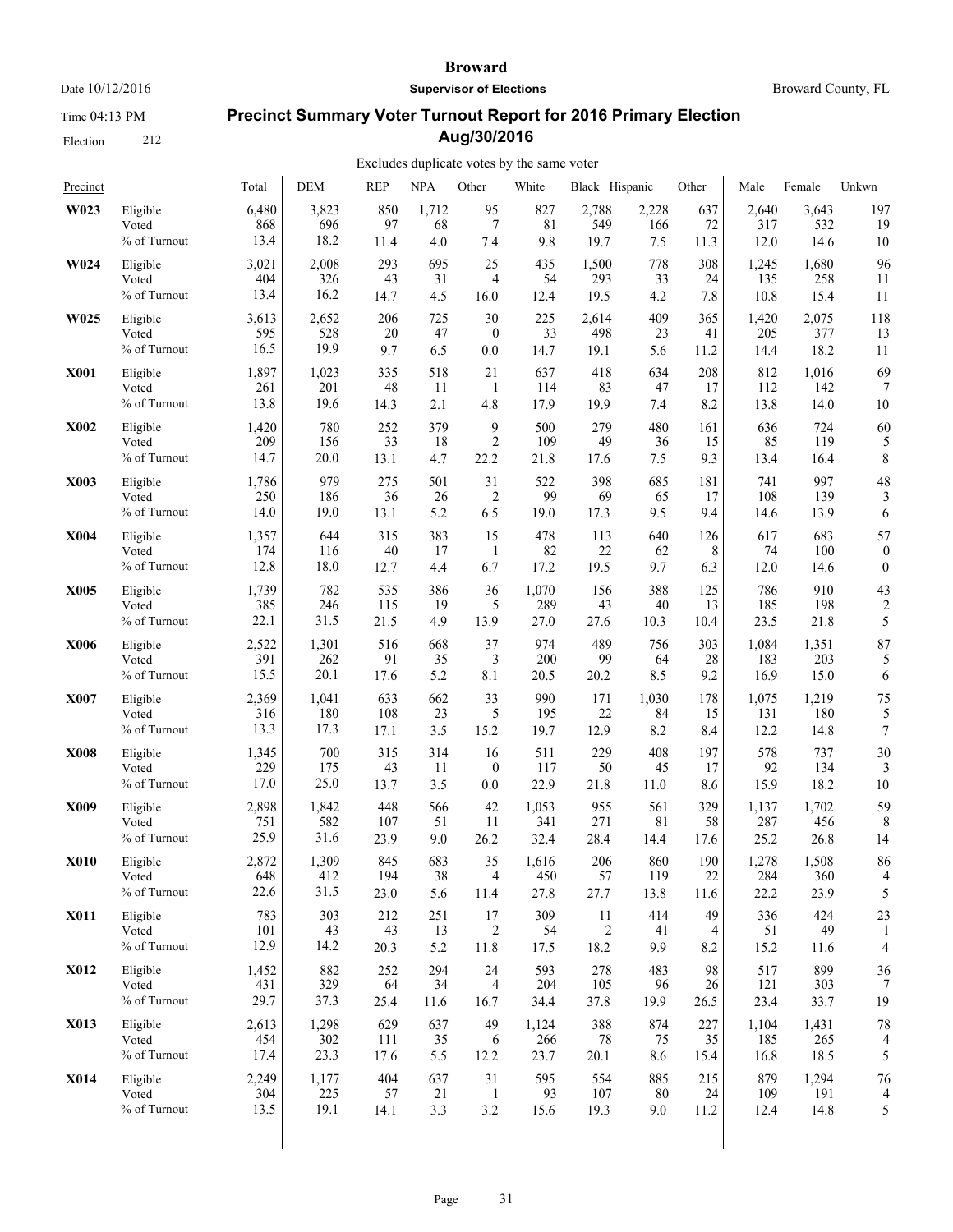# Broward

**Supervisor of Elections**

Date 10/12/2016 — Broward County, FL

Time 04:13 PM

Election 212

## Precinct Summary Voter Turnout Report for 2016 Primary Election Aug/30/2016

Excludes duplicate votes by the same voter

| Precinct | | Total | DEM | REP | NPA | Other | White | Black | Hispanic | Other | Male | Female | Unkwn |
|---|---|---|---|---|---|---|---|---|---|---|---|---|---|
| **W023** | Eligible | 6,480 | 3,823 | 850 | 1,712 | 95 | 827 | 2,788 | 2,228 | 637 | 2,640 | 3,643 | 197 |
| | Voted | 868 | 696 | 97 | 68 | 7 | 81 | 549 | 166 | 72 | 317 | 532 | 19 |
| | % of Turnout | 13.4 | 18.2 | 11.4 | 4.0 | 7.4 | 9.8 | 19.7 | 7.5 | 11.3 | 12.0 | 14.6 | 10 |
| **W024** | Eligible | 3,021 | 2,008 | 293 | 695 | 25 | 435 | 1,500 | 778 | 308 | 1,245 | 1,680 | 96 |
| | Voted | 404 | 326 | 43 | 31 | 4 | 54 | 293 | 33 | 24 | 135 | 258 | 11 |
| | % of Turnout | 13.4 | 16.2 | 14.7 | 4.5 | 16.0 | 12.4 | 19.5 | 4.2 | 7.8 | 10.8 | 15.4 | 11 |
| **W025** | Eligible | 3,613 | 2,652 | 206 | 725 | 30 | 225 | 2,614 | 409 | 365 | 1,420 | 2,075 | 118 |
| | Voted | 595 | 528 | 20 | 47 | 0 | 33 | 498 | 23 | 41 | 205 | 377 | 13 |
| | % of Turnout | 16.5 | 19.9 | 9.7 | 6.5 | 0.0 | 14.7 | 19.1 | 5.6 | 11.2 | 14.4 | 18.2 | 11 |
| **X001** | Eligible | 1,897 | 1,023 | 335 | 518 | 21 | 637 | 418 | 634 | 208 | 812 | 1,016 | 69 |
| | Voted | 261 | 201 | 48 | 11 | 1 | 114 | 83 | 47 | 17 | 112 | 142 | 7 |
| | % of Turnout | 13.8 | 19.6 | 14.3 | 2.1 | 4.8 | 17.9 | 19.9 | 7.4 | 8.2 | 13.8 | 14.0 | 10 |
| **X002** | Eligible | 1,420 | 780 | 252 | 379 | 9 | 500 | 279 | 480 | 161 | 636 | 724 | 60 |
| | Voted | 209 | 156 | 33 | 18 | 2 | 109 | 49 | 36 | 15 | 85 | 119 | 5 |
| | % of Turnout | 14.7 | 20.0 | 13.1 | 4.7 | 22.2 | 21.8 | 17.6 | 7.5 | 9.3 | 13.4 | 16.4 | 8 |
| **X003** | Eligible | 1,786 | 979 | 275 | 501 | 31 | 522 | 398 | 685 | 181 | 741 | 997 | 48 |
| | Voted | 250 | 186 | 36 | 26 | 2 | 99 | 69 | 65 | 17 | 108 | 139 | 3 |
| | % of Turnout | 14.0 | 19.0 | 13.1 | 5.2 | 6.5 | 19.0 | 17.3 | 9.5 | 9.4 | 14.6 | 13.9 | 6 |
| **X004** | Eligible | 1,357 | 644 | 315 | 383 | 15 | 478 | 113 | 640 | 126 | 617 | 683 | 57 |
| | Voted | 174 | 116 | 40 | 17 | 1 | 82 | 22 | 62 | 8 | 74 | 100 | 0 |
| | % of Turnout | 12.8 | 18.0 | 12.7 | 4.4 | 6.7 | 17.2 | 19.5 | 9.7 | 6.3 | 12.0 | 14.6 | 0 |
| **X005** | Eligible | 1,739 | 782 | 535 | 386 | 36 | 1,070 | 156 | 388 | 125 | 786 | 910 | 43 |
| | Voted | 385 | 246 | 115 | 19 | 5 | 289 | 43 | 40 | 13 | 185 | 198 | 2 |
| | % of Turnout | 22.1 | 31.5 | 21.5 | 4.9 | 13.9 | 27.0 | 27.6 | 10.3 | 10.4 | 23.5 | 21.8 | 5 |
| **X006** | Eligible | 2,522 | 1,301 | 516 | 668 | 37 | 974 | 489 | 756 | 303 | 1,084 | 1,351 | 87 |
| | Voted | 391 | 262 | 91 | 35 | 3 | 200 | 99 | 64 | 28 | 183 | 203 | 5 |
| | % of Turnout | 15.5 | 20.1 | 17.6 | 5.2 | 8.1 | 20.5 | 20.2 | 8.5 | 9.2 | 16.9 | 15.0 | 6 |
| **X007** | Eligible | 2,369 | 1,041 | 633 | 662 | 33 | 990 | 171 | 1,030 | 178 | 1,075 | 1,219 | 75 |
| | Voted | 316 | 180 | 108 | 23 | 5 | 195 | 22 | 84 | 15 | 131 | 180 | 5 |
| | % of Turnout | 13.3 | 17.3 | 17.1 | 3.5 | 15.2 | 19.7 | 12.9 | 8.2 | 8.4 | 12.2 | 14.8 | 7 |
| **X008** | Eligible | 1,345 | 700 | 315 | 314 | 16 | 511 | 229 | 408 | 197 | 578 | 737 | 30 |
| | Voted | 229 | 175 | 43 | 11 | 0 | 117 | 50 | 45 | 17 | 92 | 134 | 3 |
| | % of Turnout | 17.0 | 25.0 | 13.7 | 3.5 | 0.0 | 22.9 | 21.8 | 11.0 | 8.6 | 15.9 | 18.2 | 10 |
| **X009** | Eligible | 2,898 | 1,842 | 448 | 566 | 42 | 1,053 | 955 | 561 | 329 | 1,137 | 1,702 | 59 |
| | Voted | 751 | 582 | 107 | 51 | 11 | 341 | 271 | 81 | 58 | 287 | 456 | 8 |
| | % of Turnout | 25.9 | 31.6 | 23.9 | 9.0 | 26.2 | 32.4 | 28.4 | 14.4 | 17.6 | 25.2 | 26.8 | 14 |
| **X010** | Eligible | 2,872 | 1,309 | 845 | 683 | 35 | 1,616 | 206 | 860 | 190 | 1,278 | 1,508 | 86 |
| | Voted | 648 | 412 | 194 | 38 | 4 | 450 | 57 | 119 | 22 | 284 | 360 | 4 |
| | % of Turnout | 22.6 | 31.5 | 23.0 | 5.6 | 11.4 | 27.8 | 27.7 | 13.8 | 11.6 | 22.2 | 23.9 | 5 |
| **X011** | Eligible | 783 | 303 | 212 | 251 | 17 | 309 | 11 | 414 | 49 | 336 | 424 | 23 |
| | Voted | 101 | 43 | 43 | 13 | 2 | 54 | 2 | 41 | 4 | 51 | 49 | 1 |
| | % of Turnout | 12.9 | 14.2 | 20.3 | 5.2 | 11.8 | 17.5 | 18.2 | 9.9 | 8.2 | 15.2 | 11.6 | 4 |
| **X012** | Eligible | 1,452 | 882 | 252 | 294 | 24 | 593 | 278 | 483 | 98 | 517 | 899 | 36 |
| | Voted | 431 | 329 | 64 | 34 | 4 | 204 | 105 | 96 | 26 | 121 | 303 | 7 |
| | % of Turnout | 29.7 | 37.3 | 25.4 | 11.6 | 16.7 | 34.4 | 37.8 | 19.9 | 26.5 | 23.4 | 33.7 | 19 |
| **X013** | Eligible | 2,613 | 1,298 | 629 | 637 | 49 | 1,124 | 388 | 874 | 227 | 1,104 | 1,431 | 78 |
| | Voted | 454 | 302 | 111 | 35 | 6 | 266 | 78 | 75 | 35 | 185 | 265 | 4 |
| | % of Turnout | 17.4 | 23.3 | 17.6 | 5.5 | 12.2 | 23.7 | 20.1 | 8.6 | 15.4 | 16.8 | 18.5 | 5 |
| **X014** | Eligible | 2,249 | 1,177 | 404 | 637 | 31 | 595 | 554 | 885 | 215 | 879 | 1,294 | 76 |
| | Voted | 304 | 225 | 57 | 21 | 1 | 93 | 107 | 80 | 24 | 109 | 191 | 4 |
| | % of Turnout | 13.5 | 19.1 | 14.1 | 3.3 | 3.2 | 15.6 | 19.3 | 9.0 | 11.2 | 12.4 | 14.8 | 5 |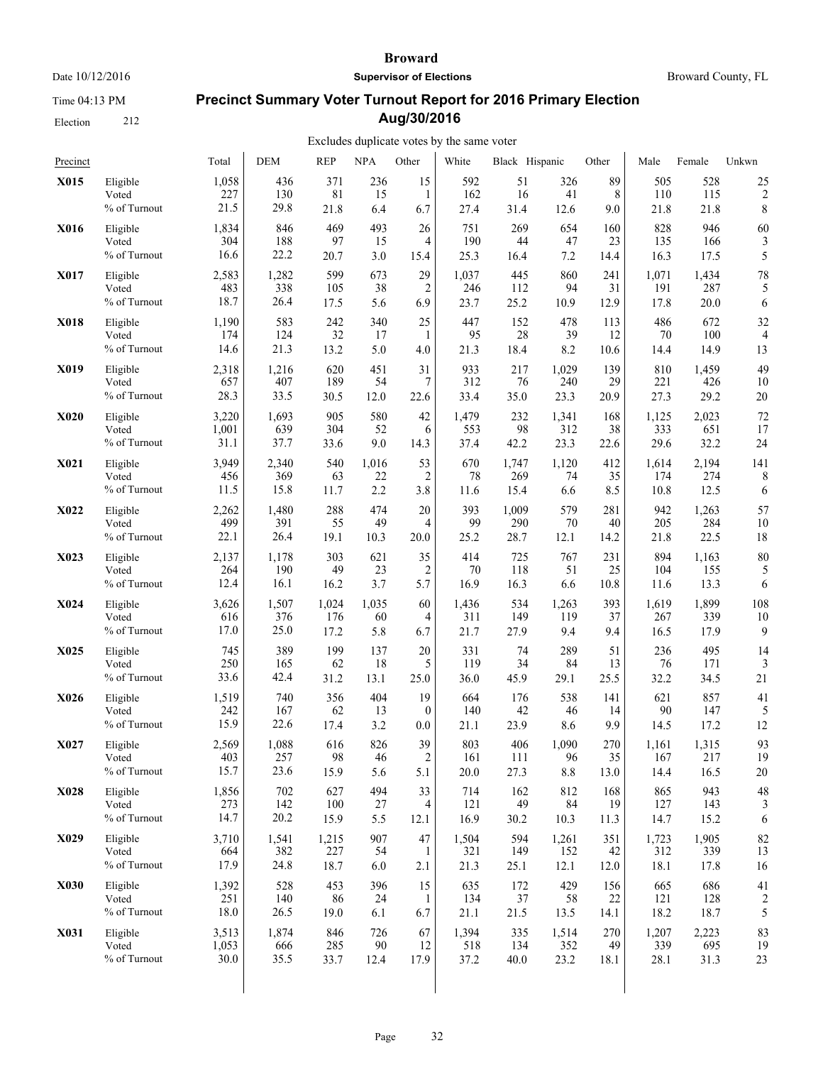# Broward

**Supervisor of Elections**

Date 10/12/2016 — Broward County, FL

Time 04:13 PM

Election 212

## Precinct Summary Voter Turnout Report for 2016 Primary Election Aug/30/2016

Excludes duplicate votes by the same voter

| Precinct | | Total | DEM | REP | NPA | Other | White | Black | Hispanic | Other | Male | Female | Unkwn |
|---|---|---|---|---|---|---|---|---|---|---|---|---|---|
| **X015** | Eligible | 1,058 | 436 | 371 | 236 | 15 | 592 | 51 | 326 | 89 | 505 | 528 | 25 |
| | Voted | 227 | 130 | 81 | 15 | 1 | 162 | 16 | 41 | 8 | 110 | 115 | 2 |
| | % of Turnout | 21.5 | 29.8 | 21.8 | 6.4 | 6.7 | 27.4 | 31.4 | 12.6 | 9.0 | 21.8 | 21.8 | 8 |
| **X016** | Eligible | 1,834 | 846 | 469 | 493 | 26 | 751 | 269 | 654 | 160 | 828 | 946 | 60 |
| | Voted | 304 | 188 | 97 | 15 | 4 | 190 | 44 | 47 | 23 | 135 | 166 | 3 |
| | % of Turnout | 16.6 | 22.2 | 20.7 | 3.0 | 15.4 | 25.3 | 16.4 | 7.2 | 14.4 | 16.3 | 17.5 | 5 |
| **X017** | Eligible | 2,583 | 1,282 | 599 | 673 | 29 | 1,037 | 445 | 860 | 241 | 1,071 | 1,434 | 78 |
| | Voted | 483 | 338 | 105 | 38 | 2 | 246 | 112 | 94 | 31 | 191 | 287 | 5 |
| | % of Turnout | 18.7 | 26.4 | 17.5 | 5.6 | 6.9 | 23.7 | 25.2 | 10.9 | 12.9 | 17.8 | 20.0 | 6 |
| **X018** | Eligible | 1,190 | 583 | 242 | 340 | 25 | 447 | 152 | 478 | 113 | 486 | 672 | 32 |
| | Voted | 174 | 124 | 32 | 17 | 1 | 95 | 28 | 39 | 12 | 70 | 100 | 4 |
| | % of Turnout | 14.6 | 21.3 | 13.2 | 5.0 | 4.0 | 21.3 | 18.4 | 8.2 | 10.6 | 14.4 | 14.9 | 13 |
| **X019** | Eligible | 2,318 | 1,216 | 620 | 451 | 31 | 933 | 217 | 1,029 | 139 | 810 | 1,459 | 49 |
| | Voted | 657 | 407 | 189 | 54 | 7 | 312 | 76 | 240 | 29 | 221 | 426 | 10 |
| | % of Turnout | 28.3 | 33.5 | 30.5 | 12.0 | 22.6 | 33.4 | 35.0 | 23.3 | 20.9 | 27.3 | 29.2 | 20 |
| **X020** | Eligible | 3,220 | 1,693 | 905 | 580 | 42 | 1,479 | 232 | 1,341 | 168 | 1,125 | 2,023 | 72 |
| | Voted | 1,001 | 639 | 304 | 52 | 6 | 553 | 98 | 312 | 38 | 333 | 651 | 17 |
| | % of Turnout | 31.1 | 37.7 | 33.6 | 9.0 | 14.3 | 37.4 | 42.2 | 23.3 | 22.6 | 29.6 | 32.2 | 24 |
| **X021** | Eligible | 3,949 | 2,340 | 540 | 1,016 | 53 | 670 | 1,747 | 1,120 | 412 | 1,614 | 2,194 | 141 |
| | Voted | 456 | 369 | 63 | 22 | 2 | 78 | 269 | 74 | 35 | 174 | 274 | 8 |
| | % of Turnout | 11.5 | 15.8 | 11.7 | 2.2 | 3.8 | 11.6 | 15.4 | 6.6 | 8.5 | 10.8 | 12.5 | 6 |
| **X022** | Eligible | 2,262 | 1,480 | 288 | 474 | 20 | 393 | 1,009 | 579 | 281 | 942 | 1,263 | 57 |
| | Voted | 499 | 391 | 55 | 49 | 4 | 99 | 290 | 70 | 40 | 205 | 284 | 10 |
| | % of Turnout | 22.1 | 26.4 | 19.1 | 10.3 | 20.0 | 25.2 | 28.7 | 12.1 | 14.2 | 21.8 | 22.5 | 18 |
| **X023** | Eligible | 2,137 | 1,178 | 303 | 621 | 35 | 414 | 725 | 767 | 231 | 894 | 1,163 | 80 |
| | Voted | 264 | 190 | 49 | 23 | 2 | 70 | 118 | 51 | 25 | 104 | 155 | 5 |
| | % of Turnout | 12.4 | 16.1 | 16.2 | 3.7 | 5.7 | 16.9 | 16.3 | 6.6 | 10.8 | 11.6 | 13.3 | 6 |
| **X024** | Eligible | 3,626 | 1,507 | 1,024 | 1,035 | 60 | 1,436 | 534 | 1,263 | 393 | 1,619 | 1,899 | 108 |
| | Voted | 616 | 376 | 176 | 60 | 4 | 311 | 149 | 119 | 37 | 267 | 339 | 10 |
| | % of Turnout | 17.0 | 25.0 | 17.2 | 5.8 | 6.7 | 21.7 | 27.9 | 9.4 | 9.4 | 16.5 | 17.9 | 9 |
| **X025** | Eligible | 745 | 389 | 199 | 137 | 20 | 331 | 74 | 289 | 51 | 236 | 495 | 14 |
| | Voted | 250 | 165 | 62 | 18 | 5 | 119 | 34 | 84 | 13 | 76 | 171 | 3 |
| | % of Turnout | 33.6 | 42.4 | 31.2 | 13.1 | 25.0 | 36.0 | 45.9 | 29.1 | 25.5 | 32.2 | 34.5 | 21 |
| **X026** | Eligible | 1,519 | 740 | 356 | 404 | 19 | 664 | 176 | 538 | 141 | 621 | 857 | 41 |
| | Voted | 242 | 167 | 62 | 13 | 0 | 140 | 42 | 46 | 14 | 90 | 147 | 5 |
| | % of Turnout | 15.9 | 22.6 | 17.4 | 3.2 | 0.0 | 21.1 | 23.9 | 8.6 | 9.9 | 14.5 | 17.2 | 12 |
| **X027** | Eligible | 2,569 | 1,088 | 616 | 826 | 39 | 803 | 406 | 1,090 | 270 | 1,161 | 1,315 | 93 |
| | Voted | 403 | 257 | 98 | 46 | 2 | 161 | 111 | 96 | 35 | 167 | 217 | 19 |
| | % of Turnout | 15.7 | 23.6 | 15.9 | 5.6 | 5.1 | 20.0 | 27.3 | 8.8 | 13.0 | 14.4 | 16.5 | 20 |
| **X028** | Eligible | 1,856 | 702 | 627 | 494 | 33 | 714 | 162 | 812 | 168 | 865 | 943 | 48 |
| | Voted | 273 | 142 | 100 | 27 | 4 | 121 | 49 | 84 | 19 | 127 | 143 | 3 |
| | % of Turnout | 14.7 | 20.2 | 15.9 | 5.5 | 12.1 | 16.9 | 30.2 | 10.3 | 11.3 | 14.7 | 15.2 | 6 |
| **X029** | Eligible | 3,710 | 1,541 | 1,215 | 907 | 47 | 1,504 | 594 | 1,261 | 351 | 1,723 | 1,905 | 82 |
| | Voted | 664 | 382 | 227 | 54 | 1 | 321 | 149 | 152 | 42 | 312 | 339 | 13 |
| | % of Turnout | 17.9 | 24.8 | 18.7 | 6.0 | 2.1 | 21.3 | 25.1 | 12.1 | 12.0 | 18.1 | 17.8 | 16 |
| **X030** | Eligible | 1,392 | 528 | 453 | 396 | 15 | 635 | 172 | 429 | 156 | 665 | 686 | 41 |
| | Voted | 251 | 140 | 86 | 24 | 1 | 134 | 37 | 58 | 22 | 121 | 128 | 2 |
| | % of Turnout | 18.0 | 26.5 | 19.0 | 6.1 | 6.7 | 21.1 | 21.5 | 13.5 | 14.1 | 18.2 | 18.7 | 5 |
| **X031** | Eligible | 3,513 | 1,874 | 846 | 726 | 67 | 1,394 | 335 | 1,514 | 270 | 1,207 | 2,223 | 83 |
| | Voted | 1,053 | 666 | 285 | 90 | 12 | 518 | 134 | 352 | 49 | 339 | 695 | 19 |
| | % of Turnout | 30.0 | 35.5 | 33.7 | 12.4 | 17.9 | 37.2 | 40.0 | 23.2 | 18.1 | 28.1 | 31.3 | 23 |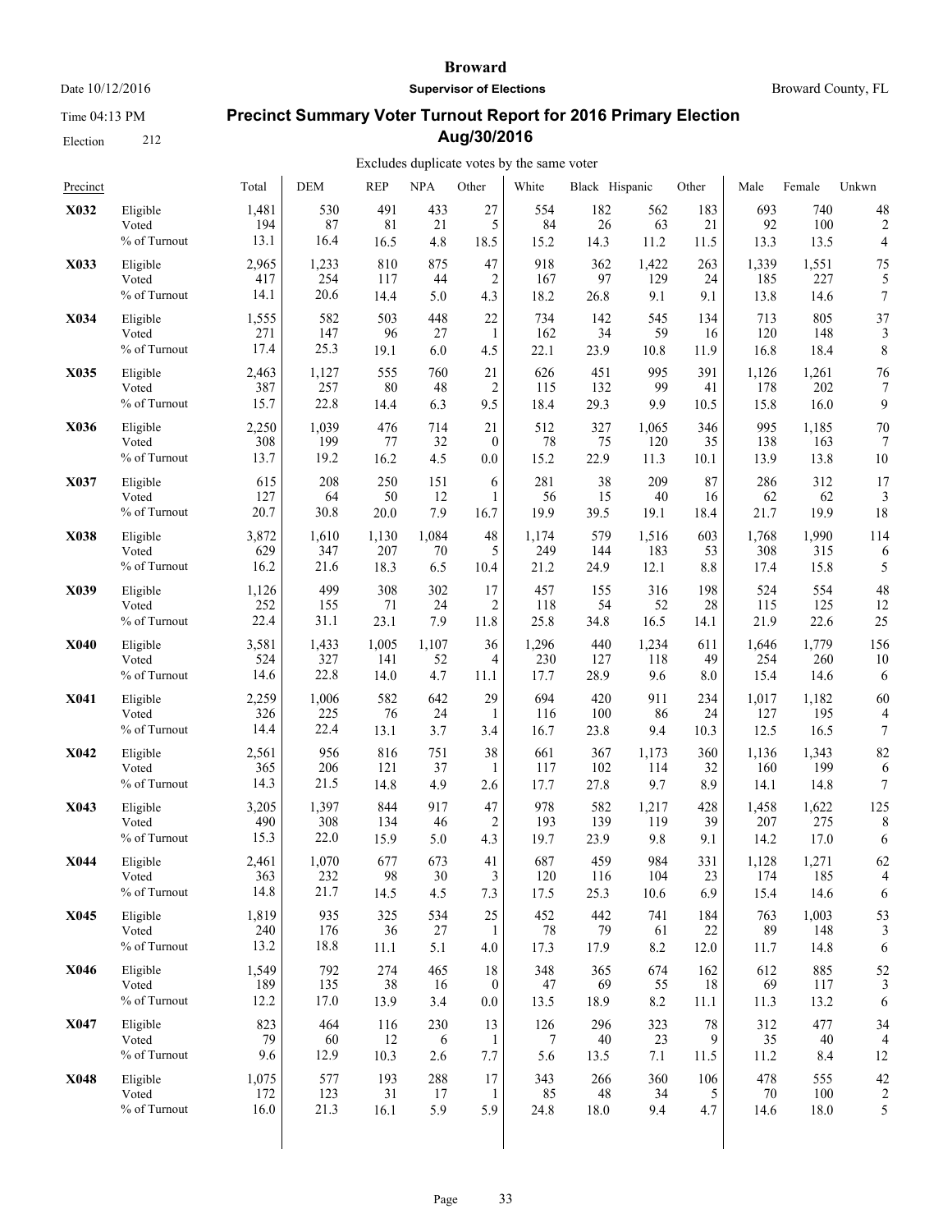**Broward**

Date 10/12/2016 | **Supervisor of Elections** | Broward County, FL

Time 04:13 PM

Election 212

## Precinct Summary Voter Turnout Report for 2016 Primary Election Aug/30/2016

Excludes duplicate votes by the same voter

| Precinct | | Total | DEM | REP | NPA | Other | White | Black | Hispanic | Other | Male | Female | Unkwn |
|---|---|---|---|---|---|---|---|---|---|---|---|---|---|
| **X032** | Eligible | 1,481 | 530 | 491 | 433 | 27 | 554 | 182 | 562 | 183 | 693 | 740 | 48 |
| | Voted | 194 | 87 | 81 | 21 | 5 | 84 | 26 | 63 | 21 | 92 | 100 | 2 |
| | % of Turnout | 13.1 | 16.4 | 16.5 | 4.8 | 18.5 | 15.2 | 14.3 | 11.2 | 11.5 | 13.3 | 13.5 | 4 |
| **X033** | Eligible | 2,965 | 1,233 | 810 | 875 | 47 | 918 | 362 | 1,422 | 263 | 1,339 | 1,551 | 75 |
| | Voted | 417 | 254 | 117 | 44 | 2 | 167 | 97 | 129 | 24 | 185 | 227 | 5 |
| | % of Turnout | 14.1 | 20.6 | 14.4 | 5.0 | 4.3 | 18.2 | 26.8 | 9.1 | 9.1 | 13.8 | 14.6 | 7 |
| **X034** | Eligible | 1,555 | 582 | 503 | 448 | 22 | 734 | 142 | 545 | 134 | 713 | 805 | 37 |
| | Voted | 271 | 147 | 96 | 27 | 1 | 162 | 34 | 59 | 16 | 120 | 148 | 3 |
| | % of Turnout | 17.4 | 25.3 | 19.1 | 6.0 | 4.5 | 22.1 | 23.9 | 10.8 | 11.9 | 16.8 | 18.4 | 8 |
| **X035** | Eligible | 2,463 | 1,127 | 555 | 760 | 21 | 626 | 451 | 995 | 391 | 1,126 | 1,261 | 76 |
| | Voted | 387 | 257 | 80 | 48 | 2 | 115 | 132 | 99 | 41 | 178 | 202 | 7 |
| | % of Turnout | 15.7 | 22.8 | 14.4 | 6.3 | 9.5 | 18.4 | 29.3 | 9.9 | 10.5 | 15.8 | 16.0 | 9 |
| **X036** | Eligible | 2,250 | 1,039 | 476 | 714 | 21 | 512 | 327 | 1,065 | 346 | 995 | 1,185 | 70 |
| | Voted | 308 | 199 | 77 | 32 | 0 | 78 | 75 | 120 | 35 | 138 | 163 | 7 |
| | % of Turnout | 13.7 | 19.2 | 16.2 | 4.5 | 0.0 | 15.2 | 22.9 | 11.3 | 10.1 | 13.9 | 13.8 | 10 |
| **X037** | Eligible | 615 | 208 | 250 | 151 | 6 | 281 | 38 | 209 | 87 | 286 | 312 | 17 |
| | Voted | 127 | 64 | 50 | 12 | 1 | 56 | 15 | 40 | 16 | 62 | 62 | 3 |
| | % of Turnout | 20.7 | 30.8 | 20.0 | 7.9 | 16.7 | 19.9 | 39.5 | 19.1 | 18.4 | 21.7 | 19.9 | 18 |
| **X038** | Eligible | 3,872 | 1,610 | 1,130 | 1,084 | 48 | 1,174 | 579 | 1,516 | 603 | 1,768 | 1,990 | 114 |
| | Voted | 629 | 347 | 207 | 70 | 5 | 249 | 144 | 183 | 53 | 308 | 315 | 6 |
| | % of Turnout | 16.2 | 21.6 | 18.3 | 6.5 | 10.4 | 21.2 | 24.9 | 12.1 | 8.8 | 17.4 | 15.8 | 5 |
| **X039** | Eligible | 1,126 | 499 | 308 | 302 | 17 | 457 | 155 | 316 | 198 | 524 | 554 | 48 |
| | Voted | 252 | 155 | 71 | 24 | 2 | 118 | 54 | 52 | 28 | 115 | 125 | 12 |
| | % of Turnout | 22.4 | 31.1 | 23.1 | 7.9 | 11.8 | 25.8 | 34.8 | 16.5 | 14.1 | 21.9 | 22.6 | 25 |
| **X040** | Eligible | 3,581 | 1,433 | 1,005 | 1,107 | 36 | 1,296 | 440 | 1,234 | 611 | 1,646 | 1,779 | 156 |
| | Voted | 524 | 327 | 141 | 52 | 4 | 230 | 127 | 118 | 49 | 254 | 260 | 10 |
| | % of Turnout | 14.6 | 22.8 | 14.0 | 4.7 | 11.1 | 17.7 | 28.9 | 9.6 | 8.0 | 15.4 | 14.6 | 6 |
| **X041** | Eligible | 2,259 | 1,006 | 582 | 642 | 29 | 694 | 420 | 911 | 234 | 1,017 | 1,182 | 60 |
| | Voted | 326 | 225 | 76 | 24 | 1 | 116 | 100 | 86 | 24 | 127 | 195 | 4 |
| | % of Turnout | 14.4 | 22.4 | 13.1 | 3.7 | 3.4 | 16.7 | 23.8 | 9.4 | 10.3 | 12.5 | 16.5 | 7 |
| **X042** | Eligible | 2,561 | 956 | 816 | 751 | 38 | 661 | 367 | 1,173 | 360 | 1,136 | 1,343 | 82 |
| | Voted | 365 | 206 | 121 | 37 | 1 | 117 | 102 | 114 | 32 | 160 | 199 | 6 |
| | % of Turnout | 14.3 | 21.5 | 14.8 | 4.9 | 2.6 | 17.7 | 27.8 | 9.7 | 8.9 | 14.1 | 14.8 | 7 |
| **X043** | Eligible | 3,205 | 1,397 | 844 | 917 | 47 | 978 | 582 | 1,217 | 428 | 1,458 | 1,622 | 125 |
| | Voted | 490 | 308 | 134 | 46 | 2 | 193 | 139 | 119 | 39 | 207 | 275 | 8 |
| | % of Turnout | 15.3 | 22.0 | 15.9 | 5.0 | 4.3 | 19.7 | 23.9 | 9.8 | 9.1 | 14.2 | 17.0 | 6 |
| **X044** | Eligible | 2,461 | 1,070 | 677 | 673 | 41 | 687 | 459 | 984 | 331 | 1,128 | 1,271 | 62 |
| | Voted | 363 | 232 | 98 | 30 | 3 | 120 | 116 | 104 | 23 | 174 | 185 | 4 |
| | % of Turnout | 14.8 | 21.7 | 14.5 | 4.5 | 7.3 | 17.5 | 25.3 | 10.6 | 6.9 | 15.4 | 14.6 | 6 |
| **X045** | Eligible | 1,819 | 935 | 325 | 534 | 25 | 452 | 442 | 741 | 184 | 763 | 1,003 | 53 |
| | Voted | 240 | 176 | 36 | 27 | 1 | 78 | 79 | 61 | 22 | 89 | 148 | 3 |
| | % of Turnout | 13.2 | 18.8 | 11.1 | 5.1 | 4.0 | 17.3 | 17.9 | 8.2 | 12.0 | 11.7 | 14.8 | 6 |
| **X046** | Eligible | 1,549 | 792 | 274 | 465 | 18 | 348 | 365 | 674 | 162 | 612 | 885 | 52 |
| | Voted | 189 | 135 | 38 | 16 | 0 | 47 | 69 | 55 | 18 | 69 | 117 | 3 |
| | % of Turnout | 12.2 | 17.0 | 13.9 | 3.4 | 0.0 | 13.5 | 18.9 | 8.2 | 11.1 | 11.3 | 13.2 | 6 |
| **X047** | Eligible | 823 | 464 | 116 | 230 | 13 | 126 | 296 | 323 | 78 | 312 | 477 | 34 |
| | Voted | 79 | 60 | 12 | 6 | 1 | 7 | 40 | 23 | 9 | 35 | 40 | 4 |
| | % of Turnout | 9.6 | 12.9 | 10.3 | 2.6 | 7.7 | 5.6 | 13.5 | 7.1 | 11.5 | 11.2 | 8.4 | 12 |
| **X048** | Eligible | 1,075 | 577 | 193 | 288 | 17 | 343 | 266 | 360 | 106 | 478 | 555 | 42 |
| | Voted | 172 | 123 | 31 | 17 | 1 | 85 | 48 | 34 | 5 | 70 | 100 | 2 |
| | % of Turnout | 16.0 | 21.3 | 16.1 | 5.9 | 5.9 | 24.8 | 18.0 | 9.4 | 4.7 | 14.6 | 18.0 | 5 |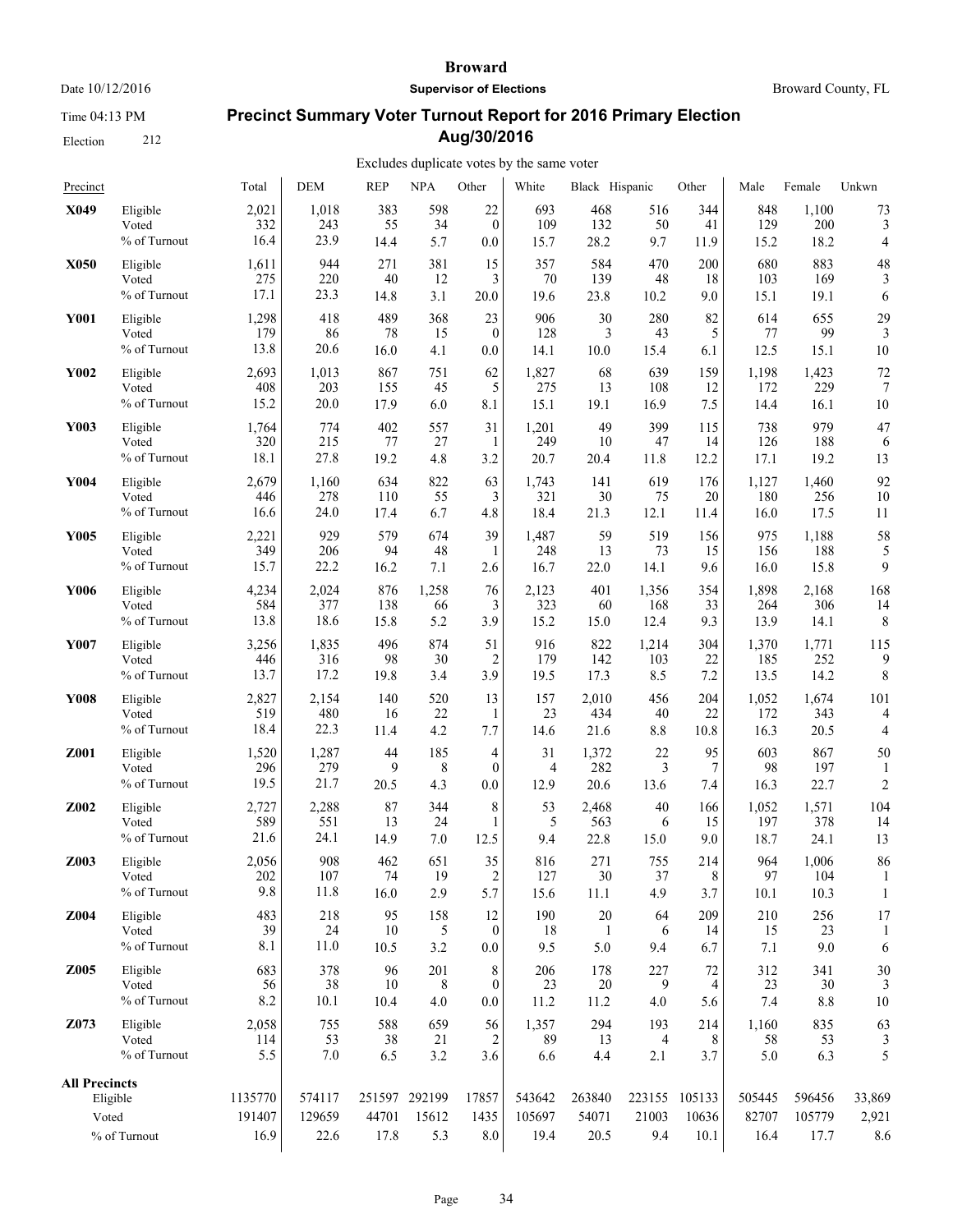# Broward

**Supervisor of Elections**

Date 10/12/2016

Broward County, FL

Time 04:13 PM

Election 212

## Precinct Summary Voter Turnout Report for 2016 Primary Election Aug/30/2016

Excludes duplicate votes by the same voter

| Precinct | | Total | DEM | REP | NPA | Other | White | Black | Hispanic | Other | Male | Female | Unkwn |
|---|---|---|---|---|---|---|---|---|---|---|---|---|---|
| **X049** | Eligible | 2,021 | 1,018 | 383 | 598 | 22 | 693 | 468 | 516 | 344 | 848 | 1,100 | 73 |
| | Voted | 332 | 243 | 55 | 34 | 0 | 109 | 132 | 50 | 41 | 129 | 200 | 3 |
| | % of Turnout | 16.4 | 23.9 | 14.4 | 5.7 | 0.0 | 15.7 | 28.2 | 9.7 | 11.9 | 15.2 | 18.2 | 4 |
| **X050** | Eligible | 1,611 | 944 | 271 | 381 | 15 | 357 | 584 | 470 | 200 | 680 | 883 | 48 |
| | Voted | 275 | 220 | 40 | 12 | 3 | 70 | 139 | 48 | 18 | 103 | 169 | 3 |
| | % of Turnout | 17.1 | 23.3 | 14.8 | 3.1 | 20.0 | 19.6 | 23.8 | 10.2 | 9.0 | 15.1 | 19.1 | 6 |
| **Y001** | Eligible | 1,298 | 418 | 489 | 368 | 23 | 906 | 30 | 280 | 82 | 614 | 655 | 29 |
| | Voted | 179 | 86 | 78 | 15 | 0 | 128 | 3 | 43 | 5 | 77 | 99 | 3 |
| | % of Turnout | 13.8 | 20.6 | 16.0 | 4.1 | 0.0 | 14.1 | 10.0 | 15.4 | 6.1 | 12.5 | 15.1 | 10 |
| **Y002** | Eligible | 2,693 | 1,013 | 867 | 751 | 62 | 1,827 | 68 | 639 | 159 | 1,198 | 1,423 | 72 |
| | Voted | 408 | 203 | 155 | 45 | 5 | 275 | 13 | 108 | 12 | 172 | 229 | 7 |
| | % of Turnout | 15.2 | 20.0 | 17.9 | 6.0 | 8.1 | 15.1 | 19.1 | 16.9 | 7.5 | 14.4 | 16.1 | 10 |
| **Y003** | Eligible | 1,764 | 774 | 402 | 557 | 31 | 1,201 | 49 | 399 | 115 | 738 | 979 | 47 |
| | Voted | 320 | 215 | 77 | 27 | 1 | 249 | 10 | 47 | 14 | 126 | 188 | 6 |
| | % of Turnout | 18.1 | 27.8 | 19.2 | 4.8 | 3.2 | 20.7 | 20.4 | 11.8 | 12.2 | 17.1 | 19.2 | 13 |
| **Y004** | Eligible | 2,679 | 1,160 | 634 | 822 | 63 | 1,743 | 141 | 619 | 176 | 1,127 | 1,460 | 92 |
| | Voted | 446 | 278 | 110 | 55 | 3 | 321 | 30 | 75 | 20 | 180 | 256 | 10 |
| | % of Turnout | 16.6 | 24.0 | 17.4 | 6.7 | 4.8 | 18.4 | 21.3 | 12.1 | 11.4 | 16.0 | 17.5 | 11 |
| **Y005** | Eligible | 2,221 | 929 | 579 | 674 | 39 | 1,487 | 59 | 519 | 156 | 975 | 1,188 | 58 |
| | Voted | 349 | 206 | 94 | 48 | 1 | 248 | 13 | 73 | 15 | 156 | 188 | 5 |
| | % of Turnout | 15.7 | 22.2 | 16.2 | 7.1 | 2.6 | 16.7 | 22.0 | 14.1 | 9.6 | 16.0 | 15.8 | 9 |
| **Y006** | Eligible | 4,234 | 2,024 | 876 | 1,258 | 76 | 2,123 | 401 | 1,356 | 354 | 1,898 | 2,168 | 168 |
| | Voted | 584 | 377 | 138 | 66 | 3 | 323 | 60 | 168 | 33 | 264 | 306 | 14 |
| | % of Turnout | 13.8 | 18.6 | 15.8 | 5.2 | 3.9 | 15.2 | 15.0 | 12.4 | 9.3 | 13.9 | 14.1 | 8 |
| **Y007** | Eligible | 3,256 | 1,835 | 496 | 874 | 51 | 916 | 822 | 1,214 | 304 | 1,370 | 1,771 | 115 |
| | Voted | 446 | 316 | 98 | 30 | 2 | 179 | 142 | 103 | 22 | 185 | 252 | 9 |
| | % of Turnout | 13.7 | 17.2 | 19.8 | 3.4 | 3.9 | 19.5 | 17.3 | 8.5 | 7.2 | 13.5 | 14.2 | 8 |
| **Y008** | Eligible | 2,827 | 2,154 | 140 | 520 | 13 | 157 | 2,010 | 456 | 204 | 1,052 | 1,674 | 101 |
| | Voted | 519 | 480 | 16 | 22 | 1 | 23 | 434 | 40 | 22 | 172 | 343 | 4 |
| | % of Turnout | 18.4 | 22.3 | 11.4 | 4.2 | 7.7 | 14.6 | 21.6 | 8.8 | 10.8 | 16.3 | 20.5 | 4 |
| **Z001** | Eligible | 1,520 | 1,287 | 44 | 185 | 4 | 31 | 1,372 | 22 | 95 | 603 | 867 | 50 |
| | Voted | 296 | 279 | 9 | 8 | 0 | 4 | 282 | 3 | 7 | 98 | 197 | 1 |
| | % of Turnout | 19.5 | 21.7 | 20.5 | 4.3 | 0.0 | 12.9 | 20.6 | 13.6 | 7.4 | 16.3 | 22.7 | 2 |
| **Z002** | Eligible | 2,727 | 2,288 | 87 | 344 | 8 | 53 | 2,468 | 40 | 166 | 1,052 | 1,571 | 104 |
| | Voted | 589 | 551 | 13 | 24 | 1 | 5 | 563 | 6 | 15 | 197 | 378 | 14 |
| | % of Turnout | 21.6 | 24.1 | 14.9 | 7.0 | 12.5 | 9.4 | 22.8 | 15.0 | 9.0 | 18.7 | 24.1 | 13 |
| **Z003** | Eligible | 2,056 | 908 | 462 | 651 | 35 | 816 | 271 | 755 | 214 | 964 | 1,006 | 86 |
| | Voted | 202 | 107 | 74 | 19 | 2 | 127 | 30 | 37 | 8 | 97 | 104 | 1 |
| | % of Turnout | 9.8 | 11.8 | 16.0 | 2.9 | 5.7 | 15.6 | 11.1 | 4.9 | 3.7 | 10.1 | 10.3 | 1 |
| **Z004** | Eligible | 483 | 218 | 95 | 158 | 12 | 190 | 20 | 64 | 209 | 210 | 256 | 17 |
| | Voted | 39 | 24 | 10 | 5 | 0 | 18 | 1 | 6 | 14 | 15 | 23 | 1 |
| | % of Turnout | 8.1 | 11.0 | 10.5 | 3.2 | 0.0 | 9.5 | 5.0 | 9.4 | 6.7 | 7.1 | 9.0 | 6 |
| **Z005** | Eligible | 683 | 378 | 96 | 201 | 8 | 206 | 178 | 227 | 72 | 312 | 341 | 30 |
| | Voted | 56 | 38 | 10 | 8 | 0 | 23 | 20 | 9 | 4 | 23 | 30 | 3 |
| | % of Turnout | 8.2 | 10.1 | 10.4 | 4.0 | 0.0 | 11.2 | 11.2 | 4.0 | 5.6 | 7.4 | 8.8 | 10 |
| **Z073** | Eligible | 2,058 | 755 | 588 | 659 | 56 | 1,357 | 294 | 193 | 214 | 1,160 | 835 | 63 |
| | Voted | 114 | 53 | 38 | 21 | 2 | 89 | 13 | 4 | 8 | 58 | 53 | 3 |
| | % of Turnout | 5.5 | 7.0 | 6.5 | 3.2 | 3.6 | 6.6 | 4.4 | 2.1 | 3.7 | 5.0 | 6.3 | 5 |
| **All Precincts** | Eligible | 1135770 | 574117 | 251597 | 292199 | 17857 | 543642 | 263840 | 223155 | 105133 | 505445 | 596456 | 33,869 |
| | Voted | 191407 | 129659 | 44701 | 15612 | 1435 | 105697 | 54071 | 21003 | 10636 | 82707 | 105779 | 2,921 |
| | % of Turnout | 16.9 | 22.6 | 17.8 | 5.3 | 8.0 | 19.4 | 20.5 | 9.4 | 10.1 | 16.4 | 17.7 | 8.6 |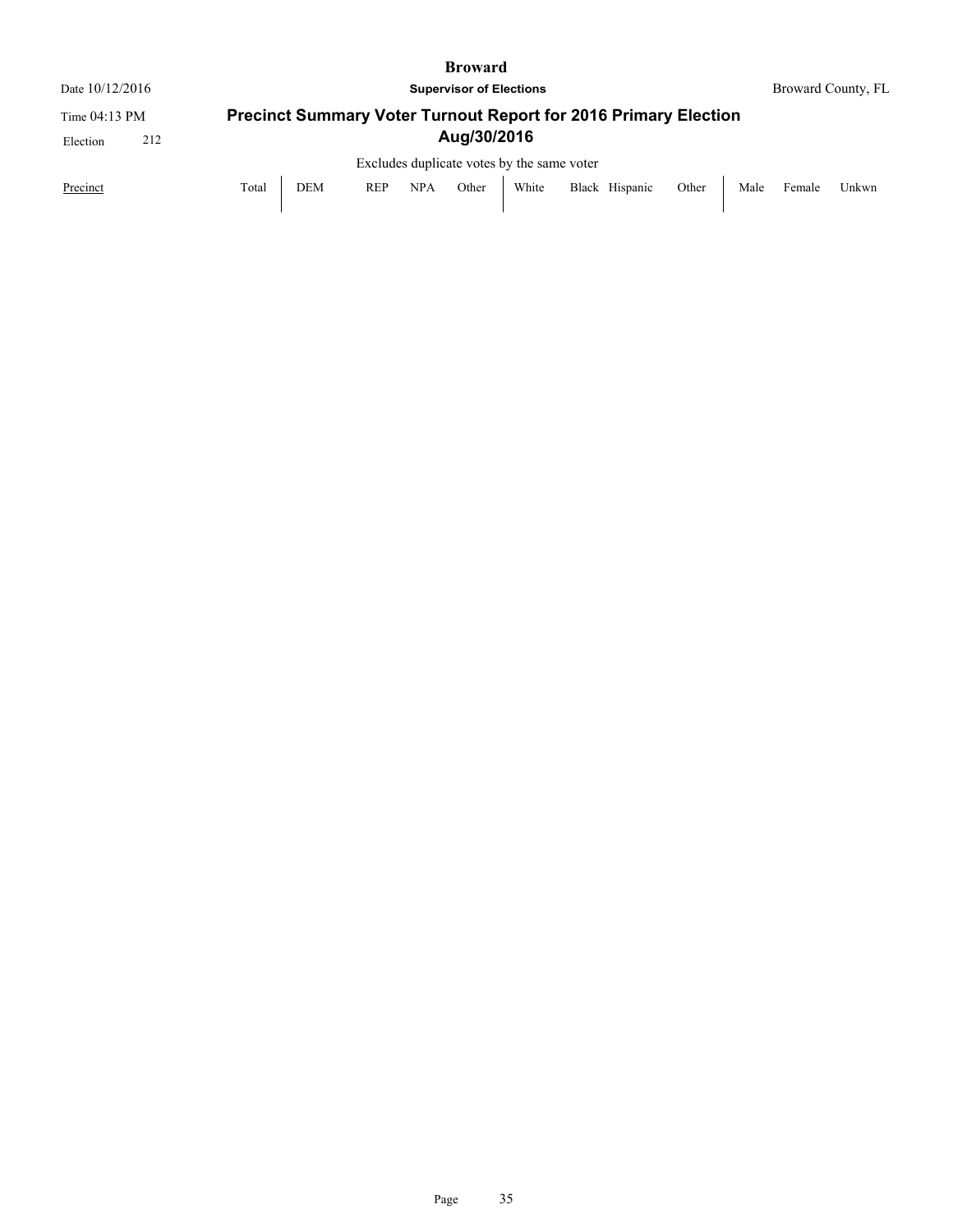# Broward

**Supervisor of Elections**

Date 10/12/2016

Broward County, FL

Time 04:13 PM

Election 212

## Precinct Summary Voter Turnout Report for 2016 Primary Election Aug/30/2016

Excludes duplicate votes by the same voter

| Precinct | Total | DEM | REP | NPA | Other | White | Black | Hispanic | Other | Male | Female | Unkwn |
|---|---|---|---|---|---|---|---|---|---|---|---|---|